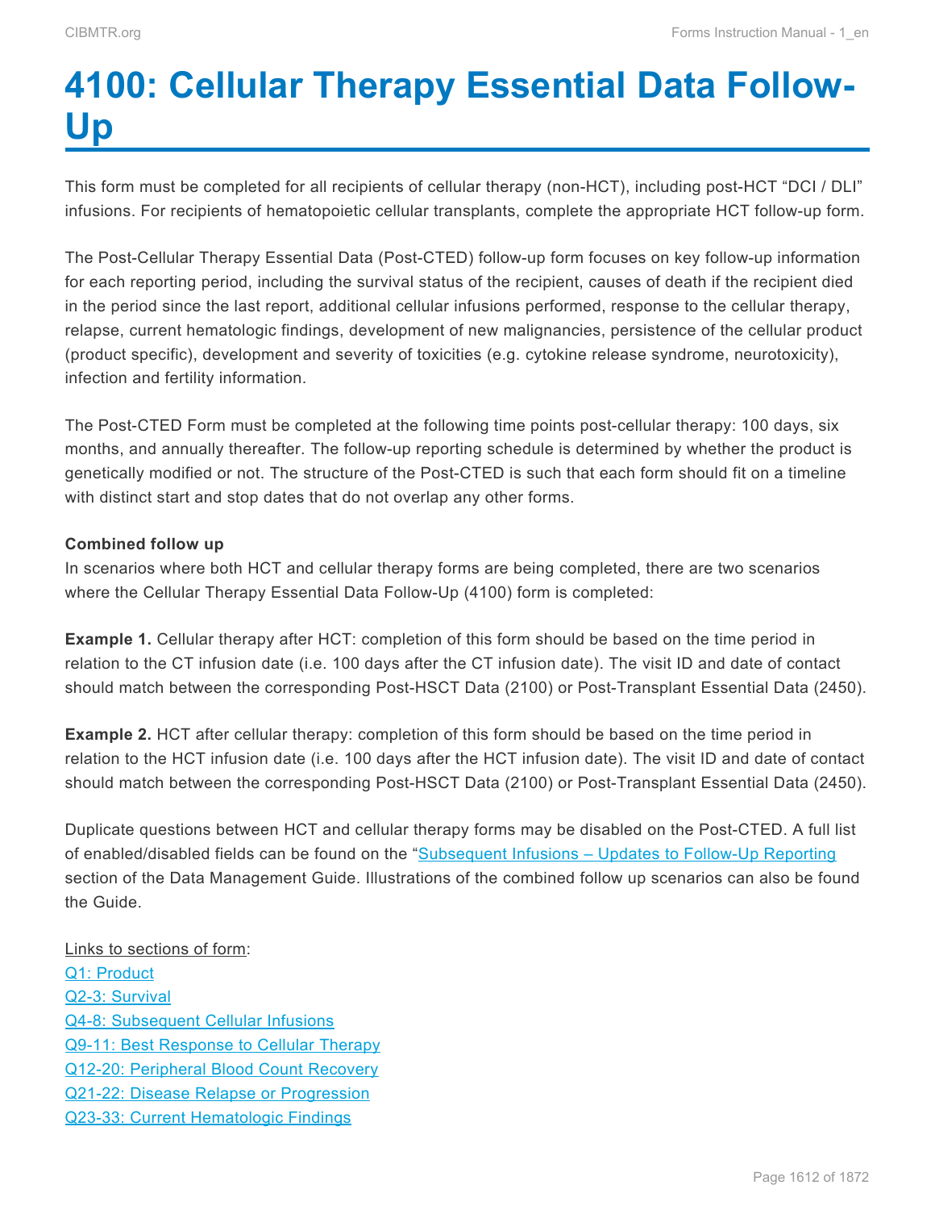# 4100: Cellular Therapy Essential Data Follow-Up

This form must be completed for all recipients of cellular therapy (non-HCT), including post-HCT "DCI / DLI" infusions. For recipients of hematopoietic cellular transplants, complete the appropriate HCT follow-up form.

The Post-Cellular Therapy Essential Data (Post-CTED) follow-up form focuses on key follow-up information for each reporting period, including the survival status of the recipient, causes of death if the recipient died in the period since the last report, additional cellular infusions performed, response to the cellular therapy, relapse, current hematologic findings, development of new malignancies, persistence of the cellular product (product specific), development and severity of toxicities (e.g. cytokine release syndrome, neurotoxicity), infection and fertility information.

The Post-CTED Form must be completed at the following time points post-cellular therapy: 100 days, six months, and annually thereafter. The follow-up reporting schedule is determined by whether the product is genetically modified or not. The structure of the Post-CTED is such that each form should fit on a timeline with distinct start and stop dates that do not overlap any other forms.

**Combined follow up**
In scenarios where both HCT and cellular therapy forms are being completed, there are two scenarios where the Cellular Therapy Essential Data Follow-Up (4100) form is completed:

**Example 1.** Cellular therapy after HCT: completion of this form should be based on the time period in relation to the CT infusion date (i.e. 100 days after the CT infusion date). The visit ID and date of contact should match between the corresponding Post-HSCT Data (2100) or Post-Transplant Essential Data (2450).

**Example 2.** HCT after cellular therapy: completion of this form should be based on the time period in relation to the HCT infusion date (i.e. 100 days after the HCT infusion date). The visit ID and date of contact should match between the corresponding Post-HSCT Data (2100) or Post-Transplant Essential Data (2450).

Duplicate questions between HCT and cellular therapy forms may be disabled on the Post-CTED. A full list of enabled/disabled fields can be found on the "Subsequent Infusions – Updates to Follow-Up Reporting section of the Data Management Guide. Illustrations of the combined follow up scenarios can also be found the Guide.

Links to sections of form:
Q1: Product
Q2-3: Survival
Q4-8: Subsequent Cellular Infusions
Q9-11: Best Response to Cellular Therapy
Q12-20: Peripheral Blood Count Recovery
Q21-22: Disease Relapse or Progression
Q23-33: Current Hematologic Findings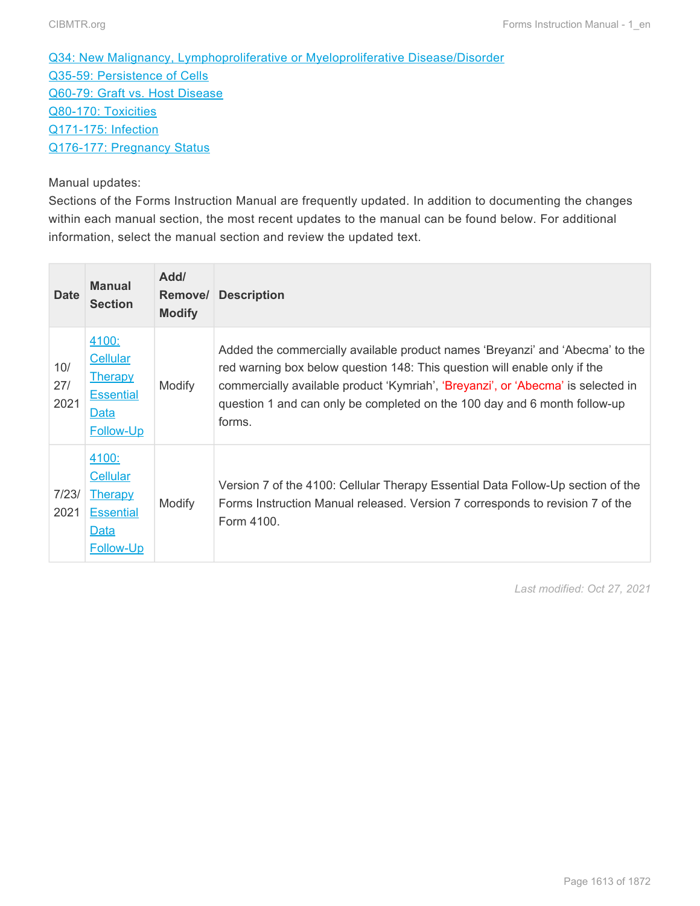[Q34: New Malignancy, Lymphoproliferative or Myeloproliferative Disease/Disorder](#)
[Q35-59: Persistence of Cells](#)
[Q60-79: Graft vs. Host Disease](#)
[Q80-170: Toxicities](#)
[Q171-175: Infection](#)
[Q176-177: Pregnancy Status](#)

Manual updates:
Sections of the Forms Instruction Manual are frequently updated. In addition to documenting the changes within each manual section, the most recent updates to the manual can be found below. For additional information, select the manual section and review the updated text.

| Date | Manual Section | Add/ Remove/ Modify | Description |
|---|---|---|---|
| 10/27/2021 | [4100: Cellular Therapy Essential Data Follow-Up](#) | Modify | Added the commercially available product names 'Breyanzi' and 'Abecma' to the red warning box below question 148: This question will enable only if the commercially available product 'Kymriah', 'Breyanzi', or 'Abecma' is selected in question 1 and can only be completed on the 100 day and 6 month follow-up forms. |
| 7/23/2021 | [4100: Cellular Therapy Essential Data Follow-Up](#) | Modify | Version 7 of the 4100: Cellular Therapy Essential Data Follow-Up section of the Forms Instruction Manual released. Version 7 corresponds to revision 7 of the Form 4100. |

*Last modified: Oct 27, 2021*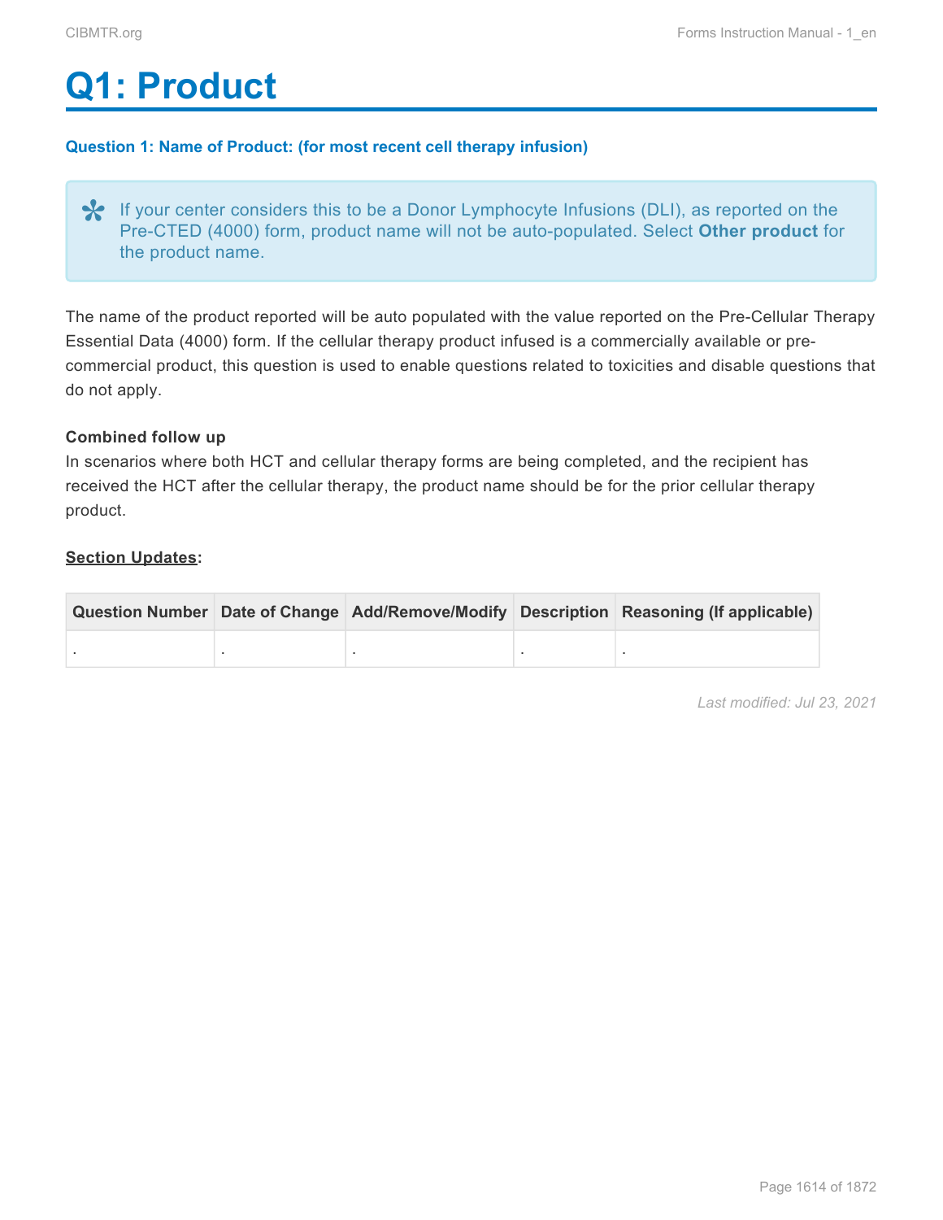# Q1: Product

**Question 1: Name of Product: (for most recent cell therapy infusion)**

> If your center considers this to be a Donor Lymphocyte Infusions (DLI), as reported on the Pre-CTED (4000) form, product name will not be auto-populated. Select **Other product** for the product name.

The name of the product reported will be auto populated with the value reported on the Pre-Cellular Therapy Essential Data (4000) form. If the cellular therapy product infused is a commercially available or pre-commercial product, this question is used to enable questions related to toxicities and disable questions that do not apply.

**Combined follow up**
In scenarios where both HCT and cellular therapy forms are being completed, and the recipient has received the HCT after the cellular therapy, the product name should be for the prior cellular therapy product.

**Section Updates:**

| Question Number | Date of Change | Add/Remove/Modify | Description | Reasoning (If applicable) |
|---|---|---|---|---|
| . | . | . | . | . |

*Last modified: Jul 23, 2021*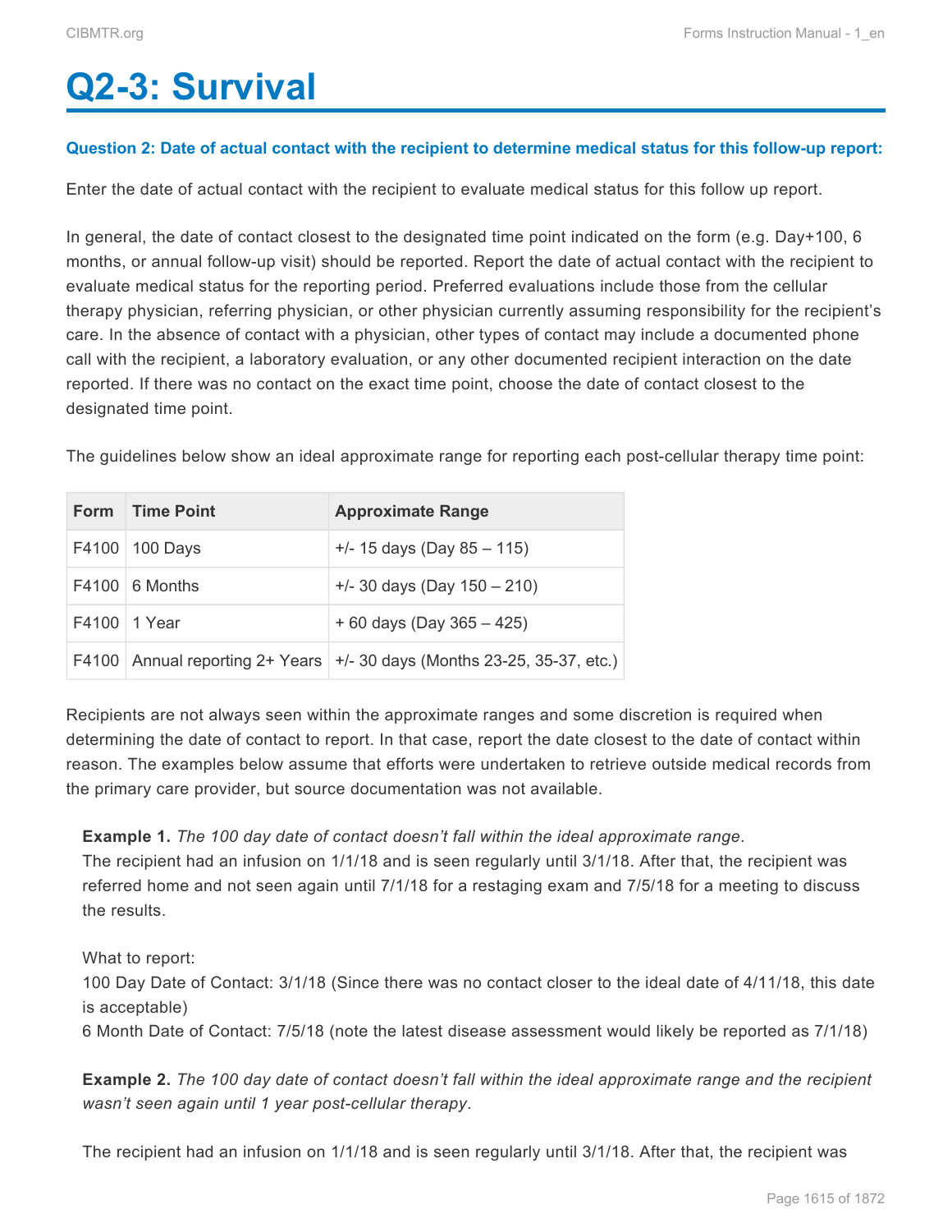# Q2-3: Survival

**Question 2: Date of actual contact with the recipient to determine medical status for this follow-up report:**

Enter the date of actual contact with the recipient to evaluate medical status for this follow up report.

In general, the date of contact closest to the designated time point indicated on the form (e.g. Day+100, 6 months, or annual follow-up visit) should be reported. Report the date of actual contact with the recipient to evaluate medical status for the reporting period. Preferred evaluations include those from the cellular therapy physician, referring physician, or other physician currently assuming responsibility for the recipient's care. In the absence of contact with a physician, other types of contact may include a documented phone call with the recipient, a laboratory evaluation, or any other documented recipient interaction on the date reported. If there was no contact on the exact time point, choose the date of contact closest to the designated time point.

The guidelines below show an ideal approximate range for reporting each post-cellular therapy time point:

| Form | Time Point | Approximate Range |
|---|---|---|
| F4100 | 100 Days | +/- 15 days (Day 85 – 115) |
| F4100 | 6 Months | +/- 30 days (Day 150 – 210) |
| F4100 | 1 Year | + 60 days (Day 365 – 425) |
| F4100 | Annual reporting 2+ Years | +/- 30 days (Months 23-25, 35-37, etc.) |

Recipients are not always seen within the approximate ranges and some discretion is required when determining the date of contact to report. In that case, report the date closest to the date of contact within reason. The examples below assume that efforts were undertaken to retrieve outside medical records from the primary care provider, but source documentation was not available.

**Example 1.** *The 100 day date of contact doesn't fall within the ideal approximate range*.
The recipient had an infusion on 1/1/18 and is seen regularly until 3/1/18. After that, the recipient was referred home and not seen again until 7/1/18 for a restaging exam and 7/5/18 for a meeting to discuss the results.

What to report:
100 Day Date of Contact: 3/1/18 (Since there was no contact closer to the ideal date of 4/11/18, this date is acceptable)
6 Month Date of Contact: 7/5/18 (note the latest disease assessment would likely be reported as 7/1/18)

**Example 2.** *The 100 day date of contact doesn't fall within the ideal approximate range and the recipient wasn't seen again until 1 year post-cellular therapy*.

The recipient had an infusion on 1/1/18 and is seen regularly until 3/1/18. After that, the recipient was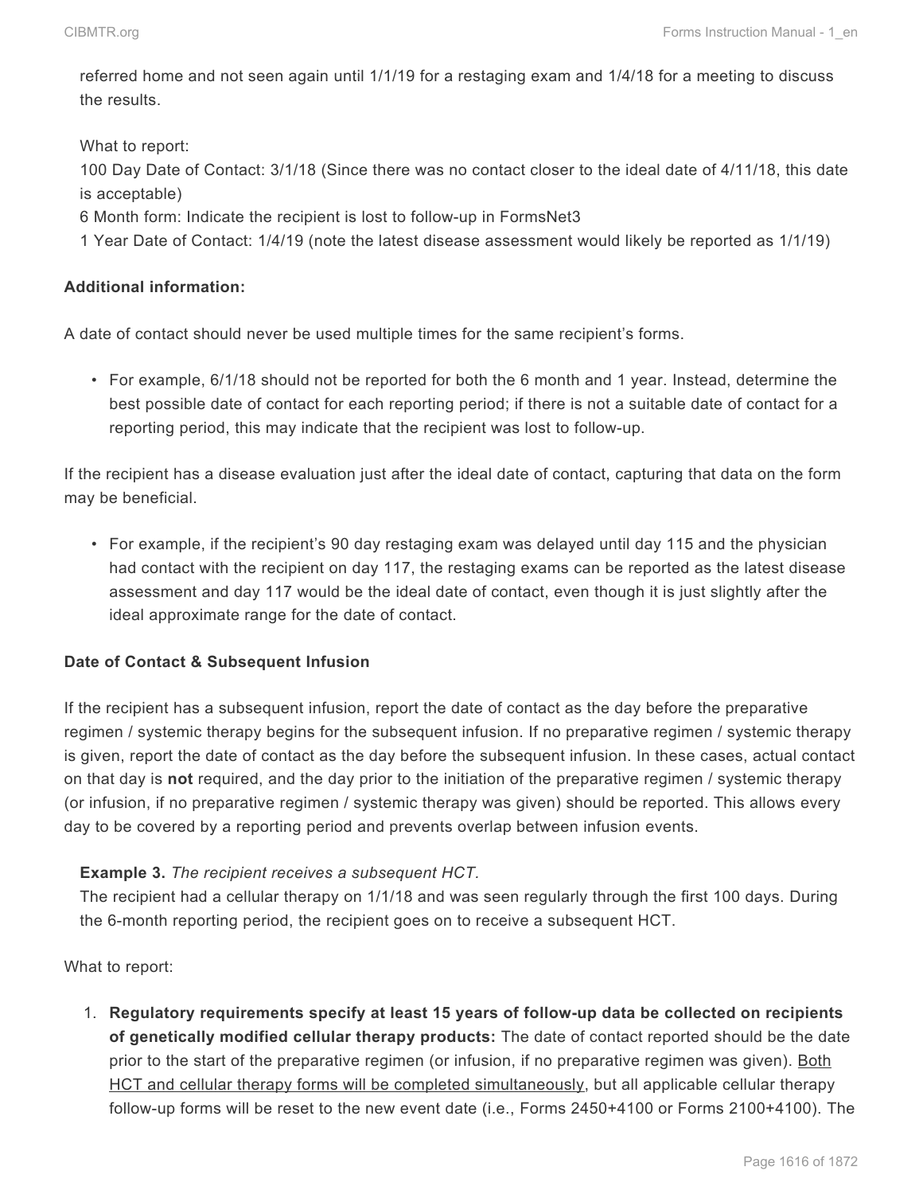referred home and not seen again until 1/1/19 for a restaging exam and 1/4/18 for a meeting to discuss the results.

What to report:
100 Day Date of Contact: 3/1/18 (Since there was no contact closer to the ideal date of 4/11/18, this date is acceptable)
6 Month form: Indicate the recipient is lost to follow-up in FormsNet3
1 Year Date of Contact: 1/4/19 (note the latest disease assessment would likely be reported as 1/1/19)

**Additional information:**

A date of contact should never be used multiple times for the same recipient's forms.

- For example, 6/1/18 should not be reported for both the 6 month and 1 year. Instead, determine the best possible date of contact for each reporting period; if there is not a suitable date of contact for a reporting period, this may indicate that the recipient was lost to follow-up.

If the recipient has a disease evaluation just after the ideal date of contact, capturing that data on the form may be beneficial.

- For example, if the recipient's 90 day restaging exam was delayed until day 115 and the physician had contact with the recipient on day 117, the restaging exams can be reported as the latest disease assessment and day 117 would be the ideal date of contact, even though it is just slightly after the ideal approximate range for the date of contact.

**Date of Contact & Subsequent Infusion**

If the recipient has a subsequent infusion, report the date of contact as the day before the preparative regimen / systemic therapy begins for the subsequent infusion. If no preparative regimen / systemic therapy is given, report the date of contact as the day before the subsequent infusion. In these cases, actual contact on that day is **not** required, and the day prior to the initiation of the preparative regimen / systemic therapy (or infusion, if no preparative regimen / systemic therapy was given) should be reported. This allows every day to be covered by a reporting period and prevents overlap between infusion events.

**Example 3.** *The recipient receives a subsequent HCT.*
The recipient had a cellular therapy on 1/1/18 and was seen regularly through the first 100 days. During the 6-month reporting period, the recipient goes on to receive a subsequent HCT.

What to report:

1. **Regulatory requirements specify at least 15 years of follow-up data be collected on recipients of genetically modified cellular therapy products:** The date of contact reported should be the date prior to the start of the preparative regimen (or infusion, if no preparative regimen was given). Both HCT and cellular therapy forms will be completed simultaneously, but all applicable cellular therapy follow-up forms will be reset to the new event date (i.e., Forms 2450+4100 or Forms 2100+4100). The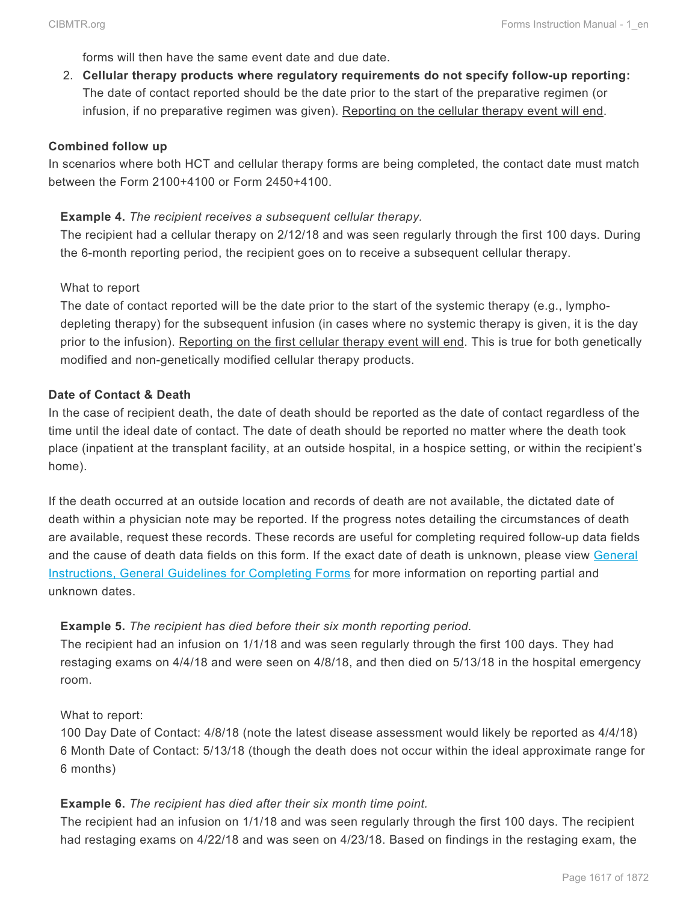forms will then have the same event date and due date.

2. **Cellular therapy products where regulatory requirements do not specify follow-up reporting:** The date of contact reported should be the date prior to the start of the preparative regimen (or infusion, if no preparative regimen was given). Reporting on the cellular therapy event will end.

**Combined follow up**

In scenarios where both HCT and cellular therapy forms are being completed, the contact date must match between the Form 2100+4100 or Form 2450+4100.

**Example 4.** *The recipient receives a subsequent cellular therapy.*

The recipient had a cellular therapy on 2/12/18 and was seen regularly through the first 100 days. During the 6-month reporting period, the recipient goes on to receive a subsequent cellular therapy.

What to report

The date of contact reported will be the date prior to the start of the systemic therapy (e.g., lympho-depleting therapy) for the subsequent infusion (in cases where no systemic therapy is given, it is the day prior to the infusion). Reporting on the first cellular therapy event will end. This is true for both genetically modified and non-genetically modified cellular therapy products.

**Date of Contact & Death**

In the case of recipient death, the date of death should be reported as the date of contact regardless of the time until the ideal date of contact. The date of death should be reported no matter where the death took place (inpatient at the transplant facility, at an outside hospital, in a hospice setting, or within the recipient's home).

If the death occurred at an outside location and records of death are not available, the dictated date of death within a physician note may be reported. If the progress notes detailing the circumstances of death are available, request these records. These records are useful for completing required follow-up data fields and the cause of death data fields on this form. If the exact date of death is unknown, please view General Instructions, General Guidelines for Completing Forms for more information on reporting partial and unknown dates.

**Example 5.** *The recipient has died before their six month reporting period.*

The recipient had an infusion on 1/1/18 and was seen regularly through the first 100 days. They had restaging exams on 4/4/18 and were seen on 4/8/18, and then died on 5/13/18 in the hospital emergency room.

What to report:

100 Day Date of Contact: 4/8/18 (note the latest disease assessment would likely be reported as 4/4/18)
6 Month Date of Contact: 5/13/18 (though the death does not occur within the ideal approximate range for 6 months)

**Example 6.** *The recipient has died after their six month time point.*

The recipient had an infusion on 1/1/18 and was seen regularly through the first 100 days. The recipient had restaging exams on 4/22/18 and was seen on 4/23/18. Based on findings in the restaging exam, the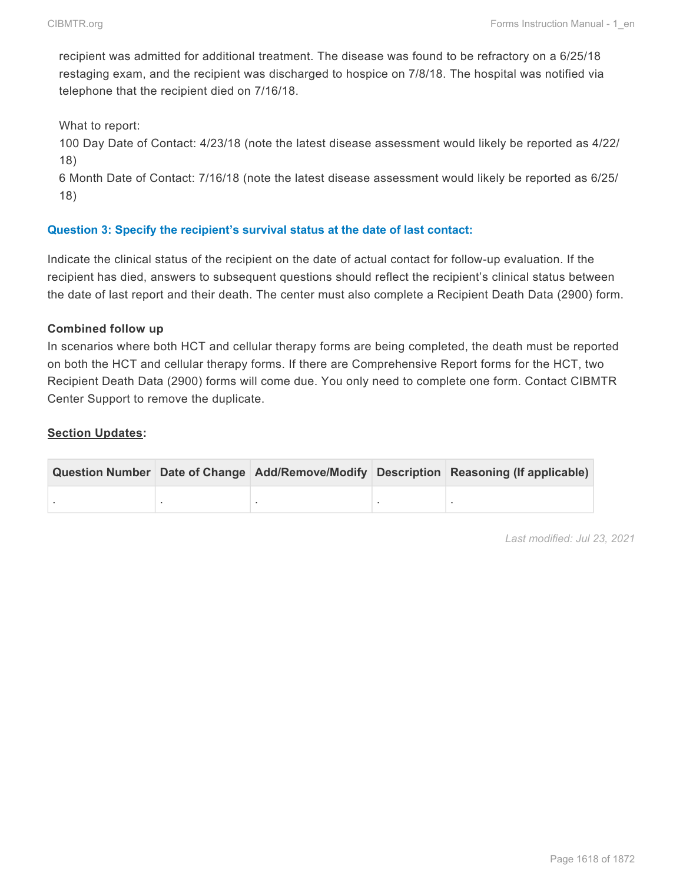recipient was admitted for additional treatment. The disease was found to be refractory on a 6/25/18 restaging exam, and the recipient was discharged to hospice on 7/8/18. The hospital was notified via telephone that the recipient died on 7/16/18.

What to report:
100 Day Date of Contact: 4/23/18 (note the latest disease assessment would likely be reported as 4/22/18)
6 Month Date of Contact: 7/16/18 (note the latest disease assessment would likely be reported as 6/25/18)

### Question 3: Specify the recipient's survival status at the date of last contact:

Indicate the clinical status of the recipient on the date of actual contact for follow-up evaluation. If the recipient has died, answers to subsequent questions should reflect the recipient's clinical status between the date of last report and their death. The center must also complete a Recipient Death Data (2900) form.

**Combined follow up**
In scenarios where both HCT and cellular therapy forms are being completed, the death must be reported on both the HCT and cellular therapy forms. If there are Comprehensive Report forms for the HCT, two Recipient Death Data (2900) forms will come due. You only need to complete one form. Contact CIBMTR Center Support to remove the duplicate.

**Section Updates:**

| Question Number | Date of Change | Add/Remove/Modify | Description | Reasoning (If applicable) |
|---|---|---|---|---|
| . | . | . | . | . |

*Last modified: Jul 23, 2021*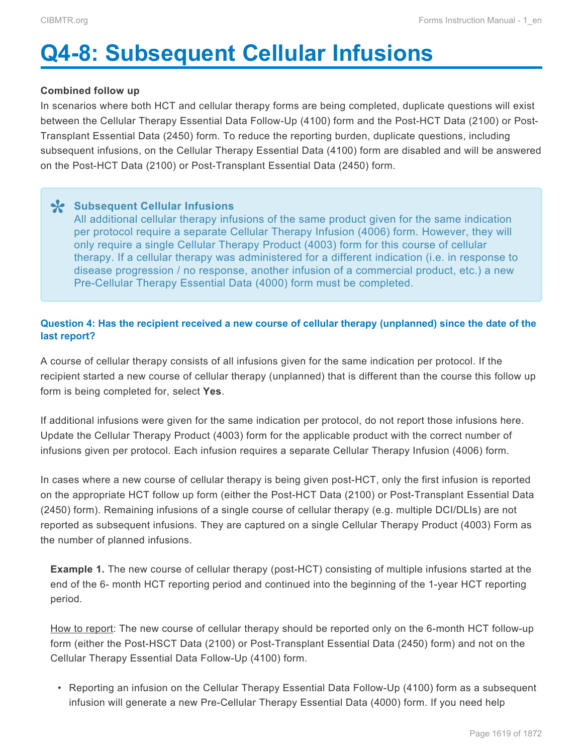# Q4-8: Subsequent Cellular Infusions

**Combined follow up**

In scenarios where both HCT and cellular therapy forms are being completed, duplicate questions will exist between the Cellular Therapy Essential Data Follow-Up (4100) form and the Post-HCT Data (2100) or Post-Transplant Essential Data (2450) form. To reduce the reporting burden, duplicate questions, including subsequent infusions, on the Cellular Therapy Essential Data (4100) form are disabled and will be answered on the Post-HCT Data (2100) or Post-Transplant Essential Data (2450) form.

> **Subsequent Cellular Infusions**
> All additional cellular therapy infusions of the same product given for the same indication per protocol require a separate Cellular Therapy Infusion (4006) form. However, they will only require a single Cellular Therapy Product (4003) form for this course of cellular therapy. If a cellular therapy was administered for a different indication (i.e. in response to disease progression / no response, another infusion of a commercial product, etc.) a new Pre-Cellular Therapy Essential Data (4000) form must be completed.

#### Question 4: Has the recipient received a new course of cellular therapy (unplanned) since the date of the last report?

A course of cellular therapy consists of all infusions given for the same indication per protocol. If the recipient started a new course of cellular therapy (unplanned) that is different than the course this follow up form is being completed for, select **Yes**.

If additional infusions were given for the same indication per protocol, do not report those infusions here. Update the Cellular Therapy Product (4003) form for the applicable product with the correct number of infusions given per protocol. Each infusion requires a separate Cellular Therapy Infusion (4006) form.

In cases where a new course of cellular therapy is being given post-HCT, only the first infusion is reported on the appropriate HCT follow up form (either the Post-HCT Data (2100) or Post-Transplant Essential Data (2450) form). Remaining infusions of a single course of cellular therapy (e.g. multiple DCI/DLIs) are not reported as subsequent infusions. They are captured on a single Cellular Therapy Product (4003) Form as the number of planned infusions.

**Example 1.** The new course of cellular therapy (post-HCT) consisting of multiple infusions started at the end of the 6- month HCT reporting period and continued into the beginning of the 1-year HCT reporting period.

How to report: The new course of cellular therapy should be reported only on the 6-month HCT follow-up form (either the Post-HSCT Data (2100) or Post-Transplant Essential Data (2450) form) and not on the Cellular Therapy Essential Data Follow-Up (4100) form.

- Reporting an infusion on the Cellular Therapy Essential Data Follow-Up (4100) form as a subsequent infusion will generate a new Pre-Cellular Therapy Essential Data (4000) form. If you need help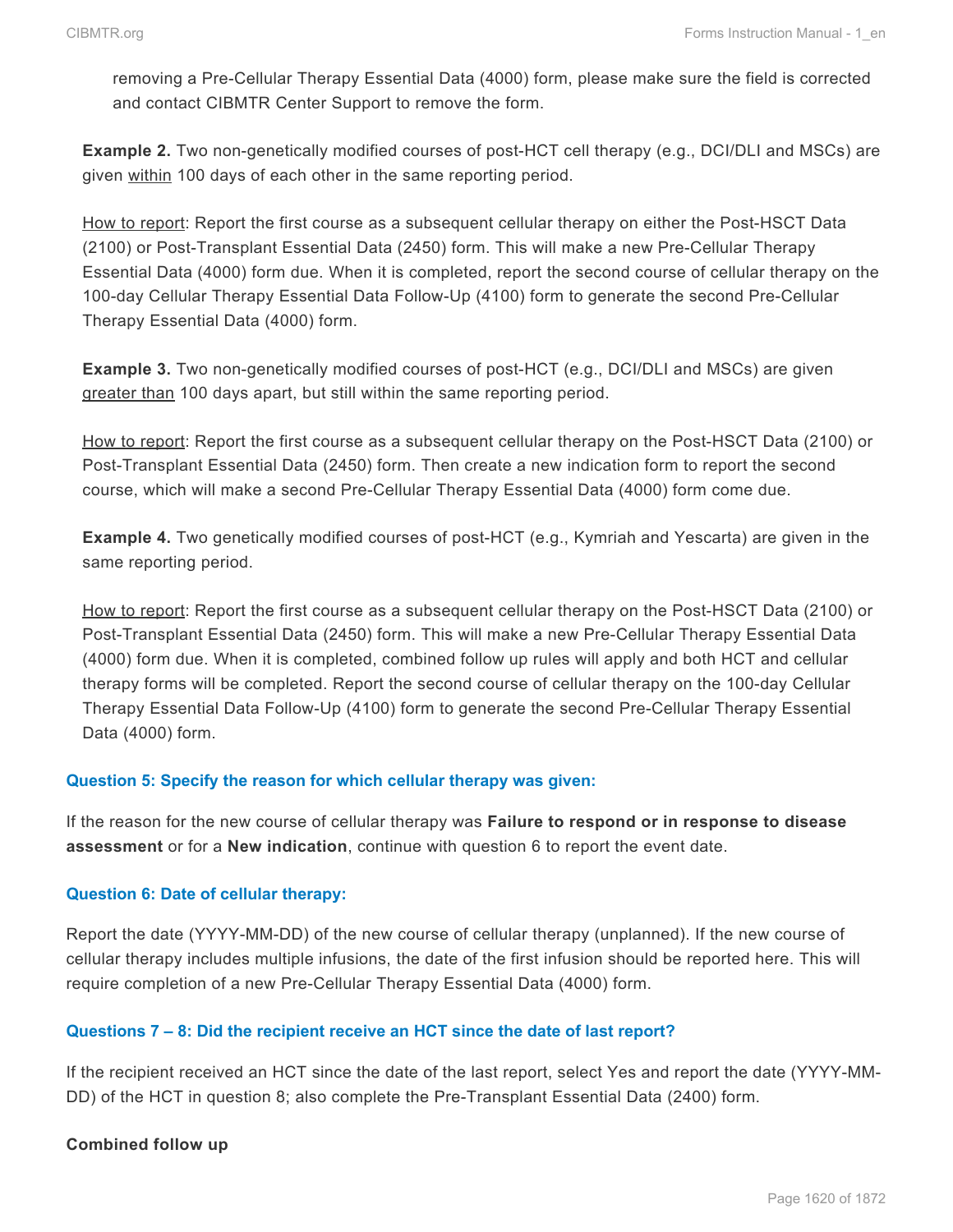removing a Pre-Cellular Therapy Essential Data (4000) form, please make sure the field is corrected and contact CIBMTR Center Support to remove the form.

**Example 2.** Two non-genetically modified courses of post-HCT cell therapy (e.g., DCI/DLI and MSCs) are given within 100 days of each other in the same reporting period.

How to report: Report the first course as a subsequent cellular therapy on either the Post-HSCT Data (2100) or Post-Transplant Essential Data (2450) form. This will make a new Pre-Cellular Therapy Essential Data (4000) form due. When it is completed, report the second course of cellular therapy on the 100-day Cellular Therapy Essential Data Follow-Up (4100) form to generate the second Pre-Cellular Therapy Essential Data (4000) form.

**Example 3.** Two non-genetically modified courses of post-HCT (e.g., DCI/DLI and MSCs) are given greater than 100 days apart, but still within the same reporting period.

How to report: Report the first course as a subsequent cellular therapy on the Post-HSCT Data (2100) or Post-Transplant Essential Data (2450) form. Then create a new indication form to report the second course, which will make a second Pre-Cellular Therapy Essential Data (4000) form come due.

**Example 4.** Two genetically modified courses of post-HCT (e.g., Kymriah and Yescarta) are given in the same reporting period.

How to report: Report the first course as a subsequent cellular therapy on the Post-HSCT Data (2100) or Post-Transplant Essential Data (2450) form. This will make a new Pre-Cellular Therapy Essential Data (4000) form due. When it is completed, combined follow up rules will apply and both HCT and cellular therapy forms will be completed. Report the second course of cellular therapy on the 100-day Cellular Therapy Essential Data Follow-Up (4100) form to generate the second Pre-Cellular Therapy Essential Data (4000) form.

### Question 5: Specify the reason for which cellular therapy was given:

If the reason for the new course of cellular therapy was **Failure to respond or in response to disease assessment** or for a **New indication**, continue with question 6 to report the event date.

### Question 6: Date of cellular therapy:

Report the date (YYYY-MM-DD) of the new course of cellular therapy (unplanned). If the new course of cellular therapy includes multiple infusions, the date of the first infusion should be reported here. This will require completion of a new Pre-Cellular Therapy Essential Data (4000) form.

### Questions 7 – 8: Did the recipient receive an HCT since the date of last report?

If the recipient received an HCT since the date of the last report, select Yes and report the date (YYYY-MM-DD) of the HCT in question 8; also complete the Pre-Transplant Essential Data (2400) form.

**Combined follow up**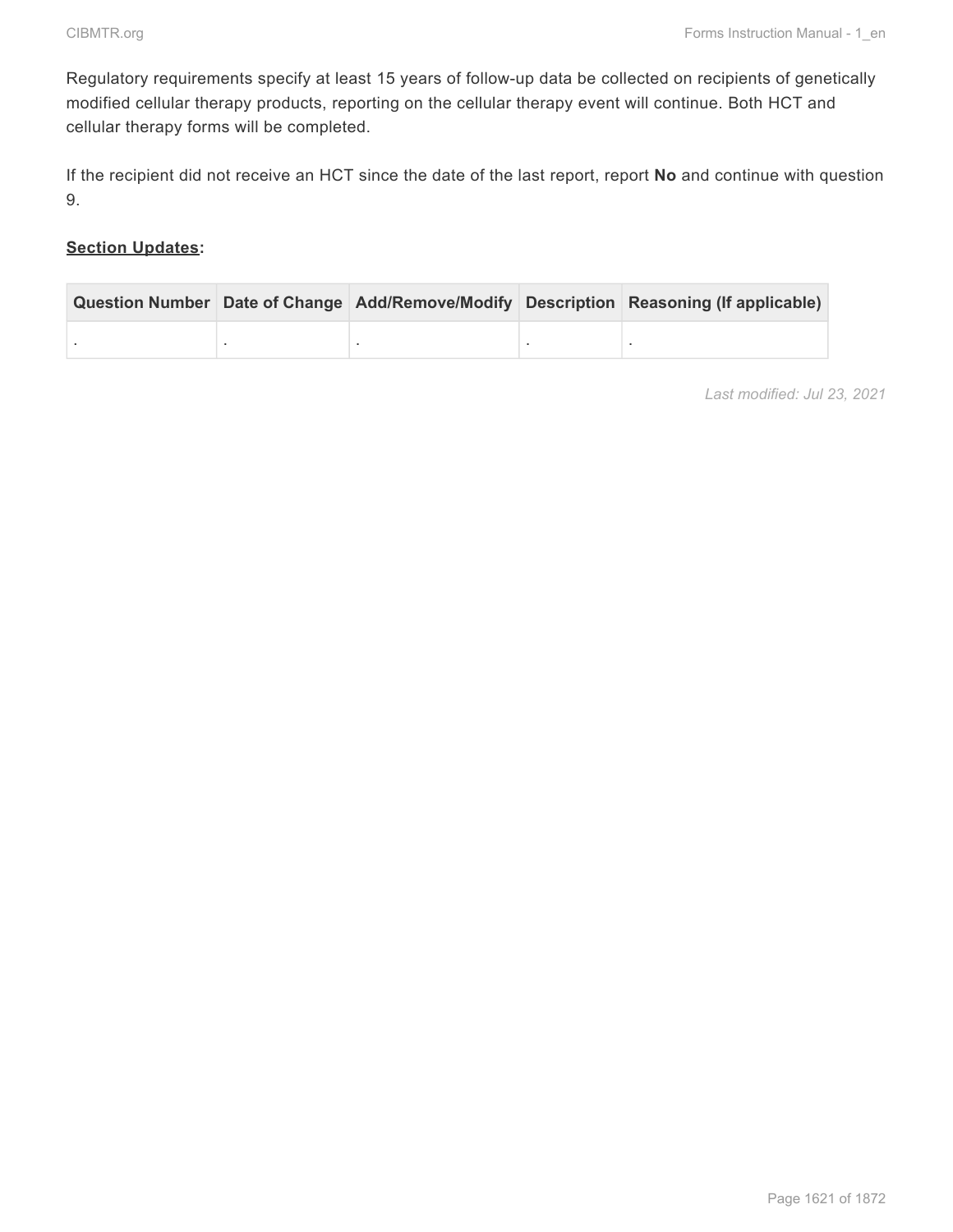Regulatory requirements specify at least 15 years of follow-up data be collected on recipients of genetically modified cellular therapy products, reporting on the cellular therapy event will continue. Both HCT and cellular therapy forms will be completed.

If the recipient did not receive an HCT since the date of the last report, report **No** and continue with question 9.

**<u>Section Updates</u>:**

| Question Number | Date of Change | Add/Remove/Modify | Description | Reasoning (If applicable) |
|---|---|---|---|---|
| . | . | . | . | . |

*Last modified: Jul 23, 2021*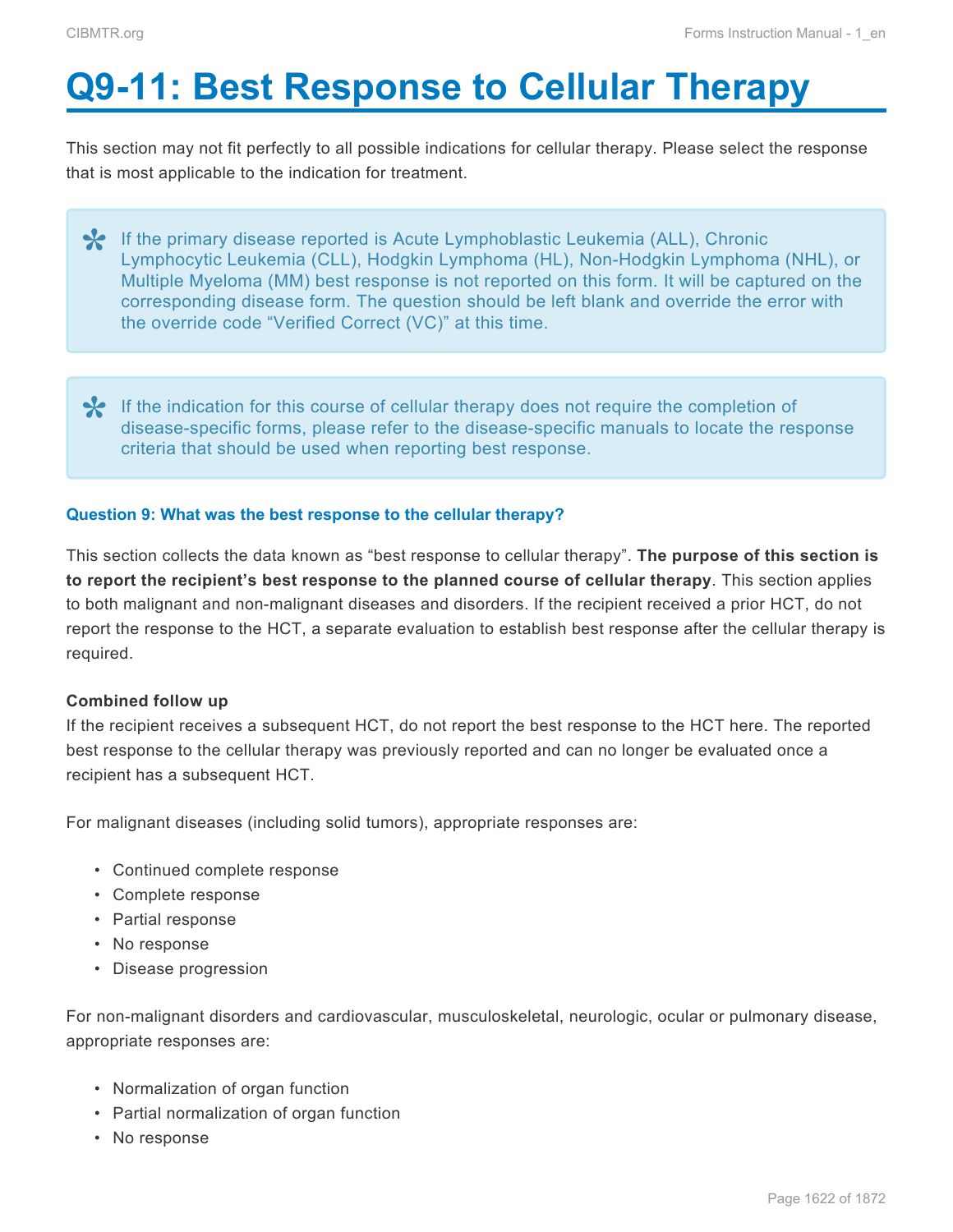# Q9-11: Best Response to Cellular Therapy

This section may not fit perfectly to all possible indications for cellular therapy. Please select the response that is most applicable to the indication for treatment.

> If the primary disease reported is Acute Lymphoblastic Leukemia (ALL), Chronic Lymphocytic Leukemia (CLL), Hodgkin Lymphoma (HL), Non-Hodgkin Lymphoma (NHL), or Multiple Myeloma (MM) best response is not reported on this form. It will be captured on the corresponding disease form. The question should be left blank and override the error with the override code "Verified Correct (VC)" at this time.

> If the indication for this course of cellular therapy does not require the completion of disease-specific forms, please refer to the disease-specific manuals to locate the response criteria that should be used when reporting best response.

#### Question 9: What was the best response to the cellular therapy?

This section collects the data known as "best response to cellular therapy". **The purpose of this section is to report the recipient's best response to the planned course of cellular therapy**. This section applies to both malignant and non-malignant diseases and disorders. If the recipient received a prior HCT, do not report the response to the HCT, a separate evaluation to establish best response after the cellular therapy is required.

**Combined follow up**

If the recipient receives a subsequent HCT, do not report the best response to the HCT here. The reported best response to the cellular therapy was previously reported and can no longer be evaluated once a recipient has a subsequent HCT.

For malignant diseases (including solid tumors), appropriate responses are:

- Continued complete response
- Complete response
- Partial response
- No response
- Disease progression

For non-malignant disorders and cardiovascular, musculoskeletal, neurologic, ocular or pulmonary disease, appropriate responses are:

- Normalization of organ function
- Partial normalization of organ function
- No response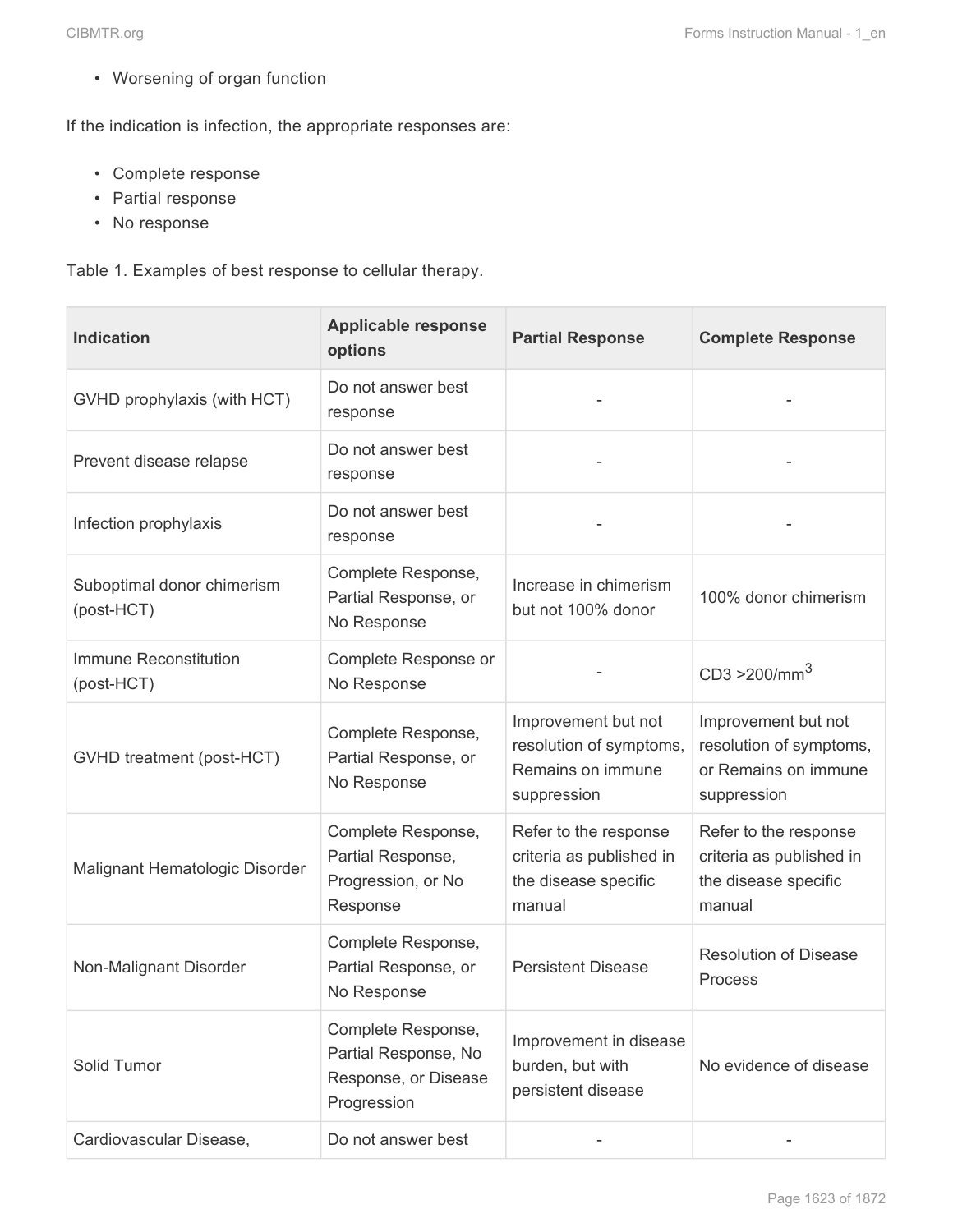- Worsening of organ function

If the indication is infection, the appropriate responses are:

- Complete response
- Partial response
- No response

Table 1. Examples of best response to cellular therapy.

| Indication | Applicable response options | Partial Response | Complete Response |
|---|---|---|---|
| GVHD prophylaxis (with HCT) | Do not answer best response | - | - |
| Prevent disease relapse | Do not answer best response | - | - |
| Infection prophylaxis | Do not answer best response | - | - |
| Suboptimal donor chimerism (post-HCT) | Complete Response, Partial Response, or No Response | Increase in chimerism but not 100% donor | 100% donor chimerism |
| Immune Reconstitution (post-HCT) | Complete Response or No Response | - | CD3 >200/mm$^3$ |
| GVHD treatment (post-HCT) | Complete Response, Partial Response, or No Response | Improvement but not resolution of symptoms, Remains on immune suppression | Improvement but not resolution of symptoms, or Remains on immune suppression |
| Malignant Hematologic Disorder | Complete Response, Partial Response, Progression, or No Response | Refer to the response criteria as published in the disease specific manual | Refer to the response criteria as published in the disease specific manual |
| Non-Malignant Disorder | Complete Response, Partial Response, or No Response | Persistent Disease | Resolution of Disease Process |
| Solid Tumor | Complete Response, Partial Response, No Response, or Disease Progression | Improvement in disease burden, but with persistent disease | No evidence of disease |
| Cardiovascular Disease, | Do not answer best | - | - |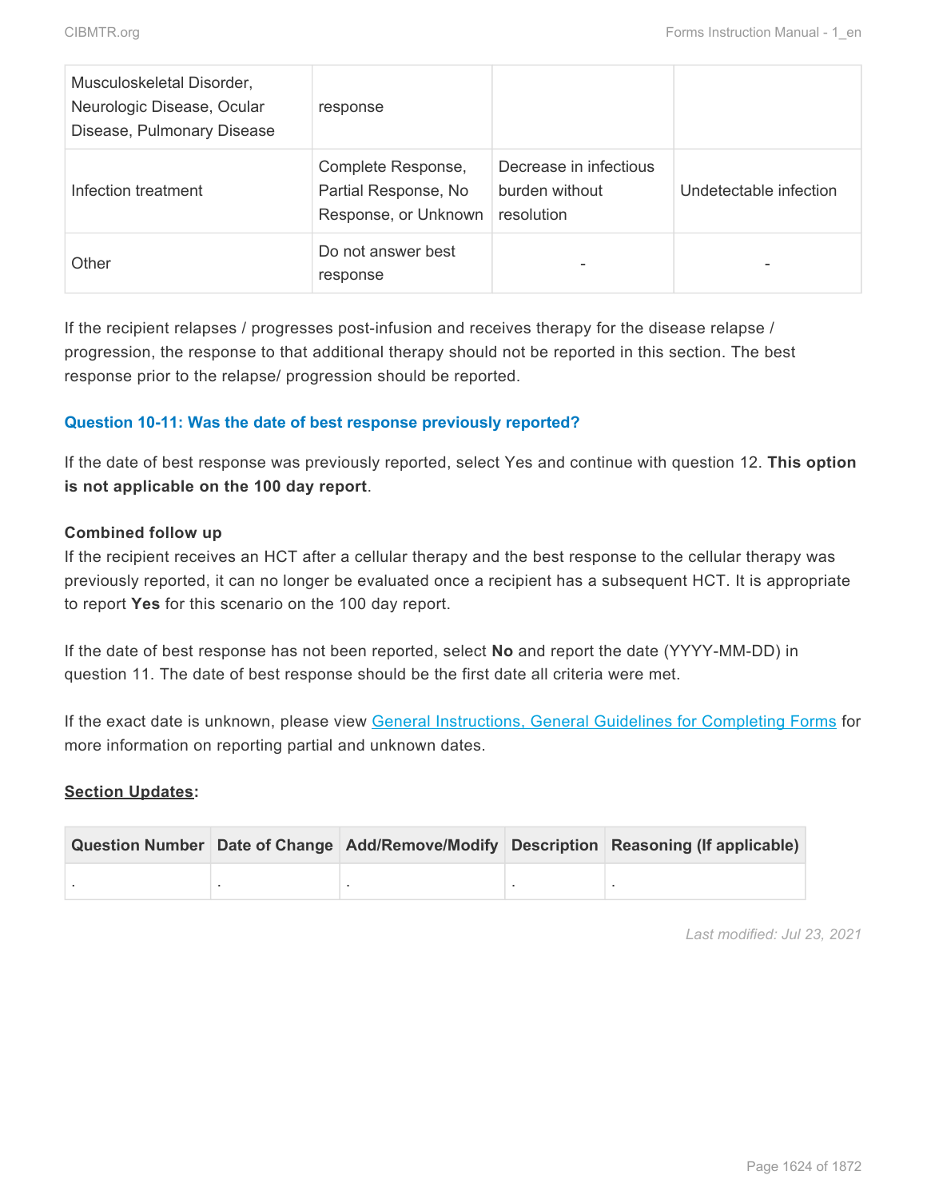| Musculoskeletal Disorder, Neurologic Disease, Ocular Disease, Pulmonary Disease | response | | |
|---|---|---|---|
| Infection treatment | Complete Response, Partial Response, No Response, or Unknown | Decrease in infectious burden without resolution | Undetectable infection |
| Other | Do not answer best response | - | - |

If the recipient relapses / progresses post-infusion and receives therapy for the disease relapse / progression, the response to that additional therapy should not be reported in this section. The best response prior to the relapse/ progression should be reported.

### Question 10-11: Was the date of best response previously reported?

If the date of best response was previously reported, select Yes and continue with question 12. **This option is not applicable on the 100 day report**.

**Combined follow up**
If the recipient receives an HCT after a cellular therapy and the best response to the cellular therapy was previously reported, it can no longer be evaluated once a recipient has a subsequent HCT. It is appropriate to report **Yes** for this scenario on the 100 day report.

If the date of best response has not been reported, select **No** and report the date (YYYY-MM-DD) in question 11. The date of best response should be the first date all criteria were met.

If the exact date is unknown, please view General Instructions, General Guidelines for Completing Forms for more information on reporting partial and unknown dates.

**Section Updates**:

| Question Number | Date of Change | Add/Remove/Modify | Description | Reasoning (If applicable) |
|---|---|---|---|---|
| . | . | . | . | . |

*Last modified: Jul 23, 2021*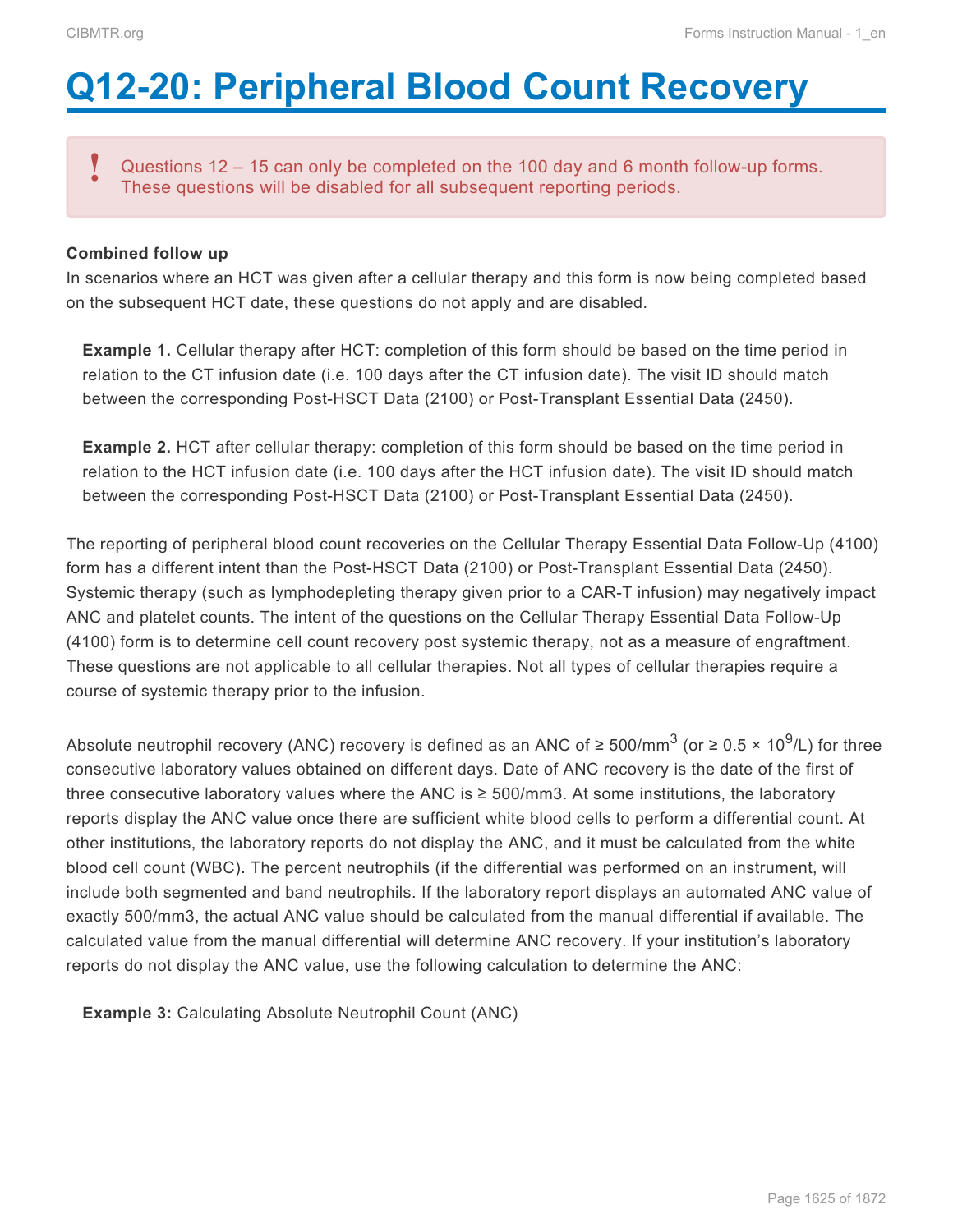# Q12-20: Peripheral Blood Count Recovery

> ! Questions 12 – 15 can only be completed on the 100 day and 6 month follow-up forms. These questions will be disabled for all subsequent reporting periods.

**Combined follow up**

In scenarios where an HCT was given after a cellular therapy and this form is now being completed based on the subsequent HCT date, these questions do not apply and are disabled.

> **Example 1.** Cellular therapy after HCT: completion of this form should be based on the time period in relation to the CT infusion date (i.e. 100 days after the CT infusion date). The visit ID should match between the corresponding Post-HSCT Data (2100) or Post-Transplant Essential Data (2450).

> **Example 2.** HCT after cellular therapy: completion of this form should be based on the time period in relation to the HCT infusion date (i.e. 100 days after the HCT infusion date). The visit ID should match between the corresponding Post-HSCT Data (2100) or Post-Transplant Essential Data (2450).

The reporting of peripheral blood count recoveries on the Cellular Therapy Essential Data Follow-Up (4100) form has a different intent than the Post-HSCT Data (2100) or Post-Transplant Essential Data (2450). Systemic therapy (such as lymphodepleting therapy given prior to a CAR-T infusion) may negatively impact ANC and platelet counts. The intent of the questions on the Cellular Therapy Essential Data Follow-Up (4100) form is to determine cell count recovery post systemic therapy, not as a measure of engraftment. These questions are not applicable to all cellular therapies. Not all types of cellular therapies require a course of systemic therapy prior to the infusion.

Absolute neutrophil recovery (ANC) recovery is defined as an ANC of ≥ 500/mm$^3$ (or ≥ 0.5 × 10$^9$/L) for three consecutive laboratory values obtained on different days. Date of ANC recovery is the date of the first of three consecutive laboratory values where the ANC is ≥ 500/mm3. At some institutions, the laboratory reports display the ANC value once there are sufficient white blood cells to perform a differential count. At other institutions, the laboratory reports do not display the ANC, and it must be calculated from the white blood cell count (WBC). The percent neutrophils (if the differential was performed on an instrument, will include both segmented and band neutrophils. If the laboratory report displays an automated ANC value of exactly 500/mm3, the actual ANC value should be calculated from the manual differential if available. The calculated value from the manual differential will determine ANC recovery. If your institution's laboratory reports do not display the ANC value, use the following calculation to determine the ANC:

> **Example 3:** Calculating Absolute Neutrophil Count (ANC)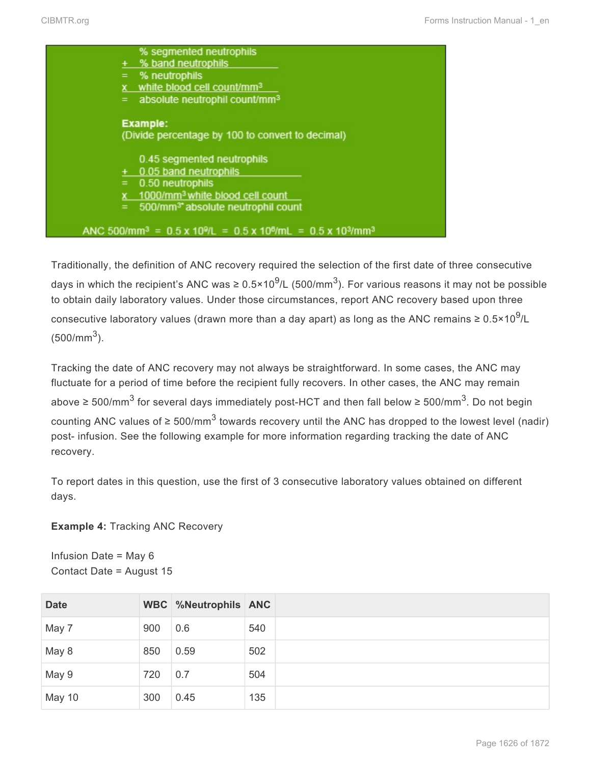```
    % segmented neutrophils
+   % band neutrophils
=   % neutrophils
x   white blood cell count/mm³
=   absolute neutrophil count/mm³

Example:
(Divide percentage by 100 to convert to decimal)

    0.45 segmented neutrophils
+   0.05 band neutrophils
=   0.50 neutrophils
x   1000/mm³ white blood cell count
=   500/mm³* absolute neutrophil count

ANC 500/mm³ = 0.5 x 10⁹/L = 0.5 x 10⁶/mL = 0.5 x 10³/mm³
```

Traditionally, the definition of ANC recovery required the selection of the first date of three consecutive days in which the recipient's ANC was ≥ $0.5×10^9$/L (500/$mm^3$). For various reasons it may not be possible to obtain daily laboratory values. Under those circumstances, report ANC recovery based upon three consecutive laboratory values (drawn more than a day apart) as long as the ANC remains ≥ $0.5×10^9$/L (500/$mm^3$).

Tracking the date of ANC recovery may not always be straightforward. In some cases, the ANC may fluctuate for a period of time before the recipient fully recovers. In other cases, the ANC may remain above ≥ 500/$mm^3$ for several days immediately post-HCT and then fall below ≥ 500/$mm^3$. Do not begin counting ANC values of ≥ 500/$mm^3$ towards recovery until the ANC has dropped to the lowest level (nadir) post- infusion. See the following example for more information regarding tracking the date of ANC recovery.

To report dates in this question, use the first of 3 consecutive laboratory values obtained on different days.

**Example 4:** Tracking ANC Recovery

Infusion Date = May 6
Contact Date = August 15

| Date | WBC | %Neutrophils | ANC | |
|---|---|---|---|---|
| May 7 | 900 | 0.6 | 540 | |
| May 8 | 850 | 0.59 | 502 | |
| May 9 | 720 | 0.7 | 504 | |
| May 10 | 300 | 0.45 | 135 | |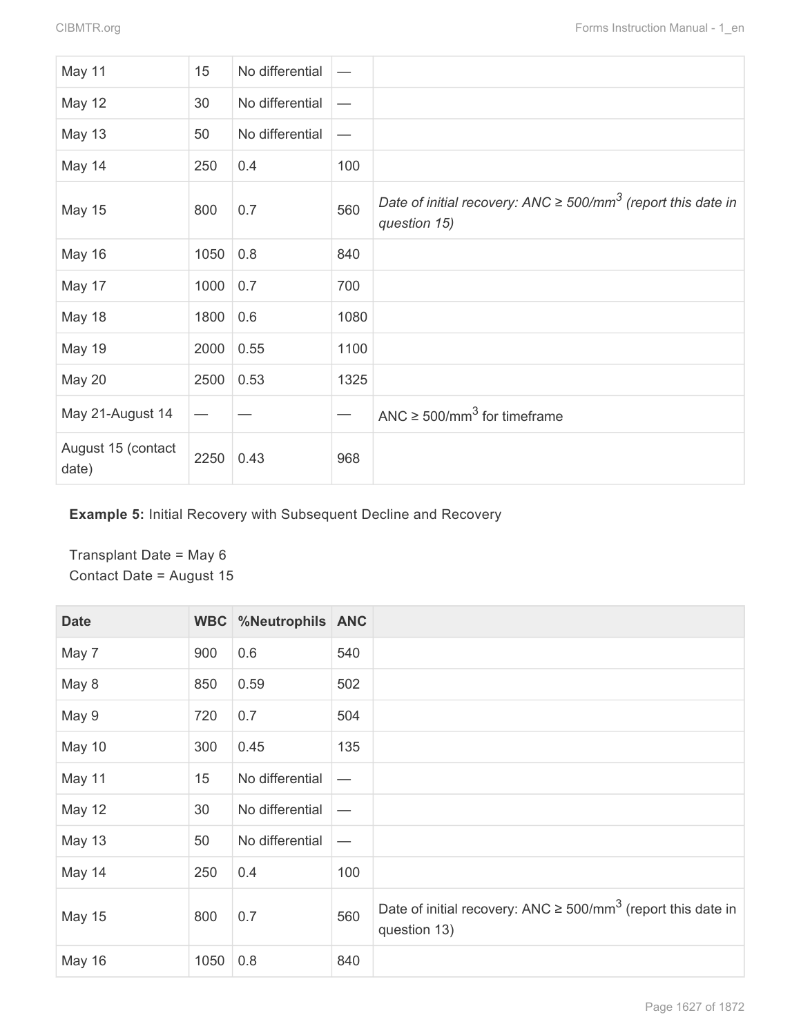| | | | | |
|---|---|---|---|---|
| May 11 | 15 | No differential | — | |
| May 12 | 30 | No differential | — | |
| May 13 | 50 | No differential | — | |
| May 14 | 250 | 0.4 | 100 | |
| May 15 | 800 | 0.7 | 560 | *Date of initial recovery: ANC ≥ 500/mm$^3$ (report this date in question 15)* |
| May 16 | 1050 | 0.8 | 840 | |
| May 17 | 1000 | 0.7 | 700 | |
| May 18 | 1800 | 0.6 | 1080 | |
| May 19 | 2000 | 0.55 | 1100 | |
| May 20 | 2500 | 0.53 | 1325 | |
| May 21-August 14 | — | — | — | ANC ≥ 500/mm$^3$ for timeframe |
| August 15 (contact date) | 2250 | 0.43 | 968 | |

**Example 5:** Initial Recovery with Subsequent Decline and Recovery

Transplant Date = May 6
Contact Date = August 15

| Date | WBC | %Neutrophils | ANC | |
|---|---|---|---|---|
| May 7 | 900 | 0.6 | 540 | |
| May 8 | 850 | 0.59 | 502 | |
| May 9 | 720 | 0.7 | 504 | |
| May 10 | 300 | 0.45 | 135 | |
| May 11 | 15 | No differential | — | |
| May 12 | 30 | No differential | — | |
| May 13 | 50 | No differential | — | |
| May 14 | 250 | 0.4 | 100 | |
| May 15 | 800 | 0.7 | 560 | Date of initial recovery: ANC ≥ 500/mm$^3$ (report this date in question 13) |
| May 16 | 1050 | 0.8 | 840 | |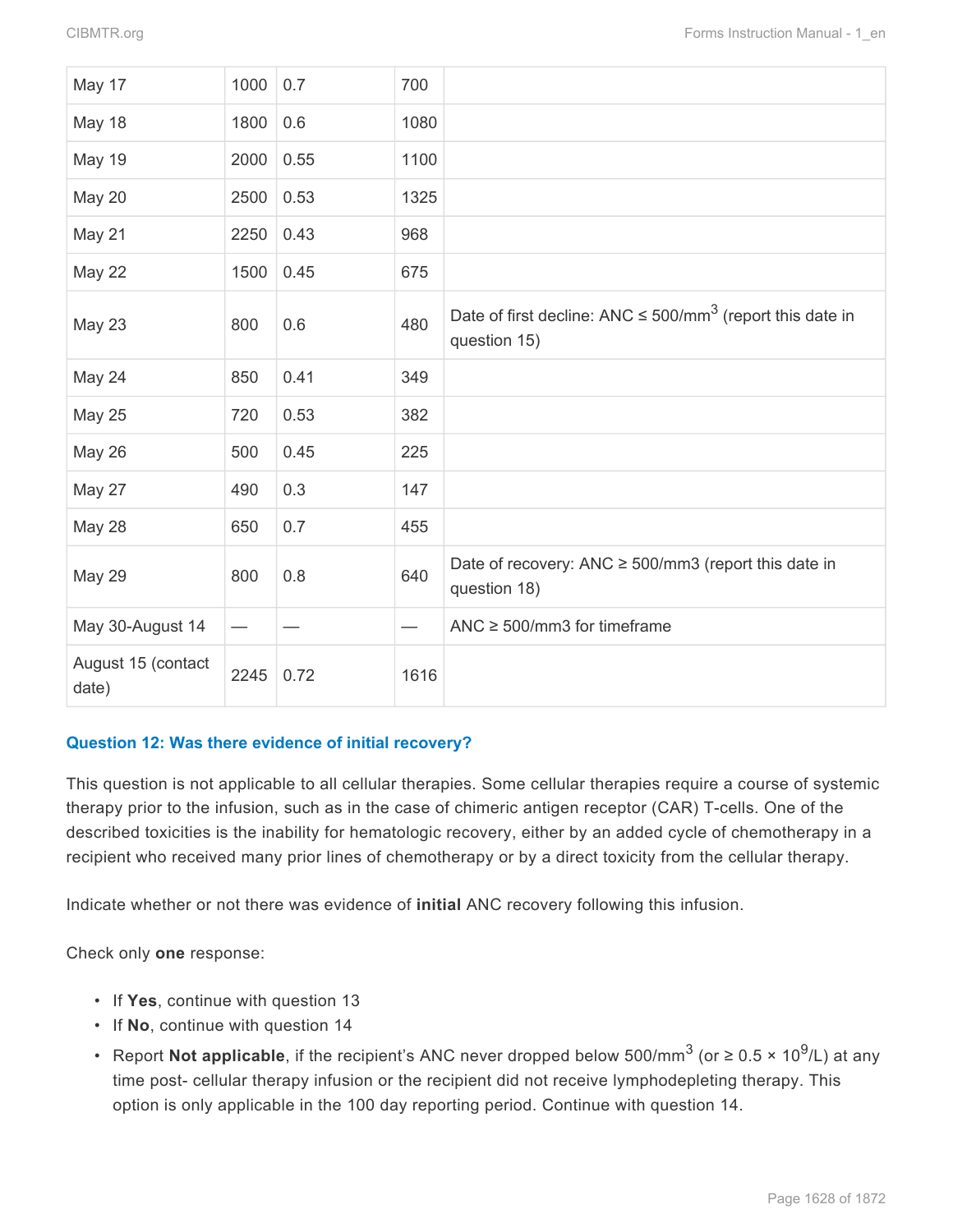| May 17 | 1000 | 0.7 | 700 | |
|---|---|---|---|---|
| May 18 | 1800 | 0.6 | 1080 | |
| May 19 | 2000 | 0.55 | 1100 | |
| May 20 | 2500 | 0.53 | 1325 | |
| May 21 | 2250 | 0.43 | 968 | |
| May 22 | 1500 | 0.45 | 675 | |
| May 23 | 800 | 0.6 | 480 | Date of first decline: ANC ≤ 500/mm$^3$ (report this date in question 15) |
| May 24 | 850 | 0.41 | 349 | |
| May 25 | 720 | 0.53 | 382 | |
| May 26 | 500 | 0.45 | 225 | |
| May 27 | 490 | 0.3 | 147 | |
| May 28 | 650 | 0.7 | 455 | |
| May 29 | 800 | 0.8 | 640 | Date of recovery: ANC ≥ 500/mm3 (report this date in question 18) |
| May 30-August 14 | — | — | — | ANC ≥ 500/mm3 for timeframe |
| August 15 (contact date) | 2245 | 0.72 | 1616 | |

### Question 12: Was there evidence of initial recovery?

This question is not applicable to all cellular therapies. Some cellular therapies require a course of systemic therapy prior to the infusion, such as in the case of chimeric antigen receptor (CAR) T-cells. One of the described toxicities is the inability for hematologic recovery, either by an added cycle of chemotherapy in a recipient who received many prior lines of chemotherapy or by a direct toxicity from the cellular therapy.

Indicate whether or not there was evidence of **initial** ANC recovery following this infusion.

Check only **one** response:

- If **Yes**, continue with question 13
- If **No**, continue with question 14
- Report **Not applicable**, if the recipient's ANC never dropped below 500/mm$^3$ (or ≥ 0.5 × 10$^9$/L) at any time post- cellular therapy infusion or the recipient did not receive lymphodepleting therapy. This option is only applicable in the 100 day reporting period. Continue with question 14.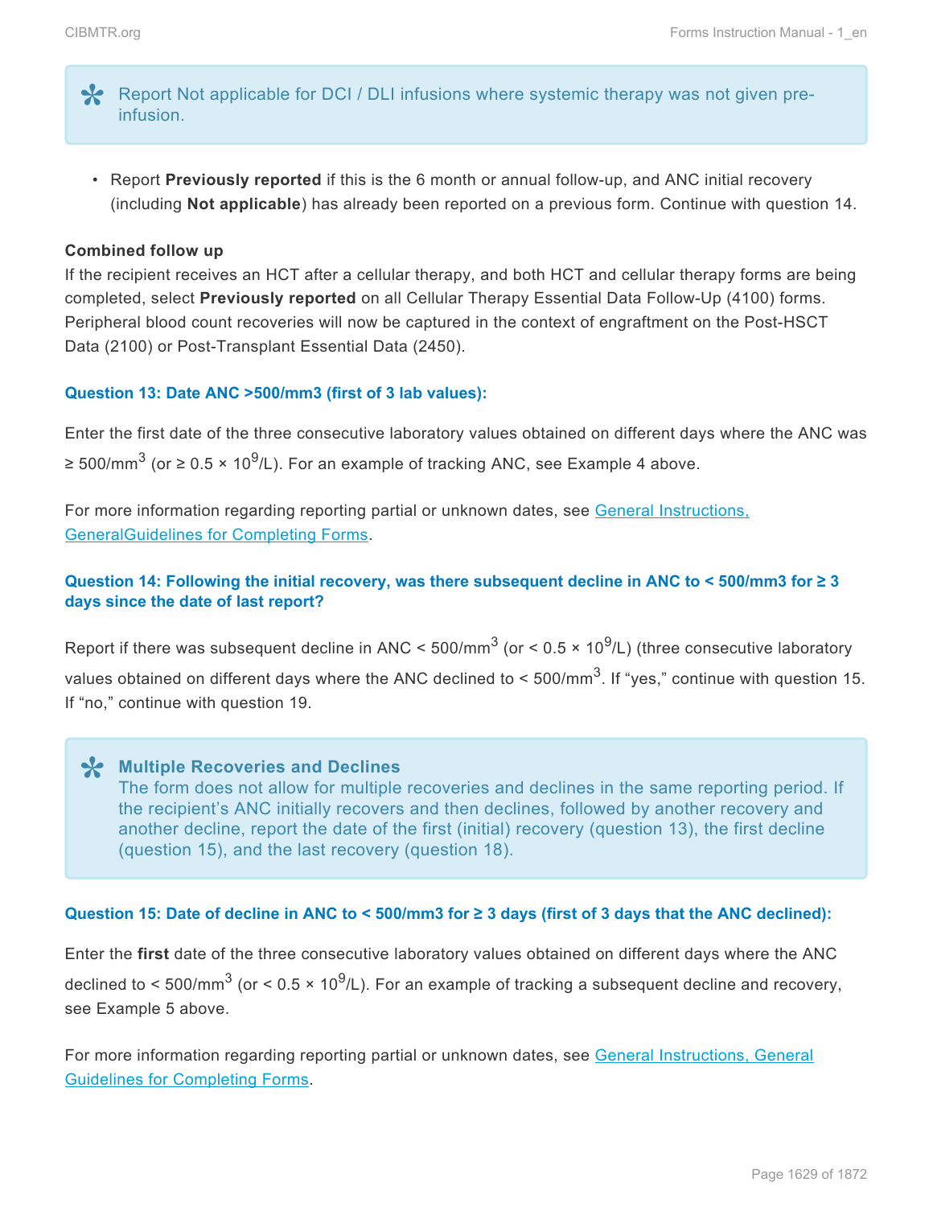> Report Not applicable for DCI / DLI infusions where systemic therapy was not given pre-infusion.

- Report **Previously reported** if this is the 6 month or annual follow-up, and ANC initial recovery (including **Not applicable**) has already been reported on a previous form. Continue with question 14.

**Combined follow up**
If the recipient receives an HCT after a cellular therapy, and both HCT and cellular therapy forms are being completed, select **Previously reported** on all Cellular Therapy Essential Data Follow-Up (4100) forms. Peripheral blood count recoveries will now be captured in the context of engraftment on the Post-HSCT Data (2100) or Post-Transplant Essential Data (2450).

### Question 13: Date ANC >500/mm3 (first of 3 lab values):

Enter the first date of the three consecutive laboratory values obtained on different days where the ANC was ≥ 500/mm$^3$ (or ≥ 0.5 × 10$^9$/L). For an example of tracking ANC, see Example 4 above.

For more information regarding reporting partial or unknown dates, see General Instructions, GeneralGuidelines for Completing Forms.

### Question 14: Following the initial recovery, was there subsequent decline in ANC to < 500/mm3 for ≥ 3 days since the date of last report?

Report if there was subsequent decline in ANC < 500/mm$^3$ (or < 0.5 × 10$^9$/L) (three consecutive laboratory values obtained on different days where the ANC declined to < 500/mm$^3$. If "yes," continue with question 15. If "no," continue with question 19.

> **Multiple Recoveries and Declines**
> The form does not allow for multiple recoveries and declines in the same reporting period. If the recipient's ANC initially recovers and then declines, followed by another recovery and another decline, report the date of the first (initial) recovery (question 13), the first decline (question 15), and the last recovery (question 18).

### Question 15: Date of decline in ANC to < 500/mm3 for ≥ 3 days (first of 3 days that the ANC declined):

Enter the **first** date of the three consecutive laboratory values obtained on different days where the ANC declined to < 500/mm$^3$ (or < 0.5 × 10$^9$/L). For an example of tracking a subsequent decline and recovery, see Example 5 above.

For more information regarding reporting partial or unknown dates, see General Instructions, General Guidelines for Completing Forms.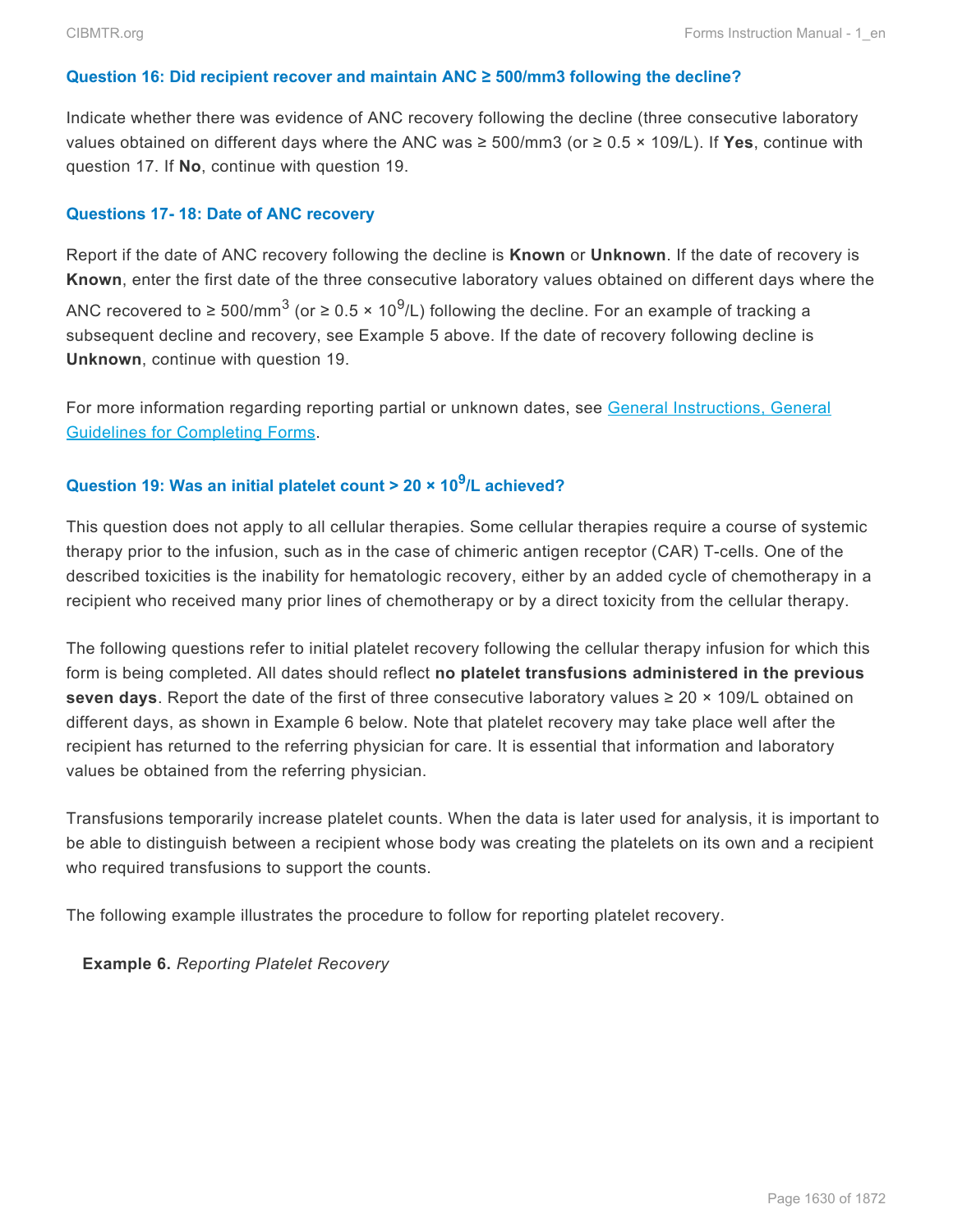### Question 16: Did recipient recover and maintain ANC ≥ 500/mm3 following the decline?

Indicate whether there was evidence of ANC recovery following the decline (three consecutive laboratory values obtained on different days where the ANC was ≥ 500/mm3 (or ≥ 0.5 × 109/L). If **Yes**, continue with question 17. If **No**, continue with question 19.

### Questions 17- 18: Date of ANC recovery

Report if the date of ANC recovery following the decline is **Known** or **Unknown**. If the date of recovery is **Known**, enter the first date of the three consecutive laboratory values obtained on different days where the ANC recovered to ≥ 500/mm$^3$ (or ≥ 0.5 × 10$^9$/L) following the decline. For an example of tracking a subsequent decline and recovery, see Example 5 above. If the date of recovery following decline is **Unknown**, continue with question 19.

For more information regarding reporting partial or unknown dates, see [General Instructions, General Guidelines for Completing Forms](#).

### Question 19: Was an initial platelet count > 20 × 10$^9$/L achieved?

This question does not apply to all cellular therapies. Some cellular therapies require a course of systemic therapy prior to the infusion, such as in the case of chimeric antigen receptor (CAR) T-cells. One of the described toxicities is the inability for hematologic recovery, either by an added cycle of chemotherapy in a recipient who received many prior lines of chemotherapy or by a direct toxicity from the cellular therapy.

The following questions refer to initial platelet recovery following the cellular therapy infusion for which this form is being completed. All dates should reflect **no platelet transfusions administered in the previous seven days**. Report the date of the first of three consecutive laboratory values ≥ 20 × 109/L obtained on different days, as shown in Example 6 below. Note that platelet recovery may take place well after the recipient has returned to the referring physician for care. It is essential that information and laboratory values be obtained from the referring physician.

Transfusions temporarily increase platelet counts. When the data is later used for analysis, it is important to be able to distinguish between a recipient whose body was creating the platelets on its own and a recipient who required transfusions to support the counts.

The following example illustrates the procedure to follow for reporting platelet recovery.

**Example 6.** *Reporting Platelet Recovery*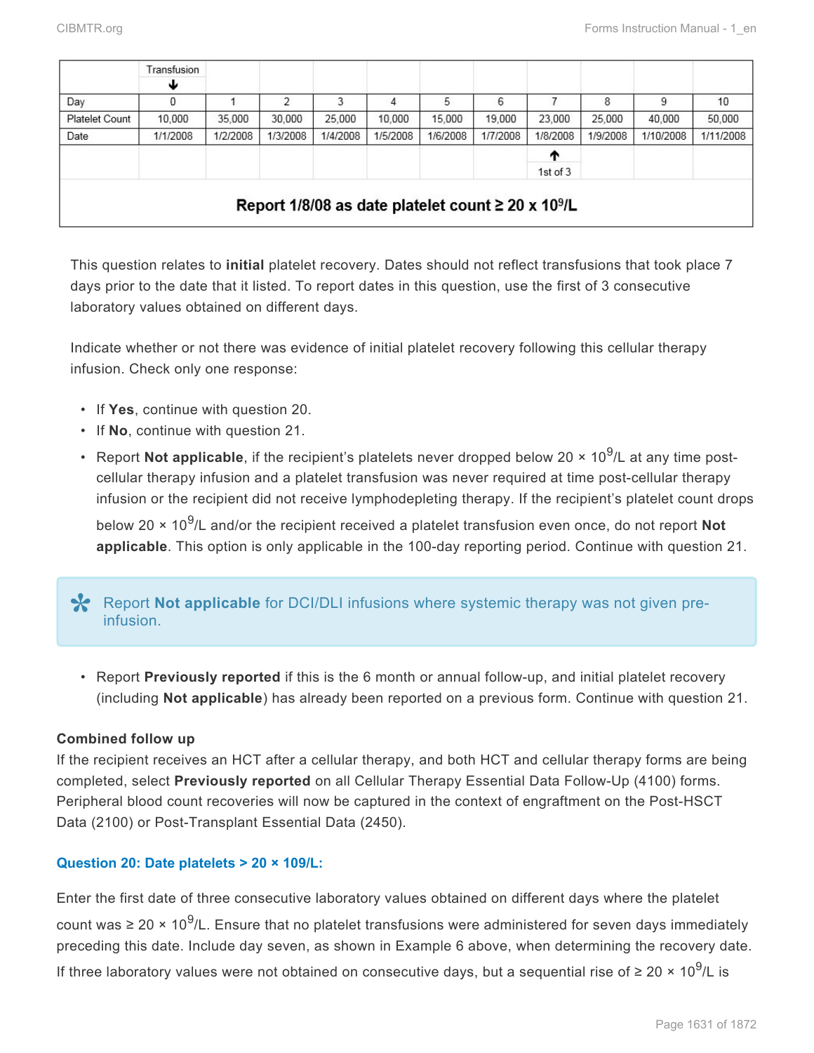|  | Transfusion ↓ |  |  |  |  |  |  |  |  |  |  |
|---|---|---|---|---|---|---|---|---|---|---|---|
| Day | 0 | 1 | 2 | 3 | 4 | 5 | 6 | 7 | 8 | 9 | 10 |
| Platelet Count | 10,000 | 35,000 | 30,000 | 25,000 | 10,000 | 15,000 | 19,000 | 23,000 | 25,000 | 40,000 | 50,000 |
| Date | 1/1/2008 | 1/2/2008 | 1/3/2008 | 1/4/2008 | 1/5/2008 | 1/6/2008 | 1/7/2008 | 1/8/2008 | 1/9/2008 | 1/10/2008 | 1/11/2008 |
|  |  |  |  |  |  |  |  | ↑ 1st of 3 |  |  |  |
| **Report 1/8/08 as date platelet count ≥ 20 x $10^9$/L** |  |  |  |  |  |  |  |  |  |  |  |

This question relates to **initial** platelet recovery. Dates should not reflect transfusions that took place 7 days prior to the date that it listed. To report dates in this question, use the first of 3 consecutive laboratory values obtained on different days.

Indicate whether or not there was evidence of initial platelet recovery following this cellular therapy infusion. Check only one response:

- If **Yes**, continue with question 20.
- If **No**, continue with question 21.
- Report **Not applicable**, if the recipient's platelets never dropped below 20 × $10^9$/L at any time post-cellular therapy infusion and a platelet transfusion was never required at time post-cellular therapy infusion or the recipient did not receive lymphodepleting therapy. If the recipient's platelet count drops below 20 × $10^9$/L and/or the recipient received a platelet transfusion even once, do not report **Not applicable**. This option is only applicable in the 100-day reporting period. Continue with question 21.

> Report **Not applicable** for DCI/DLI infusions where systemic therapy was not given pre-infusion.

- Report **Previously reported** if this is the 6 month or annual follow-up, and initial platelet recovery (including **Not applicable**) has already been reported on a previous form. Continue with question 21.

**Combined follow up**
If the recipient receives an HCT after a cellular therapy, and both HCT and cellular therapy forms are being completed, select **Previously reported** on all Cellular Therapy Essential Data Follow-Up (4100) forms. Peripheral blood count recoveries will now be captured in the context of engraftment on the Post-HSCT Data (2100) or Post-Transplant Essential Data (2450).

### Question 20: Date platelets > 20 × 109/L:

Enter the first date of three consecutive laboratory values obtained on different days where the platelet count was ≥ 20 × $10^9$/L. Ensure that no platelet transfusions were administered for seven days immediately preceding this date. Include day seven, as shown in Example 6 above, when determining the recovery date. If three laboratory values were not obtained on consecutive days, but a sequential rise of ≥ 20 × $10^9$/L is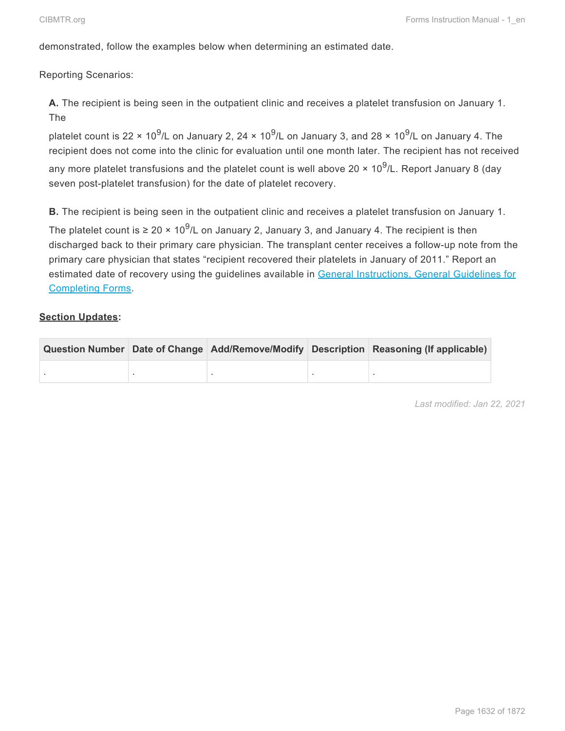demonstrated, follow the examples below when determining an estimated date.

Reporting Scenarios:

**A.** The recipient is being seen in the outpatient clinic and receives a platelet transfusion on January 1. The platelet count is 22 × $10^9$/L on January 2, 24 × $10^9$/L on January 3, and 28 × $10^9$/L on January 4. The recipient does not come into the clinic for evaluation until one month later. The recipient has not received any more platelet transfusions and the platelet count is well above 20 × $10^9$/L. Report January 8 (day seven post-platelet transfusion) for the date of platelet recovery.

**B.** The recipient is being seen in the outpatient clinic and receives a platelet transfusion on January 1. The platelet count is ≥ 20 × $10^9$/L on January 2, January 3, and January 4. The recipient is then discharged back to their primary care physician. The transplant center receives a follow-up note from the primary care physician that states "recipient recovered their platelets in January of 2011." Report an estimated date of recovery using the guidelines available in [General Instructions, General Guidelines for Completing Forms](General Instructions, General Guidelines for Completing Forms).

**Section Updates:**

| Question Number | Date of Change | Add/Remove/Modify | Description | Reasoning (If applicable) |
|---|---|---|---|---|
| . | . | . | . | . |

*Last modified: Jan 22, 2021*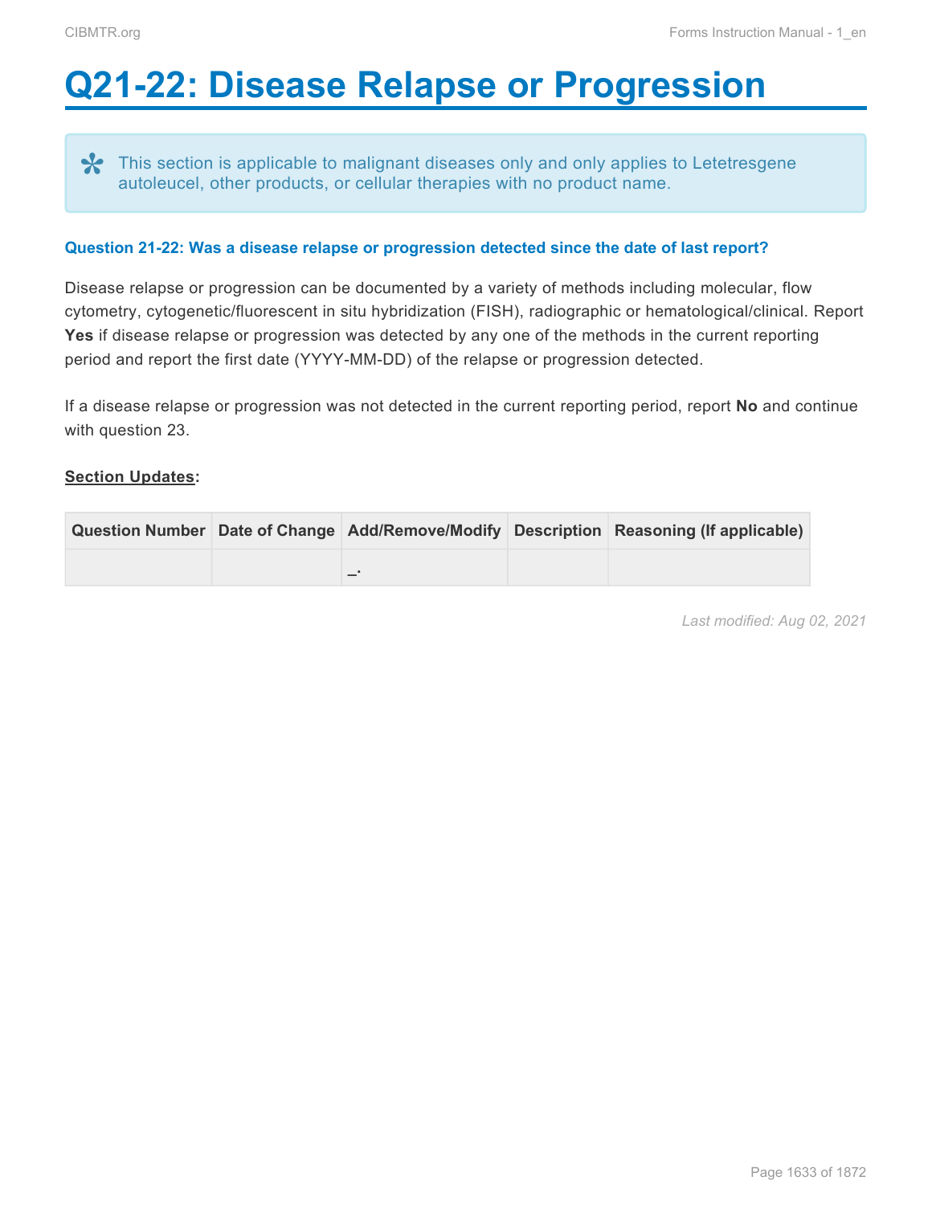# Q21-22: Disease Relapse or Progression

This section is applicable to malignant diseases only and only applies to Letetresgene autoleucel, other products, or cellular therapies with no product name.

**Question 21-22: Was a disease relapse or progression detected since the date of last report?**

Disease relapse or progression can be documented by a variety of methods including molecular, flow cytometry, cytogenetic/fluorescent in situ hybridization (FISH), radiographic or hematological/clinical. Report **Yes** if disease relapse or progression was detected by any one of the methods in the current reporting period and report the first date (YYYY-MM-DD) of the relapse or progression detected.

If a disease relapse or progression was not detected in the current reporting period, report **No** and continue with question 23.

**Section Updates:**

| Question Number | Date of Change | Add/Remove/Modify | Description | Reasoning (If applicable) |
|---|---|---|---|---|
| | | _. | | |

*Last modified: Aug 02, 2021*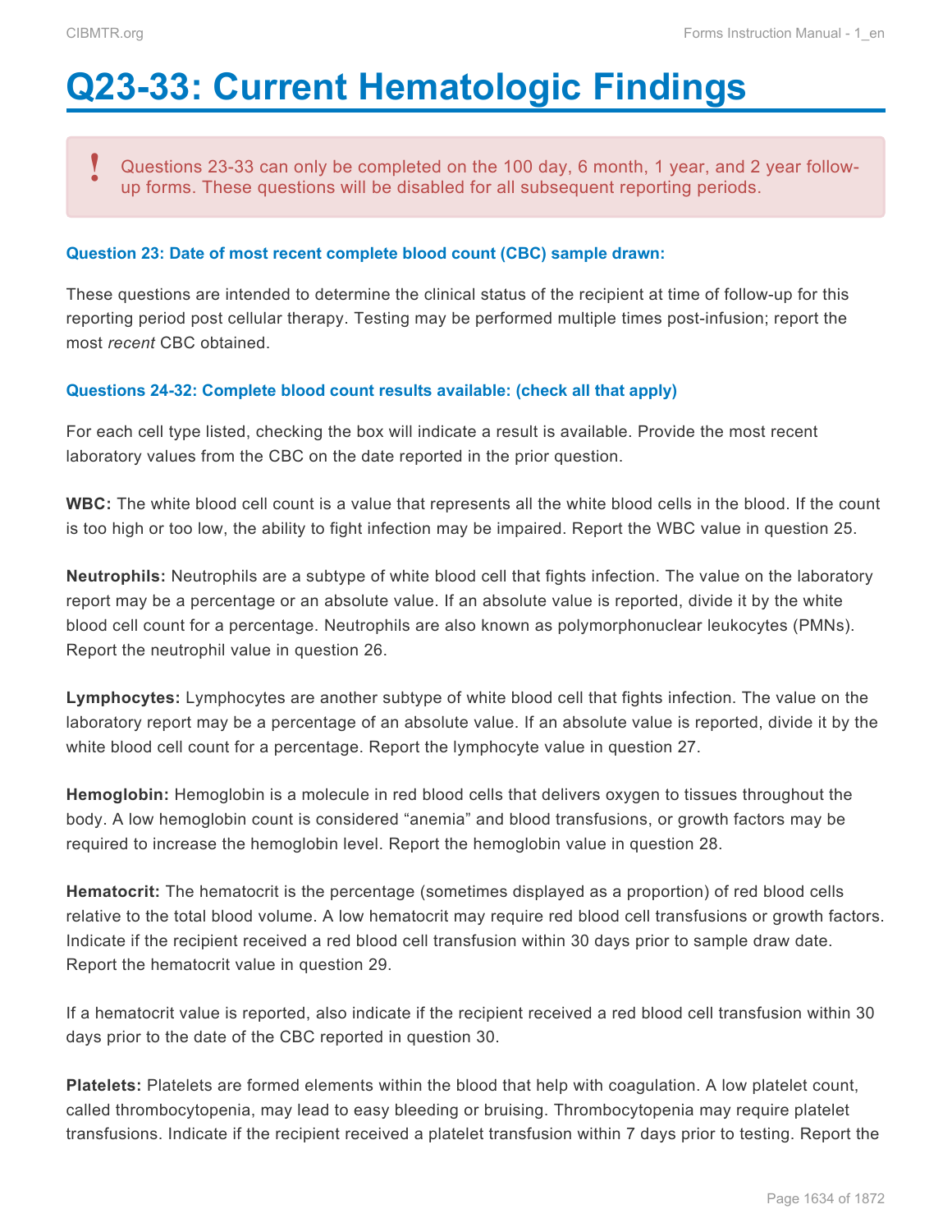# Q23-33: Current Hematologic Findings

> **!** Questions 23-33 can only be completed on the 100 day, 6 month, 1 year, and 2 year follow-up forms. These questions will be disabled for all subsequent reporting periods.

#### Question 23: Date of most recent complete blood count (CBC) sample drawn:

These questions are intended to determine the clinical status of the recipient at time of follow-up for this reporting period post cellular therapy. Testing may be performed multiple times post-infusion; report the most *recent* CBC obtained.

#### Questions 24-32: Complete blood count results available: (check all that apply)

For each cell type listed, checking the box will indicate a result is available. Provide the most recent laboratory values from the CBC on the date reported in the prior question.

**WBC:** The white blood cell count is a value that represents all the white blood cells in the blood. If the count is too high or too low, the ability to fight infection may be impaired. Report the WBC value in question 25.

**Neutrophils:** Neutrophils are a subtype of white blood cell that fights infection. The value on the laboratory report may be a percentage or an absolute value. If an absolute value is reported, divide it by the white blood cell count for a percentage. Neutrophils are also known as polymorphonuclear leukocytes (PMNs). Report the neutrophil value in question 26.

**Lymphocytes:** Lymphocytes are another subtype of white blood cell that fights infection. The value on the laboratory report may be a percentage of an absolute value. If an absolute value is reported, divide it by the white blood cell count for a percentage. Report the lymphocyte value in question 27.

**Hemoglobin:** Hemoglobin is a molecule in red blood cells that delivers oxygen to tissues throughout the body. A low hemoglobin count is considered "anemia" and blood transfusions, or growth factors may be required to increase the hemoglobin level. Report the hemoglobin value in question 28.

**Hematocrit:** The hematocrit is the percentage (sometimes displayed as a proportion) of red blood cells relative to the total blood volume. A low hematocrit may require red blood cell transfusions or growth factors. Indicate if the recipient received a red blood cell transfusion within 30 days prior to sample draw date. Report the hematocrit value in question 29.

If a hematocrit value is reported, also indicate if the recipient received a red blood cell transfusion within 30 days prior to the date of the CBC reported in question 30.

**Platelets:** Platelets are formed elements within the blood that help with coagulation. A low platelet count, called thrombocytopenia, may lead to easy bleeding or bruising. Thrombocytopenia may require platelet transfusions. Indicate if the recipient received a platelet transfusion within 7 days prior to testing. Report the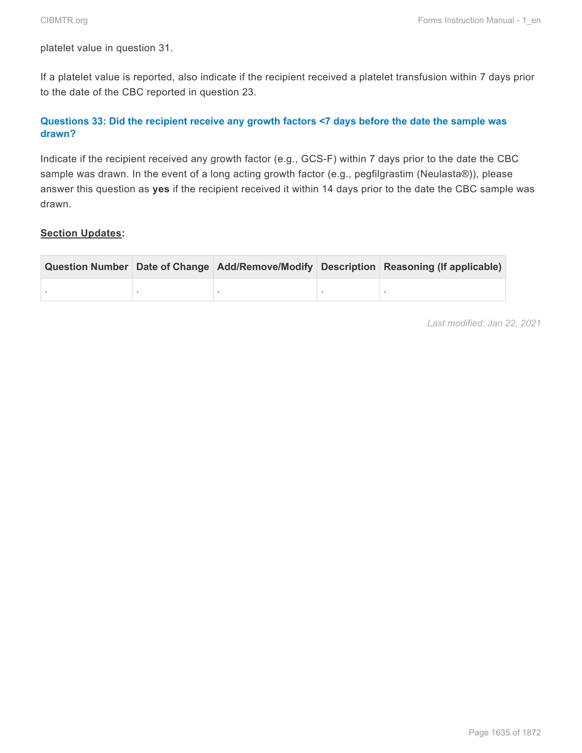platelet value in question 31.

If a platelet value is reported, also indicate if the recipient received a platelet transfusion within 7 days prior to the date of the CBC reported in question 23.

### Questions 33: Did the recipient receive any growth factors <7 days before the date the sample was drawn?

Indicate if the recipient received any growth factor (e.g., GCS-F) within 7 days prior to the date the CBC sample was drawn. In the event of a long acting growth factor (e.g., pegfilgrastim (Neulasta®)), please answer this question as **yes** if the recipient received it within 14 days prior to the date the CBC sample was drawn.

**Section Updates:**

| Question Number | Date of Change | Add/Remove/Modify | Description | Reasoning (If applicable) |
|---|---|---|---|---|
| . | . | . | . | . |

*Last modified: Jan 22, 2021*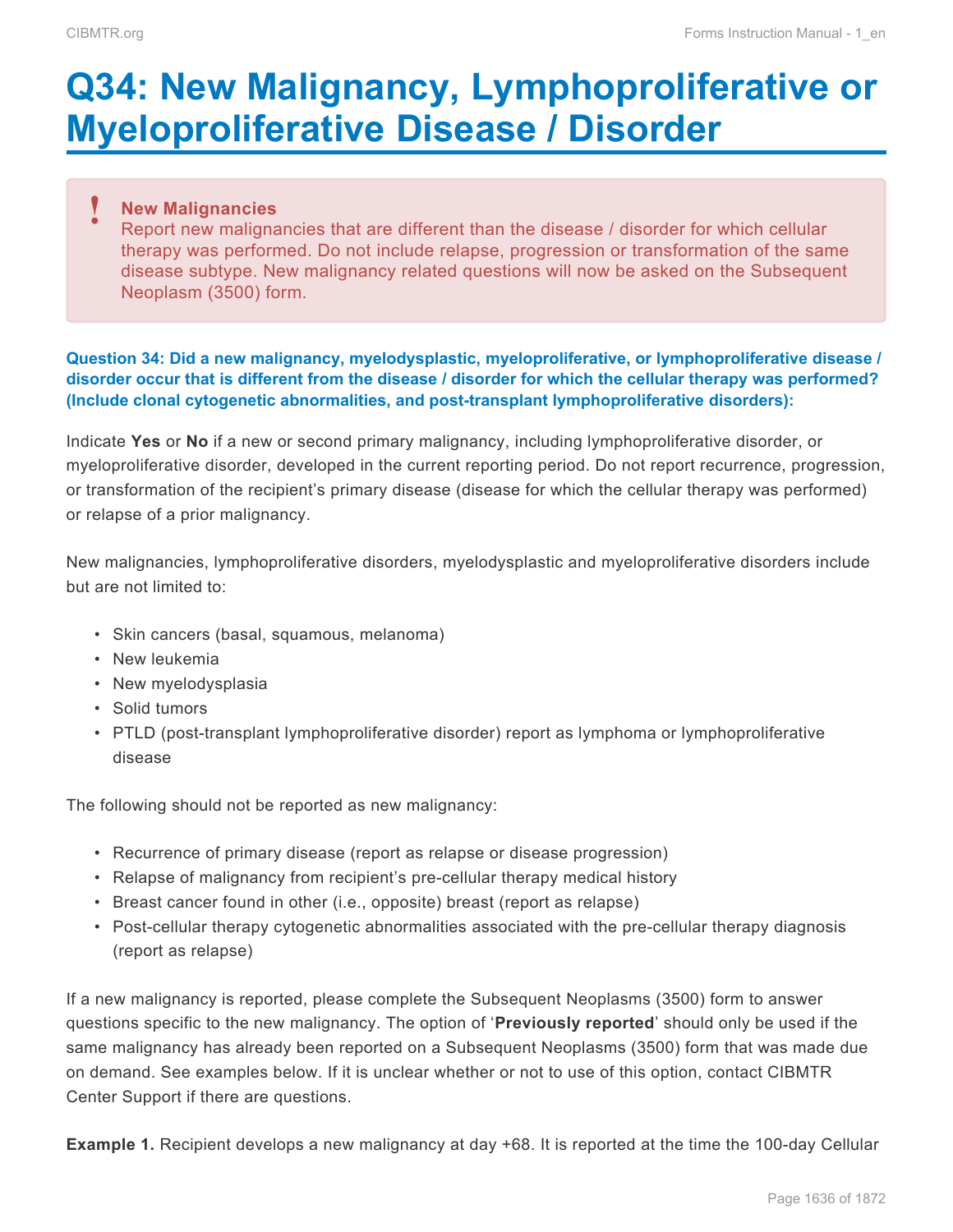# Q34: New Malignancy, Lymphoproliferative or Myeloproliferative Disease / Disorder

> **New Malignancies**
> Report new malignancies that are different than the disease / disorder for which cellular therapy was performed. Do not include relapse, progression or transformation of the same disease subtype. New malignancy related questions will now be asked on the Subsequent Neoplasm (3500) form.

**Question 34: Did a new malignancy, myelodysplastic, myeloproliferative, or lymphoproliferative disease / disorder occur that is different from the disease / disorder for which the cellular therapy was performed? (Include clonal cytogenetic abnormalities, and post-transplant lymphoproliferative disorders):**

Indicate **Yes** or **No** if a new or second primary malignancy, including lymphoproliferative disorder, or myeloproliferative disorder, developed in the current reporting period. Do not report recurrence, progression, or transformation of the recipient's primary disease (disease for which the cellular therapy was performed) or relapse of a prior malignancy.

New malignancies, lymphoproliferative disorders, myelodysplastic and myeloproliferative disorders include but are not limited to:

- Skin cancers (basal, squamous, melanoma)
- New leukemia
- New myelodysplasia
- Solid tumors
- PTLD (post-transplant lymphoproliferative disorder) report as lymphoma or lymphoproliferative disease

The following should not be reported as new malignancy:

- Recurrence of primary disease (report as relapse or disease progression)
- Relapse of malignancy from recipient's pre-cellular therapy medical history
- Breast cancer found in other (i.e., opposite) breast (report as relapse)
- Post-cellular therapy cytogenetic abnormalities associated with the pre-cellular therapy diagnosis (report as relapse)

If a new malignancy is reported, please complete the Subsequent Neoplasms (3500) form to answer questions specific to the new malignancy. The option of '**Previously reported**' should only be used if the same malignancy has already been reported on a Subsequent Neoplasms (3500) form that was made due on demand. See examples below. If it is unclear whether or not to use of this option, contact CIBMTR Center Support if there are questions.

**Example 1.** Recipient develops a new malignancy at day +68. It is reported at the time the 100-day Cellular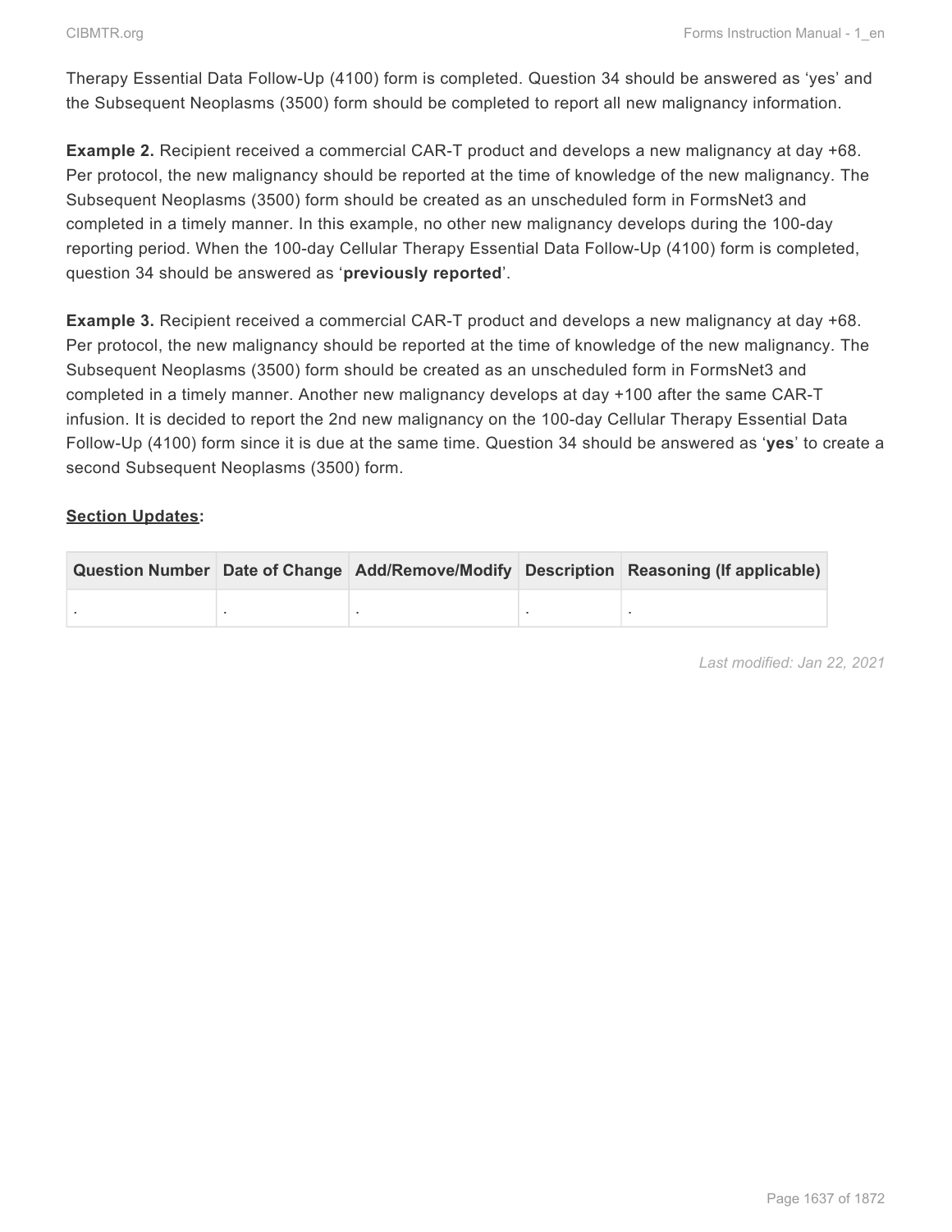Therapy Essential Data Follow-Up (4100) form is completed. Question 34 should be answered as 'yes' and the Subsequent Neoplasms (3500) form should be completed to report all new malignancy information.

**Example 2.** Recipient received a commercial CAR-T product and develops a new malignancy at day +68. Per protocol, the new malignancy should be reported at the time of knowledge of the new malignancy. The Subsequent Neoplasms (3500) form should be created as an unscheduled form in FormsNet3 and completed in a timely manner. In this example, no other new malignancy develops during the 100-day reporting period. When the 100-day Cellular Therapy Essential Data Follow-Up (4100) form is completed, question 34 should be answered as '**previously reported**'.

**Example 3.** Recipient received a commercial CAR-T product and develops a new malignancy at day +68. Per protocol, the new malignancy should be reported at the time of knowledge of the new malignancy. The Subsequent Neoplasms (3500) form should be created as an unscheduled form in FormsNet3 and completed in a timely manner. Another new malignancy develops at day +100 after the same CAR-T infusion. It is decided to report the 2nd new malignancy on the 100-day Cellular Therapy Essential Data Follow-Up (4100) form since it is due at the same time. Question 34 should be answered as '**yes**' to create a second Subsequent Neoplasms (3500) form.

**Section Updates:**

| Question Number | Date of Change | Add/Remove/Modify | Description | Reasoning (If applicable) |
|---|---|---|---|---|
| . | . | . | . | . |

*Last modified: Jan 22, 2021*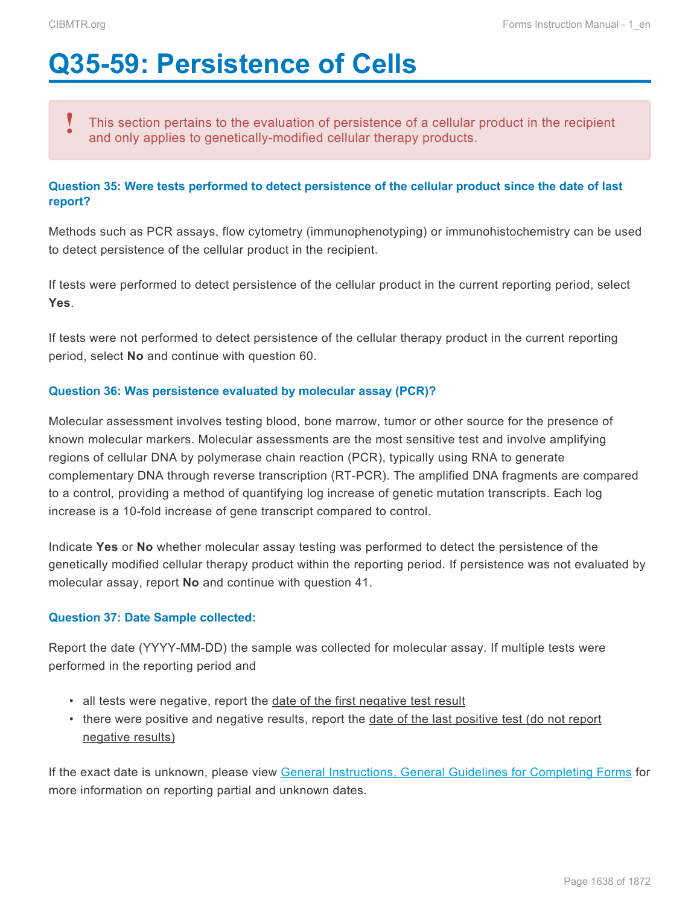# Q35-59: Persistence of Cells

> **!** This section pertains to the evaluation of persistence of a cellular product in the recipient and only applies to genetically-modified cellular therapy products.

#### Question 35: Were tests performed to detect persistence of the cellular product since the date of last report?

Methods such as PCR assays, flow cytometry (immunophenotyping) or immunohistochemistry can be used to detect persistence of the cellular product in the recipient.

If tests were performed to detect persistence of the cellular product in the current reporting period, select **Yes**.

If tests were not performed to detect persistence of the cellular therapy product in the current reporting period, select **No** and continue with question 60.

#### Question 36: Was persistence evaluated by molecular assay (PCR)?

Molecular assessment involves testing blood, bone marrow, tumor or other source for the presence of known molecular markers. Molecular assessments are the most sensitive test and involve amplifying regions of cellular DNA by polymerase chain reaction (PCR), typically using RNA to generate complementary DNA through reverse transcription (RT-PCR). The amplified DNA fragments are compared to a control, providing a method of quantifying log increase of genetic mutation transcripts. Each log increase is a 10-fold increase of gene transcript compared to control.

Indicate **Yes** or **No** whether molecular assay testing was performed to detect the persistence of the genetically modified cellular therapy product within the reporting period. If persistence was not evaluated by molecular assay, report **No** and continue with question 41.

#### Question 37: Date Sample collected:

Report the date (YYYY-MM-DD) the sample was collected for molecular assay. If multiple tests were performed in the reporting period and

- all tests were negative, report the date of the first negative test result
- there were positive and negative results, report the date of the last positive test (do not report negative results)

If the exact date is unknown, please view General Instructions, General Guidelines for Completing Forms for more information on reporting partial and unknown dates.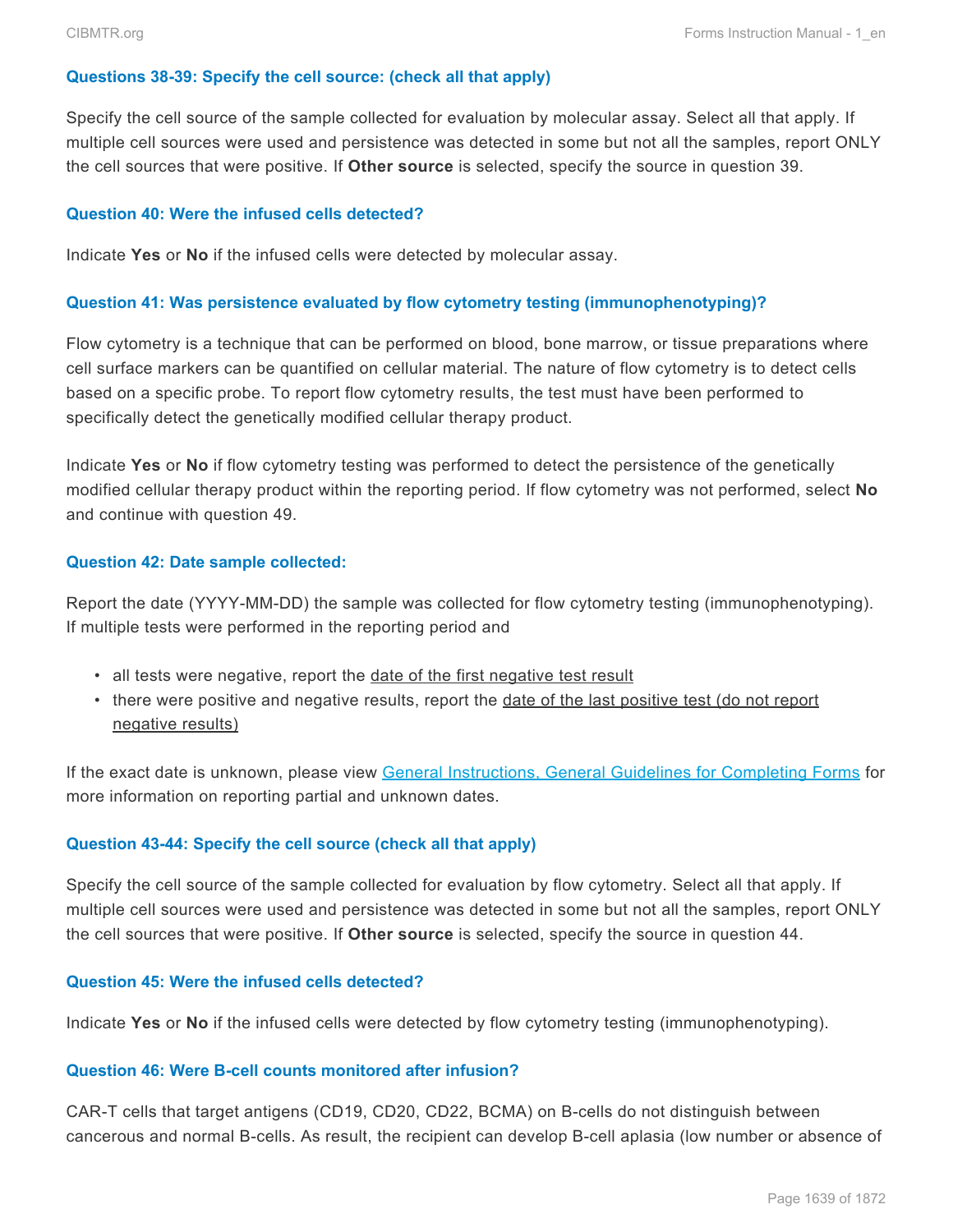#### Questions 38-39: Specify the cell source: (check all that apply)

Specify the cell source of the sample collected for evaluation by molecular assay. Select all that apply. If multiple cell sources were used and persistence was detected in some but not all the samples, report ONLY the cell sources that were positive. If **Other source** is selected, specify the source in question 39.

#### Question 40: Were the infused cells detected?

Indicate **Yes** or **No** if the infused cells were detected by molecular assay.

#### Question 41: Was persistence evaluated by flow cytometry testing (immunophenotyping)?

Flow cytometry is a technique that can be performed on blood, bone marrow, or tissue preparations where cell surface markers can be quantified on cellular material. The nature of flow cytometry is to detect cells based on a specific probe. To report flow cytometry results, the test must have been performed to specifically detect the genetically modified cellular therapy product.

Indicate **Yes** or **No** if flow cytometry testing was performed to detect the persistence of the genetically modified cellular therapy product within the reporting period. If flow cytometry was not performed, select **No** and continue with question 49.

#### Question 42: Date sample collected:

Report the date (YYYY-MM-DD) the sample was collected for flow cytometry testing (immunophenotyping). If multiple tests were performed in the reporting period and

- all tests were negative, report the date of the first negative test result
- there were positive and negative results, report the date of the last positive test (do not report negative results)

If the exact date is unknown, please view General Instructions, General Guidelines for Completing Forms for more information on reporting partial and unknown dates.

#### Question 43-44: Specify the cell source (check all that apply)

Specify the cell source of the sample collected for evaluation by flow cytometry. Select all that apply. If multiple cell sources were used and persistence was detected in some but not all the samples, report ONLY the cell sources that were positive. If **Other source** is selected, specify the source in question 44.

#### Question 45: Were the infused cells detected?

Indicate **Yes** or **No** if the infused cells were detected by flow cytometry testing (immunophenotyping).

#### Question 46: Were B-cell counts monitored after infusion?

CAR-T cells that target antigens (CD19, CD20, CD22, BCMA) on B-cells do not distinguish between cancerous and normal B-cells. As result, the recipient can develop B-cell aplasia (low number or absence of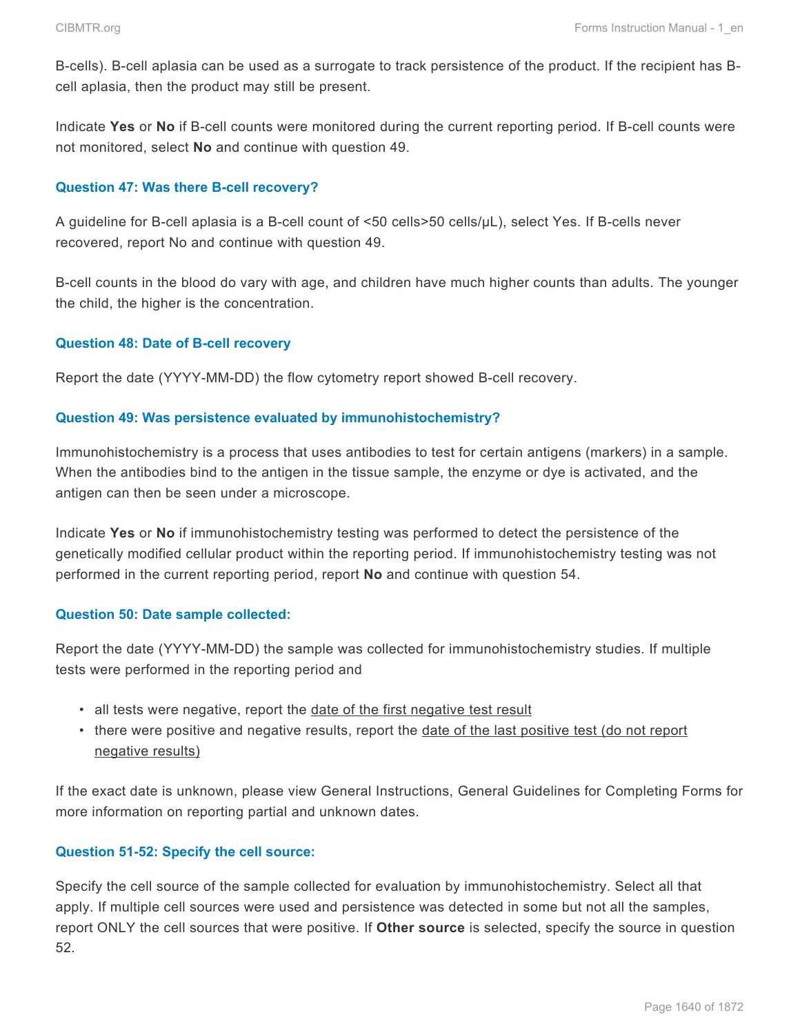B-cells). B-cell aplasia can be used as a surrogate to track persistence of the product. If the recipient has B-cell aplasia, then the product may still be present.

Indicate **Yes** or **No** if B-cell counts were monitored during the current reporting period. If B-cell counts were not monitored, select **No** and continue with question 49.

### Question 47: Was there B-cell recovery?

A guideline for B-cell aplasia is a B-cell count of <50 cells>50 cells/μL), select Yes. If B-cells never recovered, report No and continue with question 49.

B-cell counts in the blood do vary with age, and children have much higher counts than adults. The younger the child, the higher is the concentration.

### Question 48: Date of B-cell recovery

Report the date (YYYY-MM-DD) the flow cytometry report showed B-cell recovery.

### Question 49: Was persistence evaluated by immunohistochemistry?

Immunohistochemistry is a process that uses antibodies to test for certain antigens (markers) in a sample. When the antibodies bind to the antigen in the tissue sample, the enzyme or dye is activated, and the antigen can then be seen under a microscope.

Indicate **Yes** or **No** if immunohistochemistry testing was performed to detect the persistence of the genetically modified cellular product within the reporting period. If immunohistochemistry testing was not performed in the current reporting period, report **No** and continue with question 54.

### Question 50: Date sample collected:

Report the date (YYYY-MM-DD) the sample was collected for immunohistochemistry studies. If multiple tests were performed in the reporting period and

- all tests were negative, report the date of the first negative test result
- there were positive and negative results, report the date of the last positive test (do not report negative results)

If the exact date is unknown, please view General Instructions, General Guidelines for Completing Forms for more information on reporting partial and unknown dates.

### Question 51-52: Specify the cell source:

Specify the cell source of the sample collected for evaluation by immunohistochemistry. Select all that apply. If multiple cell sources were used and persistence was detected in some but not all the samples, report ONLY the cell sources that were positive. If **Other source** is selected, specify the source in question 52.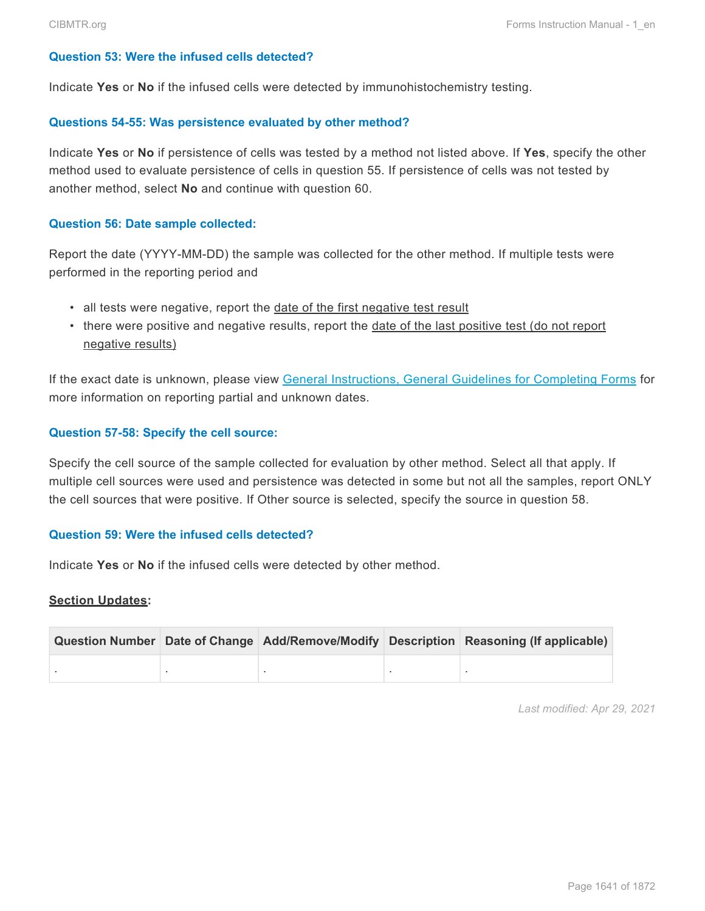### Question 53: Were the infused cells detected?

Indicate **Yes** or **No** if the infused cells were detected by immunohistochemistry testing.

### Questions 54-55: Was persistence evaluated by other method?

Indicate **Yes** or **No** if persistence of cells was tested by a method not listed above. If **Yes**, specify the other method used to evaluate persistence of cells in question 55. If persistence of cells was not tested by another method, select **No** and continue with question 60.

### Question 56: Date sample collected:

Report the date (YYYY-MM-DD) the sample was collected for the other method. If multiple tests were performed in the reporting period and

- all tests were negative, report the date of the first negative test result
- there were positive and negative results, report the date of the last positive test (do not report negative results)

If the exact date is unknown, please view [General Instructions, General Guidelines for Completing Forms] for more information on reporting partial and unknown dates.

### Question 57-58: Specify the cell source:

Specify the cell source of the sample collected for evaluation by other method. Select all that apply. If multiple cell sources were used and persistence was detected in some but not all the samples, report ONLY the cell sources that were positive. If Other source is selected, specify the source in question 58.

### Question 59: Were the infused cells detected?

Indicate **Yes** or **No** if the infused cells were detected by other method.

**Section Updates**:

| Question Number | Date of Change | Add/Remove/Modify | Description | Reasoning (If applicable) |
|---|---|---|---|---|
| . | . | . | . | . |

*Last modified: Apr 29, 2021*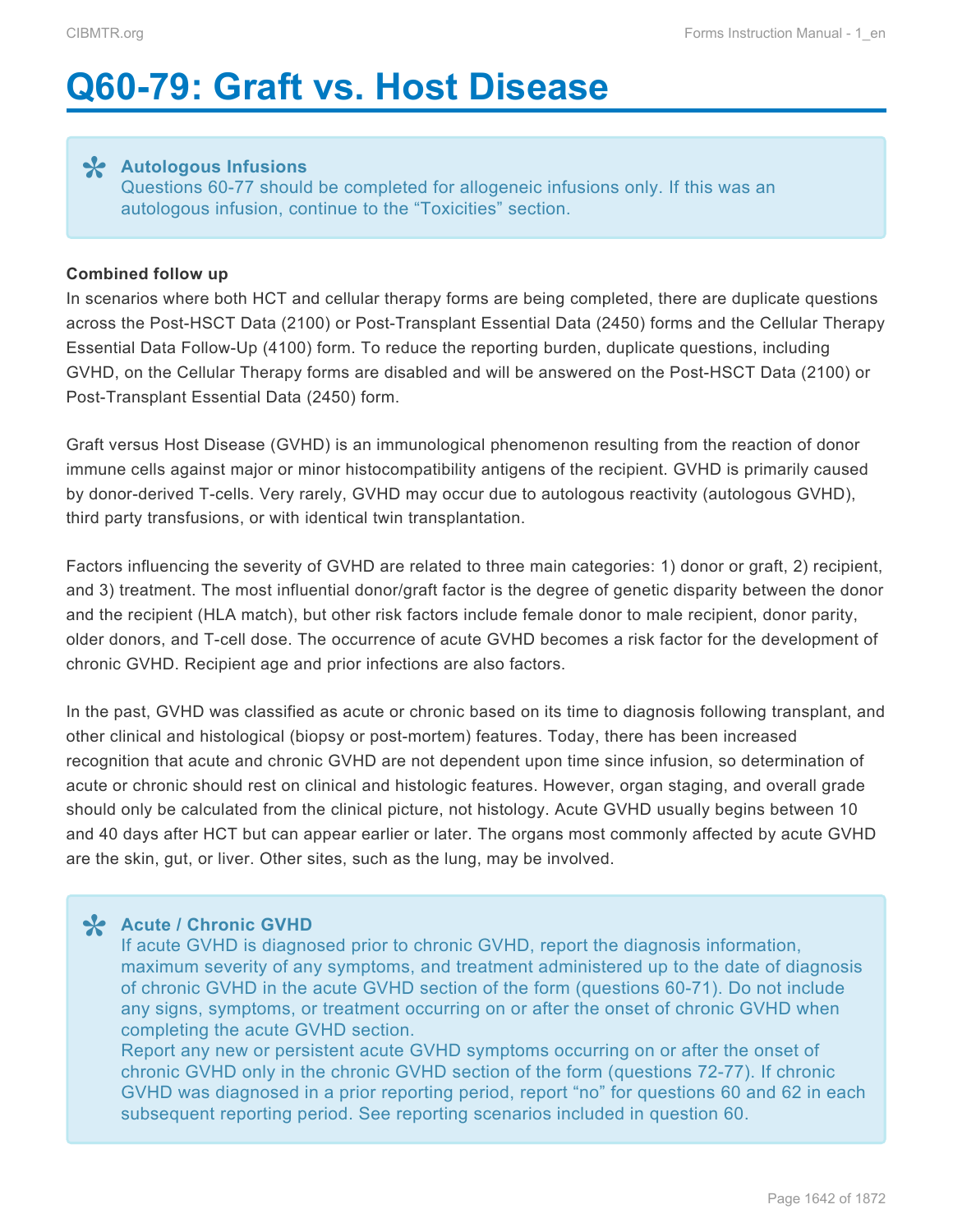# Q60-79: Graft vs. Host Disease

> **Autologous Infusions**
> Questions 60-77 should be completed for allogeneic infusions only. If this was an autologous infusion, continue to the "Toxicities" section.

**Combined follow up**

In scenarios where both HCT and cellular therapy forms are being completed, there are duplicate questions across the Post-HSCT Data (2100) or Post-Transplant Essential Data (2450) forms and the Cellular Therapy Essential Data Follow-Up (4100) form. To reduce the reporting burden, duplicate questions, including GVHD, on the Cellular Therapy forms are disabled and will be answered on the Post-HSCT Data (2100) or Post-Transplant Essential Data (2450) form.

Graft versus Host Disease (GVHD) is an immunological phenomenon resulting from the reaction of donor immune cells against major or minor histocompatibility antigens of the recipient. GVHD is primarily caused by donor-derived T-cells. Very rarely, GVHD may occur due to autologous reactivity (autologous GVHD), third party transfusions, or with identical twin transplantation.

Factors influencing the severity of GVHD are related to three main categories: 1) donor or graft, 2) recipient, and 3) treatment. The most influential donor/graft factor is the degree of genetic disparity between the donor and the recipient (HLA match), but other risk factors include female donor to male recipient, donor parity, older donors, and T-cell dose. The occurrence of acute GVHD becomes a risk factor for the development of chronic GVHD. Recipient age and prior infections are also factors.

In the past, GVHD was classified as acute or chronic based on its time to diagnosis following transplant, and other clinical and histological (biopsy or post-mortem) features. Today, there has been increased recognition that acute and chronic GVHD are not dependent upon time since infusion, so determination of acute or chronic should rest on clinical and histologic features. However, organ staging, and overall grade should only be calculated from the clinical picture, not histology. Acute GVHD usually begins between 10 and 40 days after HCT but can appear earlier or later. The organs most commonly affected by acute GVHD are the skin, gut, or liver. Other sites, such as the lung, may be involved.

> **Acute / Chronic GVHD**
> If acute GVHD is diagnosed prior to chronic GVHD, report the diagnosis information, maximum severity of any symptoms, and treatment administered up to the date of diagnosis of chronic GVHD in the acute GVHD section of the form (questions 60-71). Do not include any signs, symptoms, or treatment occurring on or after the onset of chronic GVHD when completing the acute GVHD section.
> Report any new or persistent acute GVHD symptoms occurring on or after the onset of chronic GVHD only in the chronic GVHD section of the form (questions 72-77). If chronic GVHD was diagnosed in a prior reporting period, report "no" for questions 60 and 62 in each subsequent reporting period. See reporting scenarios included in question 60.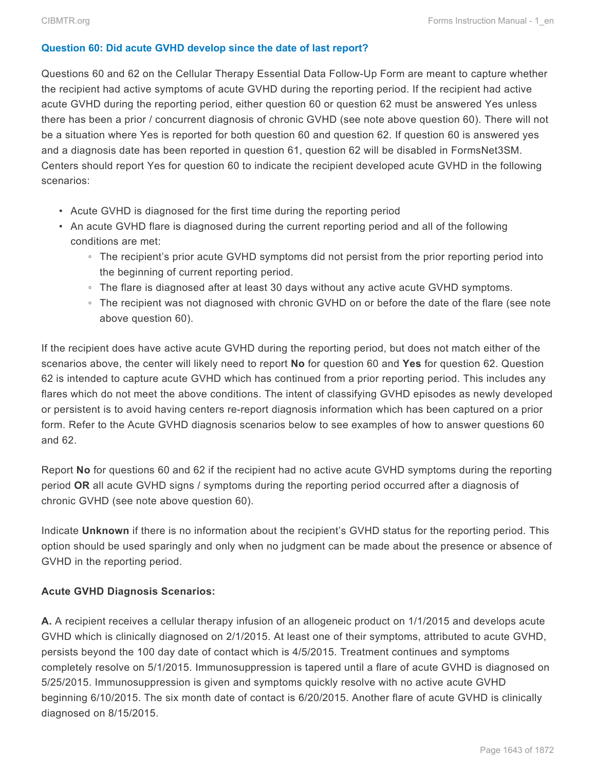### Question 60: Did acute GVHD develop since the date of last report?

Questions 60 and 62 on the Cellular Therapy Essential Data Follow-Up Form are meant to capture whether the recipient had active symptoms of acute GVHD during the reporting period. If the recipient had active acute GVHD during the reporting period, either question 60 or question 62 must be answered Yes unless there has been a prior / concurrent diagnosis of chronic GVHD (see note above question 60). There will not be a situation where Yes is reported for both question 60 and question 62. If question 60 is answered yes and a diagnosis date has been reported in question 61, question 62 will be disabled in FormsNet3SM. Centers should report Yes for question 60 to indicate the recipient developed acute GVHD in the following scenarios:

- Acute GVHD is diagnosed for the first time during the reporting period
- An acute GVHD flare is diagnosed during the current reporting period and all of the following conditions are met:
  - The recipient's prior acute GVHD symptoms did not persist from the prior reporting period into the beginning of current reporting period.
  - The flare is diagnosed after at least 30 days without any active acute GVHD symptoms.
  - The recipient was not diagnosed with chronic GVHD on or before the date of the flare (see note above question 60).

If the recipient does have active acute GVHD during the reporting period, but does not match either of the scenarios above, the center will likely need to report **No** for question 60 and **Yes** for question 62. Question 62 is intended to capture acute GVHD which has continued from a prior reporting period. This includes any flares which do not meet the above conditions. The intent of classifying GVHD episodes as newly developed or persistent is to avoid having centers re-report diagnosis information which has been captured on a prior form. Refer to the Acute GVHD diagnosis scenarios below to see examples of how to answer questions 60 and 62.

Report **No** for questions 60 and 62 if the recipient had no active acute GVHD symptoms during the reporting period **OR** all acute GVHD signs / symptoms during the reporting period occurred after a diagnosis of chronic GVHD (see note above question 60).

Indicate **Unknown** if there is no information about the recipient's GVHD status for the reporting period. This option should be used sparingly and only when no judgment can be made about the presence or absence of GVHD in the reporting period.

**Acute GVHD Diagnosis Scenarios:**

**A.** A recipient receives a cellular therapy infusion of an allogeneic product on 1/1/2015 and develops acute GVHD which is clinically diagnosed on 2/1/2015. At least one of their symptoms, attributed to acute GVHD, persists beyond the 100 day date of contact which is 4/5/2015. Treatment continues and symptoms completely resolve on 5/1/2015. Immunosuppression is tapered until a flare of acute GVHD is diagnosed on 5/25/2015. Immunosuppression is given and symptoms quickly resolve with no active acute GVHD beginning 6/10/2015. The six month date of contact is 6/20/2015. Another flare of acute GVHD is clinically diagnosed on 8/15/2015.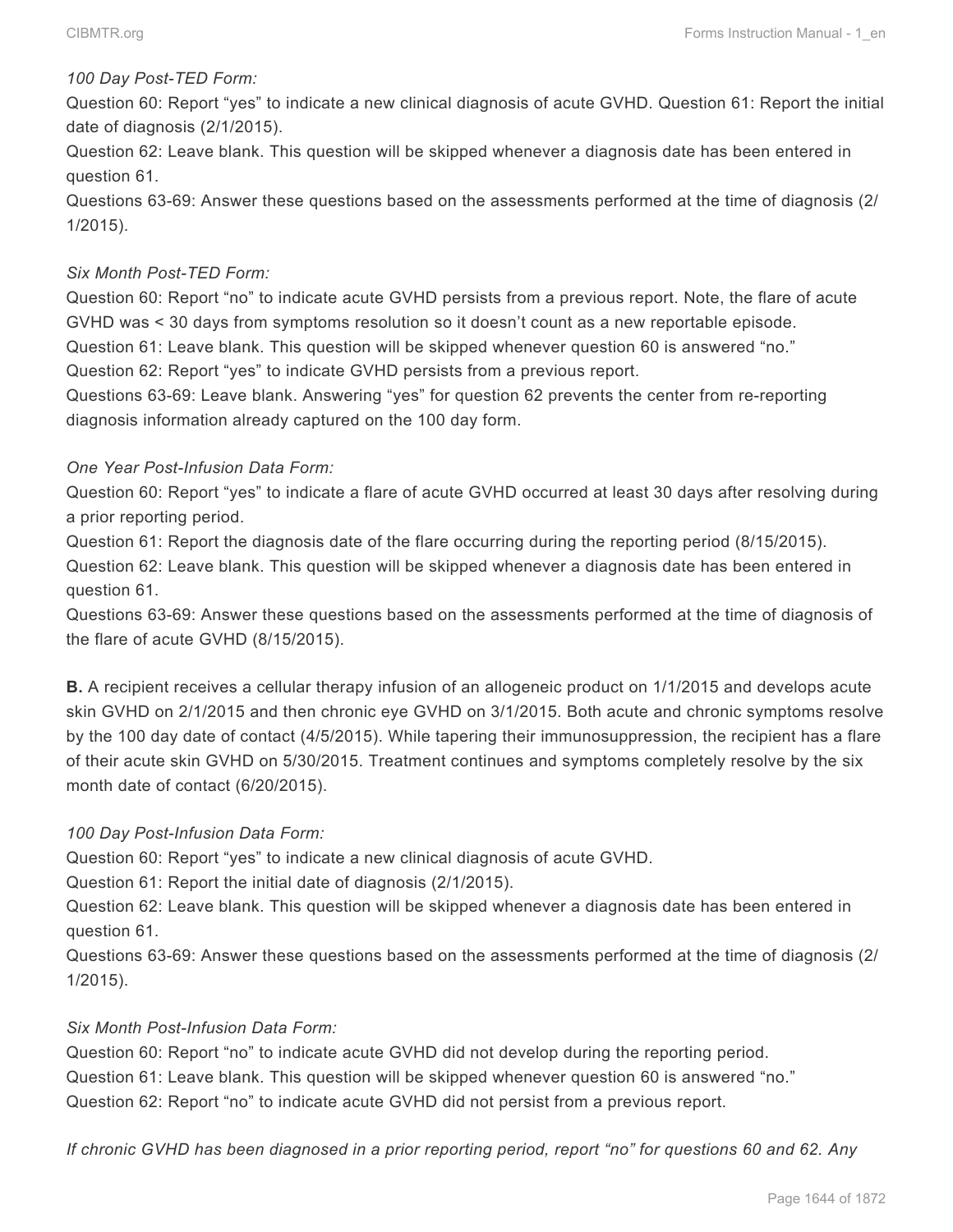*100 Day Post-TED Form:*

Question 60: Report "yes" to indicate a new clinical diagnosis of acute GVHD. Question 61: Report the initial date of diagnosis (2/1/2015).

Question 62: Leave blank. This question will be skipped whenever a diagnosis date has been entered in question 61.

Questions 63-69: Answer these questions based on the assessments performed at the time of diagnosis (2/1/2015).

*Six Month Post-TED Form:*

Question 60: Report "no" to indicate acute GVHD persists from a previous report. Note, the flare of acute GVHD was < 30 days from symptoms resolution so it doesn't count as a new reportable episode.

Question 61: Leave blank. This question will be skipped whenever question 60 is answered "no."

Question 62: Report "yes" to indicate GVHD persists from a previous report.

Questions 63-69: Leave blank. Answering "yes" for question 62 prevents the center from re-reporting diagnosis information already captured on the 100 day form.

*One Year Post-Infusion Data Form:*

Question 60: Report "yes" to indicate a flare of acute GVHD occurred at least 30 days after resolving during a prior reporting period.

Question 61: Report the diagnosis date of the flare occurring during the reporting period (8/15/2015).

Question 62: Leave blank. This question will be skipped whenever a diagnosis date has been entered in question 61.

Questions 63-69: Answer these questions based on the assessments performed at the time of diagnosis of the flare of acute GVHD (8/15/2015).

**B.** A recipient receives a cellular therapy infusion of an allogeneic product on 1/1/2015 and develops acute skin GVHD on 2/1/2015 and then chronic eye GVHD on 3/1/2015. Both acute and chronic symptoms resolve by the 100 day date of contact (4/5/2015). While tapering their immunosuppression, the recipient has a flare of their acute skin GVHD on 5/30/2015. Treatment continues and symptoms completely resolve by the six month date of contact (6/20/2015).

*100 Day Post-Infusion Data Form:*

Question 60: Report "yes" to indicate a new clinical diagnosis of acute GVHD.

Question 61: Report the initial date of diagnosis (2/1/2015).

Question 62: Leave blank. This question will be skipped whenever a diagnosis date has been entered in question 61.

Questions 63-69: Answer these questions based on the assessments performed at the time of diagnosis (2/1/2015).

*Six Month Post-Infusion Data Form:*

Question 60: Report "no" to indicate acute GVHD did not develop during the reporting period.

Question 61: Leave blank. This question will be skipped whenever question 60 is answered "no."

Question 62: Report "no" to indicate acute GVHD did not persist from a previous report.

*If chronic GVHD has been diagnosed in a prior reporting period, report "no" for questions 60 and 62. Any*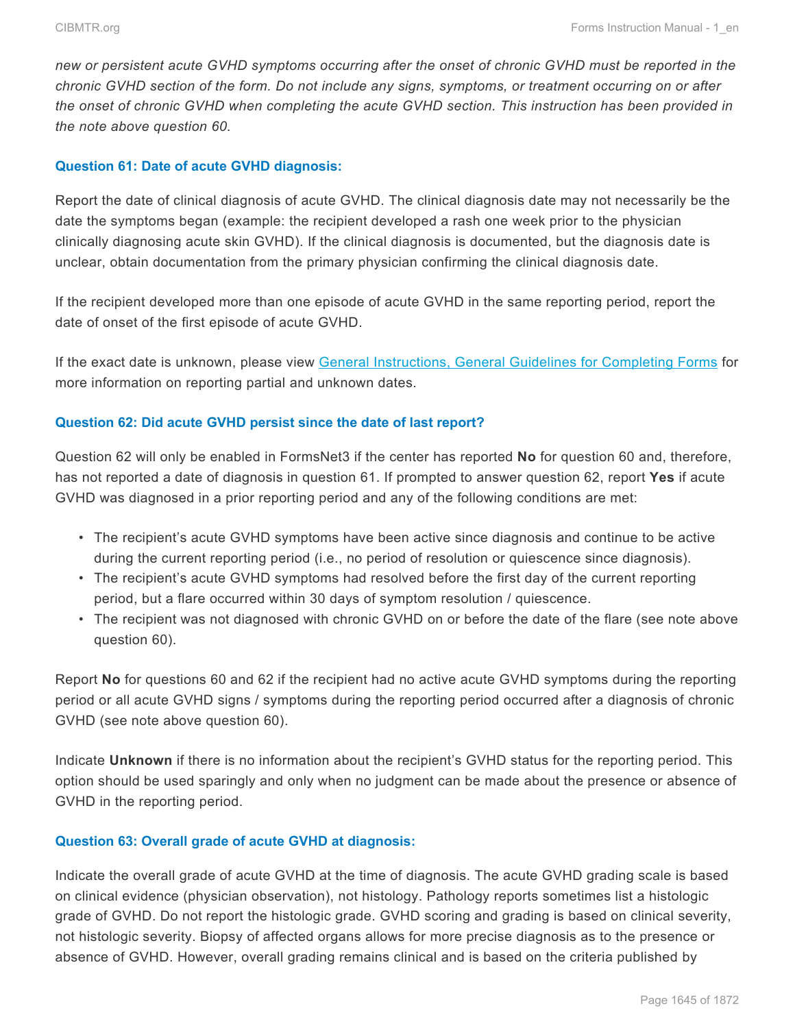*new or persistent acute GVHD symptoms occurring after the onset of chronic GVHD must be reported in the chronic GVHD section of the form. Do not include any signs, symptoms, or treatment occurring on or after the onset of chronic GVHD when completing the acute GVHD section. This instruction has been provided in the note above question 60.*

#### Question 61: Date of acute GVHD diagnosis:

Report the date of clinical diagnosis of acute GVHD. The clinical diagnosis date may not necessarily be the date the symptoms began (example: the recipient developed a rash one week prior to the physician clinically diagnosing acute skin GVHD). If the clinical diagnosis is documented, but the diagnosis date is unclear, obtain documentation from the primary physician confirming the clinical diagnosis date.

If the recipient developed more than one episode of acute GVHD in the same reporting period, report the date of onset of the first episode of acute GVHD.

If the exact date is unknown, please view General Instructions, General Guidelines for Completing Forms for more information on reporting partial and unknown dates.

#### Question 62: Did acute GVHD persist since the date of last report?

Question 62 will only be enabled in FormsNet3 if the center has reported **No** for question 60 and, therefore, has not reported a date of diagnosis in question 61. If prompted to answer question 62, report **Yes** if acute GVHD was diagnosed in a prior reporting period and any of the following conditions are met:

- The recipient's acute GVHD symptoms have been active since diagnosis and continue to be active during the current reporting period (i.e., no period of resolution or quiescence since diagnosis).
- The recipient's acute GVHD symptoms had resolved before the first day of the current reporting period, but a flare occurred within 30 days of symptom resolution / quiescence.
- The recipient was not diagnosed with chronic GVHD on or before the date of the flare (see note above question 60).

Report **No** for questions 60 and 62 if the recipient had no active acute GVHD symptoms during the reporting period or all acute GVHD signs / symptoms during the reporting period occurred after a diagnosis of chronic GVHD (see note above question 60).

Indicate **Unknown** if there is no information about the recipient's GVHD status for the reporting period. This option should be used sparingly and only when no judgment can be made about the presence or absence of GVHD in the reporting period.

#### Question 63: Overall grade of acute GVHD at diagnosis:

Indicate the overall grade of acute GVHD at the time of diagnosis. The acute GVHD grading scale is based on clinical evidence (physician observation), not histology. Pathology reports sometimes list a histologic grade of GVHD. Do not report the histologic grade. GVHD scoring and grading is based on clinical severity, not histologic severity. Biopsy of affected organs allows for more precise diagnosis as to the presence or absence of GVHD. However, overall grading remains clinical and is based on the criteria published by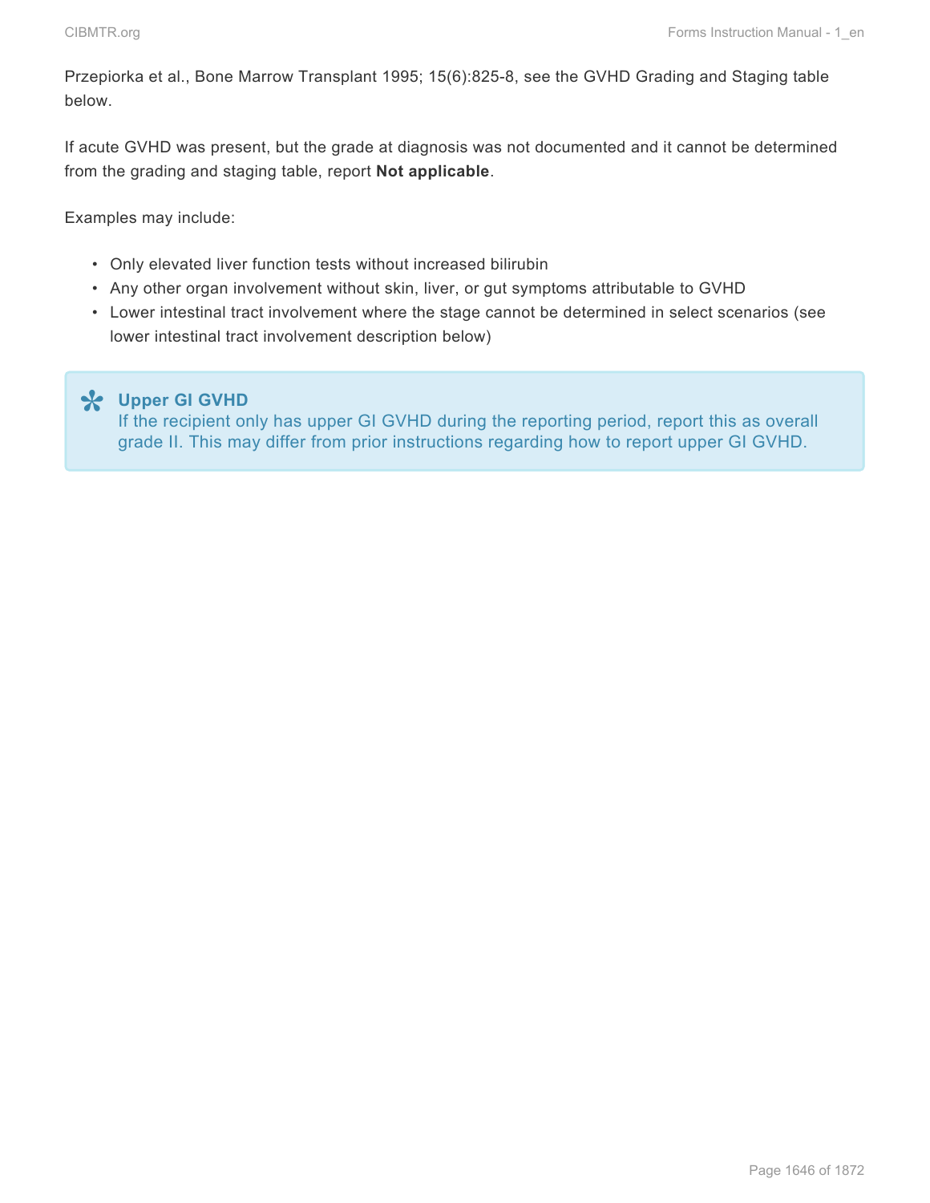Przepiorka et al., Bone Marrow Transplant 1995; 15(6):825-8, see the GVHD Grading and Staging table below.

If acute GVHD was present, but the grade at diagnosis was not documented and it cannot be determined from the grading and staging table, report **Not applicable**.

Examples may include:

- Only elevated liver function tests without increased bilirubin
- Any other organ involvement without skin, liver, or gut symptoms attributable to GVHD
- Lower intestinal tract involvement where the stage cannot be determined in select scenarios (see lower intestinal tract involvement description below)

> **Upper GI GVHD**
> If the recipient only has upper GI GVHD during the reporting period, report this as overall grade II. This may differ from prior instructions regarding how to report upper GI GVHD.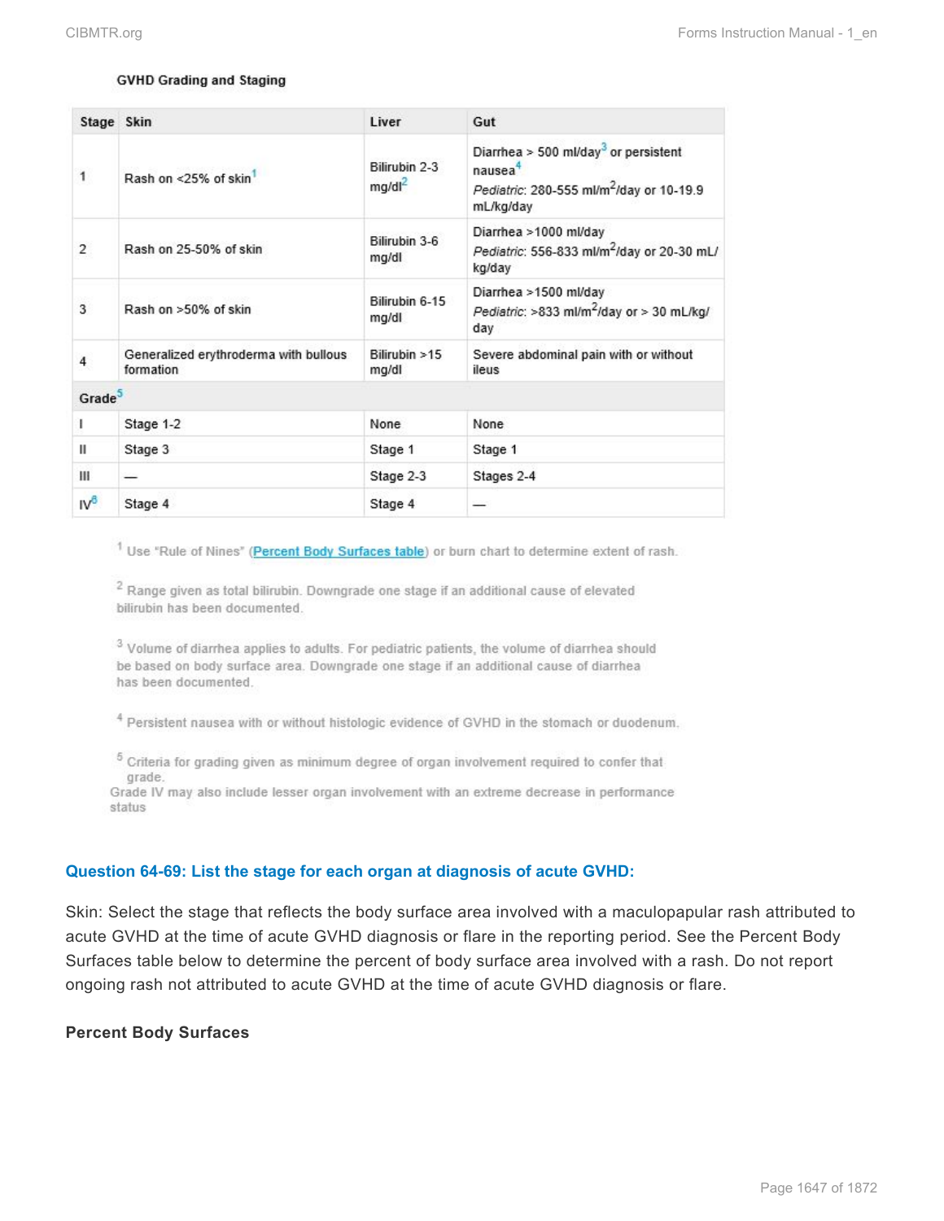**GVHD Grading and Staging**

| Stage | Skin | Liver | Gut |
|---|---|---|---|
| 1 | Rash on <25% of skin[1] | Bilirubin 2-3 mg/dl[2] | Diarrhea > 500 ml/day[3] or persistent nausea[4] *Pediatric*: 280-555 ml/$m^2$/day or 10-19.9 mL/kg/day |
| 2 | Rash on 25-50% of skin | Bilirubin 3-6 mg/dl | Diarrhea >1000 ml/day *Pediatric*: 556-833 ml/$m^2$/day or 20-30 mL/kg/day |
| 3 | Rash on >50% of skin | Bilirubin 6-15 mg/dl | Diarrhea >1500 ml/day *Pediatric*: >833 ml/$m^2$/day or > 30 mL/kg/day |
| 4 | Generalized erythroderma with bullous formation | Bilirubin >15 mg/dl | Severe abdominal pain with or without ileus |
| **Grade**[5] | | | |
| I | Stage 1-2 | None | None |
| II | Stage 3 | Stage 1 | Stage 1 |
| III | — | Stage 2-3 | Stages 2-4 |
| IV[6] | Stage 4 | Stage 4 | — |

[1] Use "Rule of Nines" (Percent Body Surfaces table) or burn chart to determine extent of rash.

[2] Range given as total bilirubin. Downgrade one stage if an additional cause of elevated bilirubin has been documented.

[3] Volume of diarrhea applies to adults. For pediatric patients, the volume of diarrhea should be based on body surface area. Downgrade one stage if an additional cause of diarrhea has been documented.

[4] Persistent nausea with or without histologic evidence of GVHD in the stomach or duodenum.

[5] Criteria for grading given as minimum degree of organ involvement required to confer that grade.
Grade IV may also include lesser organ involvement with an extreme decrease in performance status

### Question 64-69: List the stage for each organ at diagnosis of acute GVHD:

Skin: Select the stage that reflects the body surface area involved with a maculopapular rash attributed to acute GVHD at the time of acute GVHD diagnosis or flare in the reporting period. See the Percent Body Surfaces table below to determine the percent of body surface area involved with a rash. Do not report ongoing rash not attributed to acute GVHD at the time of acute GVHD diagnosis or flare.

**Percent Body Surfaces**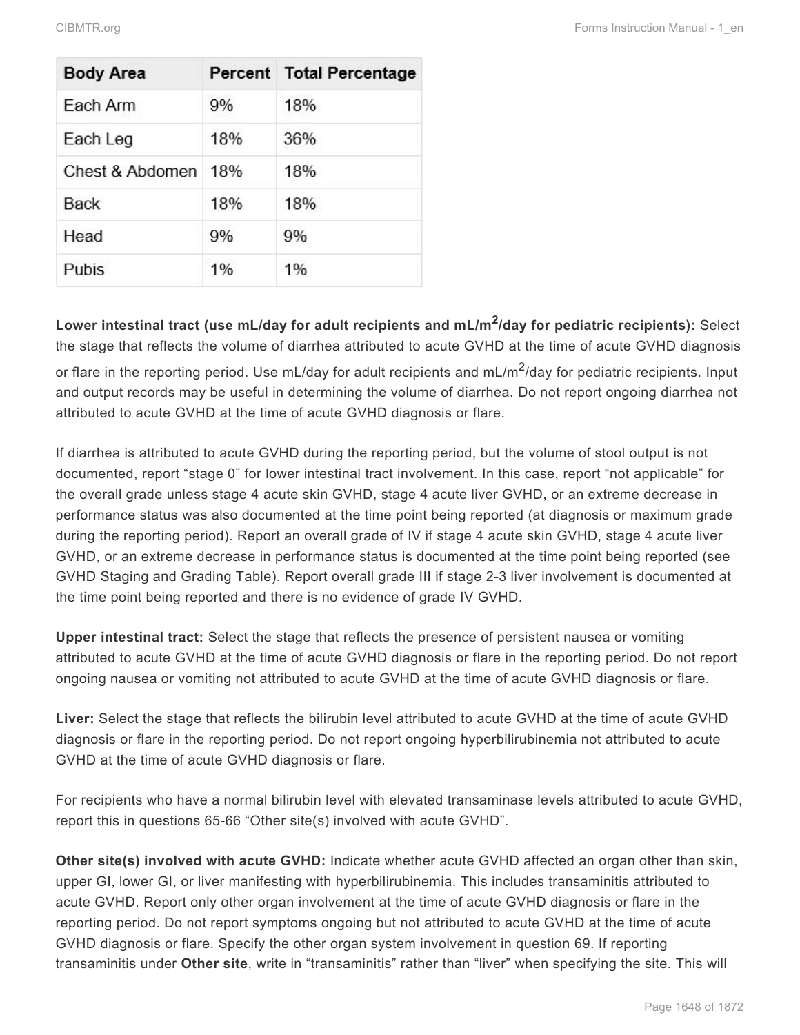| Body Area | Percent | Total Percentage |
|---|---|---|
| Each Arm | 9% | 18% |
| Each Leg | 18% | 36% |
| Chest & Abdomen | 18% | 18% |
| Back | 18% | 18% |
| Head | 9% | 9% |
| Pubis | 1% | 1% |

**Lower intestinal tract (use mL/day for adult recipients and mL/m$^2$/day for pediatric recipients):** Select the stage that reflects the volume of diarrhea attributed to acute GVHD at the time of acute GVHD diagnosis or flare in the reporting period. Use mL/day for adult recipients and mL/m$^2$/day for pediatric recipients. Input and output records may be useful in determining the volume of diarrhea. Do not report ongoing diarrhea not attributed to acute GVHD at the time of acute GVHD diagnosis or flare.

If diarrhea is attributed to acute GVHD during the reporting period, but the volume of stool output is not documented, report "stage 0" for lower intestinal tract involvement. In this case, report "not applicable" for the overall grade unless stage 4 acute skin GVHD, stage 4 acute liver GVHD, or an extreme decrease in performance status was also documented at the time point being reported (at diagnosis or maximum grade during the reporting period). Report an overall grade of IV if stage 4 acute skin GVHD, stage 4 acute liver GVHD, or an extreme decrease in performance status is documented at the time point being reported (see GVHD Staging and Grading Table). Report overall grade III if stage 2-3 liver involvement is documented at the time point being reported and there is no evidence of grade IV GVHD.

**Upper intestinal tract:** Select the stage that reflects the presence of persistent nausea or vomiting attributed to acute GVHD at the time of acute GVHD diagnosis or flare in the reporting period. Do not report ongoing nausea or vomiting not attributed to acute GVHD at the time of acute GVHD diagnosis or flare.

**Liver:** Select the stage that reflects the bilirubin level attributed to acute GVHD at the time of acute GVHD diagnosis or flare in the reporting period. Do not report ongoing hyperbilirubinemia not attributed to acute GVHD at the time of acute GVHD diagnosis or flare.

For recipients who have a normal bilirubin level with elevated transaminase levels attributed to acute GVHD, report this in questions 65-66 "Other site(s) involved with acute GVHD".

**Other site(s) involved with acute GVHD:** Indicate whether acute GVHD affected an organ other than skin, upper GI, lower GI, or liver manifesting with hyperbilirubinemia. This includes transaminitis attributed to acute GVHD. Report only other organ involvement at the time of acute GVHD diagnosis or flare in the reporting period. Do not report symptoms ongoing but not attributed to acute GVHD at the time of acute GVHD diagnosis or flare. Specify the other organ system involvement in question 69. If reporting transaminitis under **Other site**, write in "transaminitis" rather than "liver" when specifying the site. This will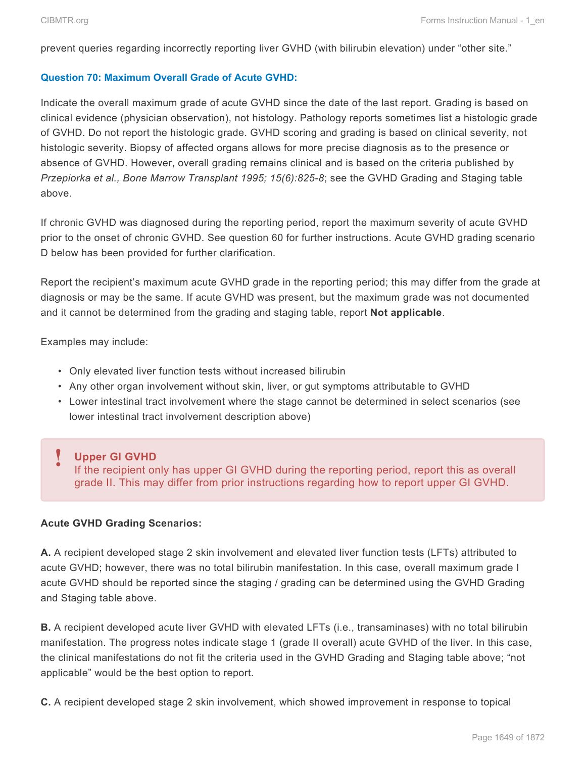prevent queries regarding incorrectly reporting liver GVHD (with bilirubin elevation) under "other site."

### Question 70: Maximum Overall Grade of Acute GVHD:

Indicate the overall maximum grade of acute GVHD since the date of the last report. Grading is based on clinical evidence (physician observation), not histology. Pathology reports sometimes list a histologic grade of GVHD. Do not report the histologic grade. GVHD scoring and grading is based on clinical severity, not histologic severity. Biopsy of affected organs allows for more precise diagnosis as to the presence or absence of GVHD. However, overall grading remains clinical and is based on the criteria published by *Przepiorka et al., Bone Marrow Transplant 1995; 15(6):825-8*; see the GVHD Grading and Staging table above.

If chronic GVHD was diagnosed during the reporting period, report the maximum severity of acute GVHD prior to the onset of chronic GVHD. See question 60 for further instructions. Acute GVHD grading scenario D below has been provided for further clarification.

Report the recipient's maximum acute GVHD grade in the reporting period; this may differ from the grade at diagnosis or may be the same. If acute GVHD was present, but the maximum grade was not documented and it cannot be determined from the grading and staging table, report **Not applicable**.

Examples may include:

- Only elevated liver function tests without increased bilirubin
- Any other organ involvement without skin, liver, or gut symptoms attributable to GVHD
- Lower intestinal tract involvement where the stage cannot be determined in select scenarios (see lower intestinal tract involvement description above)

> **Upper GI GVHD**
> If the recipient only has upper GI GVHD during the reporting period, report this as overall grade II. This may differ from prior instructions regarding how to report upper GI GVHD.

**Acute GVHD Grading Scenarios:**

**A.** A recipient developed stage 2 skin involvement and elevated liver function tests (LFTs) attributed to acute GVHD; however, there was no total bilirubin manifestation. In this case, overall maximum grade I acute GVHD should be reported since the staging / grading can be determined using the GVHD Grading and Staging table above.

**B.** A recipient developed acute liver GVHD with elevated LFTs (i.e., transaminases) with no total bilirubin manifestation. The progress notes indicate stage 1 (grade II overall) acute GVHD of the liver. In this case, the clinical manifestations do not fit the criteria used in the GVHD Grading and Staging table above; "not applicable" would be the best option to report.

**C.** A recipient developed stage 2 skin involvement, which showed improvement in response to topical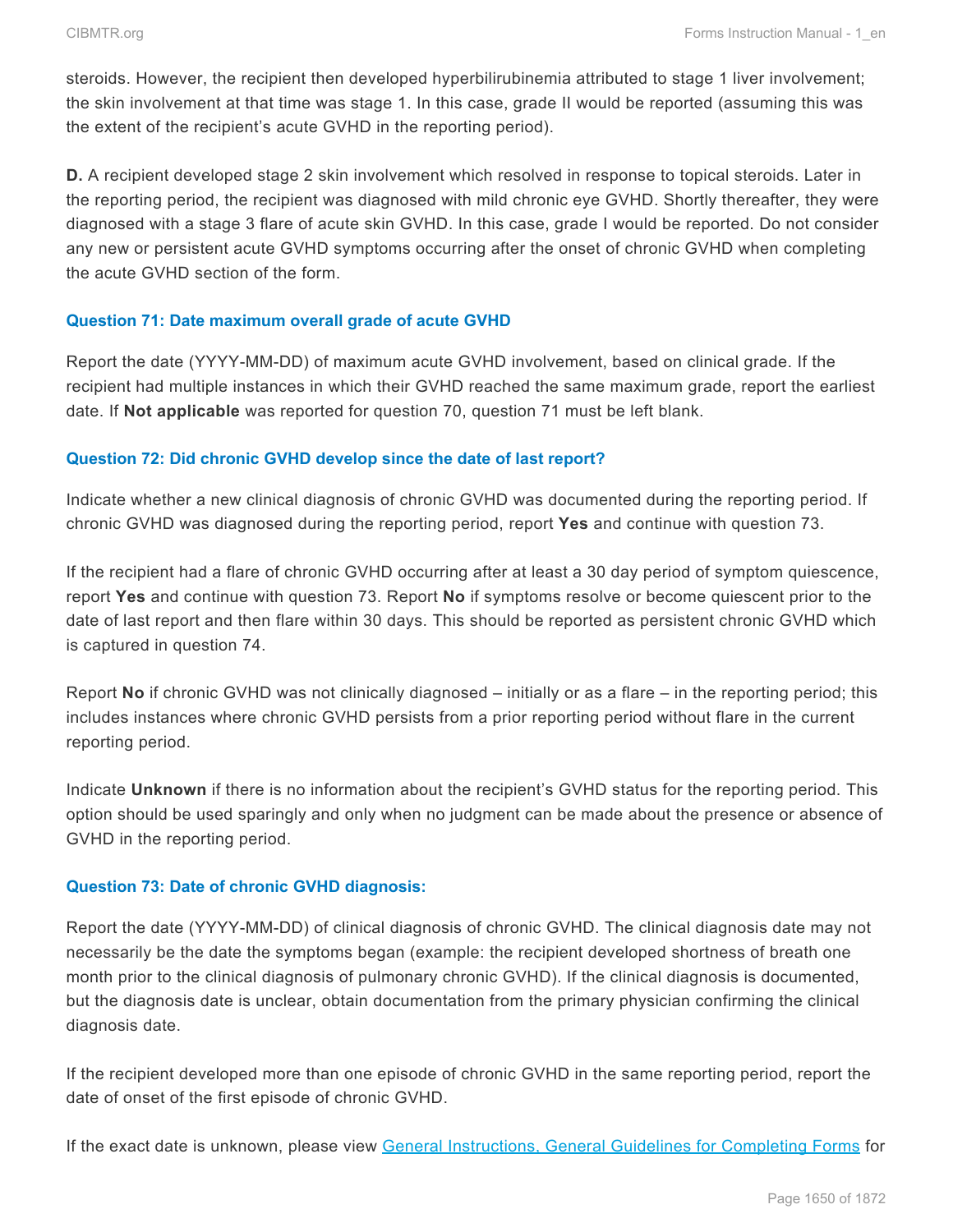steroids. However, the recipient then developed hyperbilirubinemia attributed to stage 1 liver involvement; the skin involvement at that time was stage 1. In this case, grade II would be reported (assuming this was the extent of the recipient's acute GVHD in the reporting period).

**D.** A recipient developed stage 2 skin involvement which resolved in response to topical steroids. Later in the reporting period, the recipient was diagnosed with mild chronic eye GVHD. Shortly thereafter, they were diagnosed with a stage 3 flare of acute skin GVHD. In this case, grade I would be reported. Do not consider any new or persistent acute GVHD symptoms occurring after the onset of chronic GVHD when completing the acute GVHD section of the form.

### Question 71: Date maximum overall grade of acute GVHD

Report the date (YYYY-MM-DD) of maximum acute GVHD involvement, based on clinical grade. If the recipient had multiple instances in which their GVHD reached the same maximum grade, report the earliest date. If **Not applicable** was reported for question 70, question 71 must be left blank.

### Question 72: Did chronic GVHD develop since the date of last report?

Indicate whether a new clinical diagnosis of chronic GVHD was documented during the reporting period. If chronic GVHD was diagnosed during the reporting period, report **Yes** and continue with question 73.

If the recipient had a flare of chronic GVHD occurring after at least a 30 day period of symptom quiescence, report **Yes** and continue with question 73. Report **No** if symptoms resolve or become quiescent prior to the date of last report and then flare within 30 days. This should be reported as persistent chronic GVHD which is captured in question 74.

Report **No** if chronic GVHD was not clinically diagnosed – initially or as a flare – in the reporting period; this includes instances where chronic GVHD persists from a prior reporting period without flare in the current reporting period.

Indicate **Unknown** if there is no information about the recipient's GVHD status for the reporting period. This option should be used sparingly and only when no judgment can be made about the presence or absence of GVHD in the reporting period.

### Question 73: Date of chronic GVHD diagnosis:

Report the date (YYYY-MM-DD) of clinical diagnosis of chronic GVHD. The clinical diagnosis date may not necessarily be the date the symptoms began (example: the recipient developed shortness of breath one month prior to the clinical diagnosis of pulmonary chronic GVHD). If the clinical diagnosis is documented, but the diagnosis date is unclear, obtain documentation from the primary physician confirming the clinical diagnosis date.

If the recipient developed more than one episode of chronic GVHD in the same reporting period, report the date of onset of the first episode of chronic GVHD.

If the exact date is unknown, please view General Instructions, General Guidelines for Completing Forms for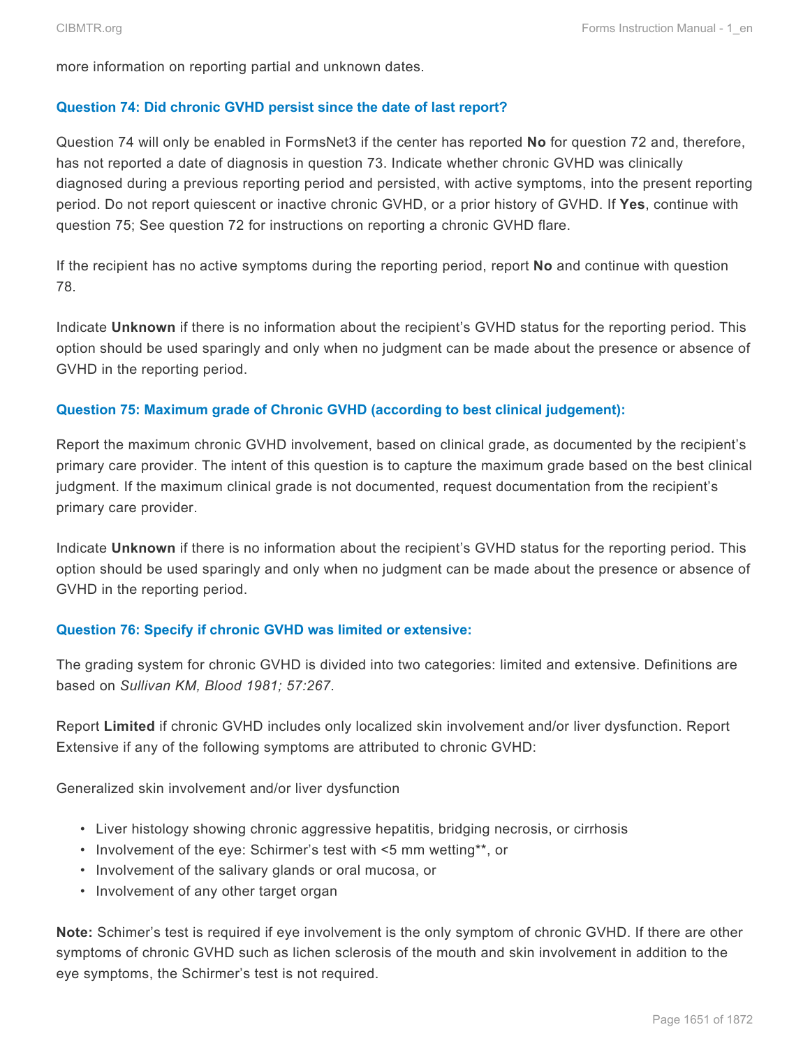more information on reporting partial and unknown dates.

### Question 74: Did chronic GVHD persist since the date of last report?

Question 74 will only be enabled in FormsNet3 if the center has reported **No** for question 72 and, therefore, has not reported a date of diagnosis in question 73. Indicate whether chronic GVHD was clinically diagnosed during a previous reporting period and persisted, with active symptoms, into the present reporting period. Do not report quiescent or inactive chronic GVHD, or a prior history of GVHD. If **Yes**, continue with question 75; See question 72 for instructions on reporting a chronic GVHD flare.

If the recipient has no active symptoms during the reporting period, report **No** and continue with question 78.

Indicate **Unknown** if there is no information about the recipient's GVHD status for the reporting period. This option should be used sparingly and only when no judgment can be made about the presence or absence of GVHD in the reporting period.

### Question 75: Maximum grade of Chronic GVHD (according to best clinical judgement):

Report the maximum chronic GVHD involvement, based on clinical grade, as documented by the recipient's primary care provider. The intent of this question is to capture the maximum grade based on the best clinical judgment. If the maximum clinical grade is not documented, request documentation from the recipient's primary care provider.

Indicate **Unknown** if there is no information about the recipient's GVHD status for the reporting period. This option should be used sparingly and only when no judgment can be made about the presence or absence of GVHD in the reporting period.

### Question 76: Specify if chronic GVHD was limited or extensive:

The grading system for chronic GVHD is divided into two categories: limited and extensive. Definitions are based on *Sullivan KM, Blood 1981; 57:267*.

Report **Limited** if chronic GVHD includes only localized skin involvement and/or liver dysfunction. Report Extensive if any of the following symptoms are attributed to chronic GVHD:

Generalized skin involvement and/or liver dysfunction

- Liver histology showing chronic aggressive hepatitis, bridging necrosis, or cirrhosis
- Involvement of the eye: Schirmer's test with <5 mm wetting**, or
- Involvement of the salivary glands or oral mucosa, or
- Involvement of any other target organ

**Note:** Schimer's test is required if eye involvement is the only symptom of chronic GVHD. If there are other symptoms of chronic GVHD such as lichen sclerosis of the mouth and skin involvement in addition to the eye symptoms, the Schirmer's test is not required.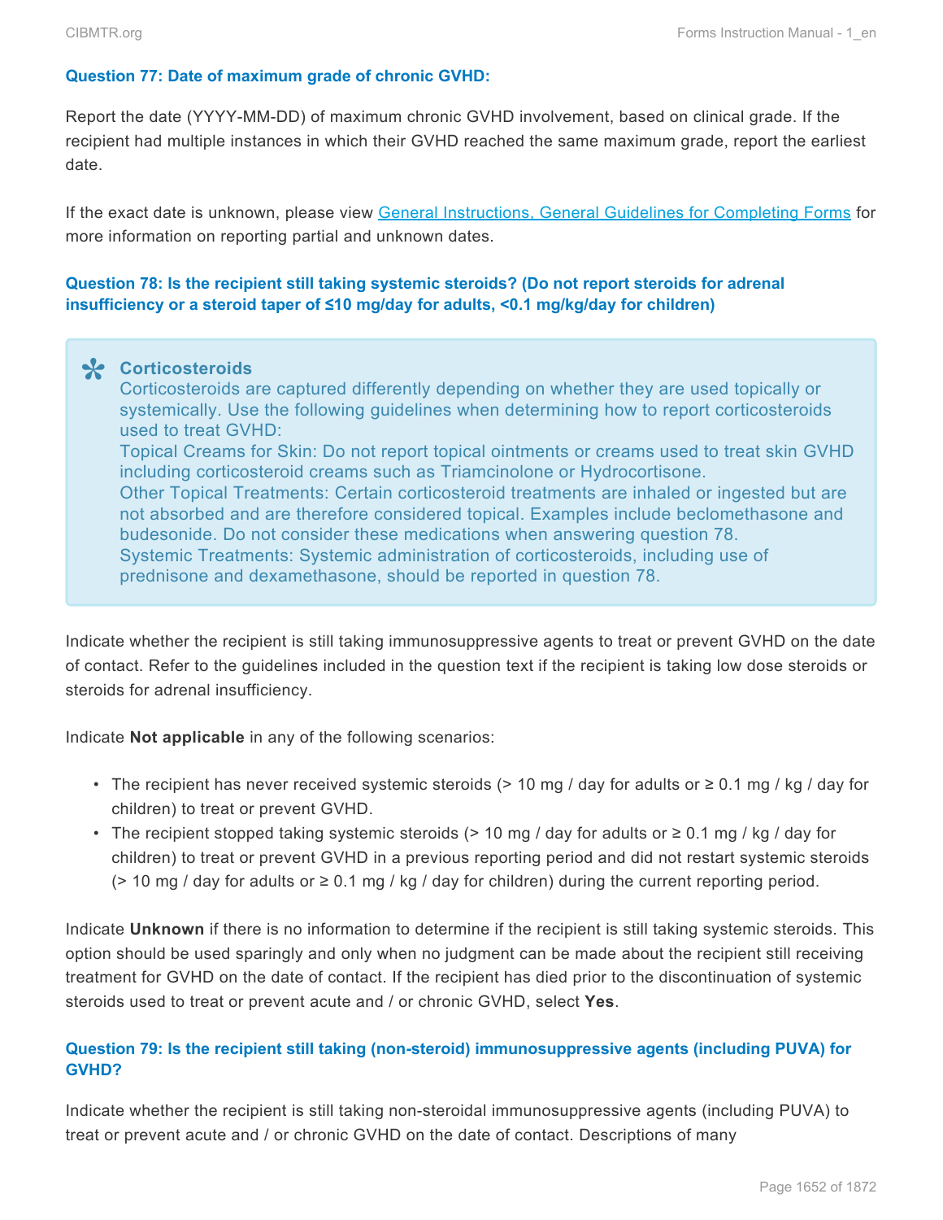### Question 77: Date of maximum grade of chronic GVHD:

Report the date (YYYY-MM-DD) of maximum chronic GVHD involvement, based on clinical grade. If the recipient had multiple instances in which their GVHD reached the same maximum grade, report the earliest date.

If the exact date is unknown, please view [General Instructions, General Guidelines for Completing Forms]() for more information on reporting partial and unknown dates.

### Question 78: Is the recipient still taking systemic steroids? (Do not report steroids for adrenal insufficiency or a steroid taper of ≤10 mg/day for adults, <0.1 mg/kg/day for children)

> **Corticosteroids**
> Corticosteroids are captured differently depending on whether they are used topically or systemically. Use the following guidelines when determining how to report corticosteroids used to treat GVHD:
> Topical Creams for Skin: Do not report topical ointments or creams used to treat skin GVHD including corticosteroid creams such as Triamcinolone or Hydrocortisone.
> Other Topical Treatments: Certain corticosteroid treatments are inhaled or ingested but are not absorbed and are therefore considered topical. Examples include beclomethasone and budesonide. Do not consider these medications when answering question 78.
> Systemic Treatments: Systemic administration of corticosteroids, including use of prednisone and dexamethasone, should be reported in question 78.

Indicate whether the recipient is still taking immunosuppressive agents to treat or prevent GVHD on the date of contact. Refer to the guidelines included in the question text if the recipient is taking low dose steroids or steroids for adrenal insufficiency.

Indicate **Not applicable** in any of the following scenarios:

- The recipient has never received systemic steroids (> 10 mg / day for adults or ≥ 0.1 mg / kg / day for children) to treat or prevent GVHD.
- The recipient stopped taking systemic steroids (> 10 mg / day for adults or ≥ 0.1 mg / kg / day for children) to treat or prevent GVHD in a previous reporting period and did not restart systemic steroids (> 10 mg / day for adults or ≥ 0.1 mg / kg / day for children) during the current reporting period.

Indicate **Unknown** if there is no information to determine if the recipient is still taking systemic steroids. This option should be used sparingly and only when no judgment can be made about the recipient still receiving treatment for GVHD on the date of contact. If the recipient has died prior to the discontinuation of systemic steroids used to treat or prevent acute and / or chronic GVHD, select **Yes**.

### Question 79: Is the recipient still taking (non-steroid) immunosuppressive agents (including PUVA) for GVHD?

Indicate whether the recipient is still taking non-steroidal immunosuppressive agents (including PUVA) to treat or prevent acute and / or chronic GVHD on the date of contact. Descriptions of many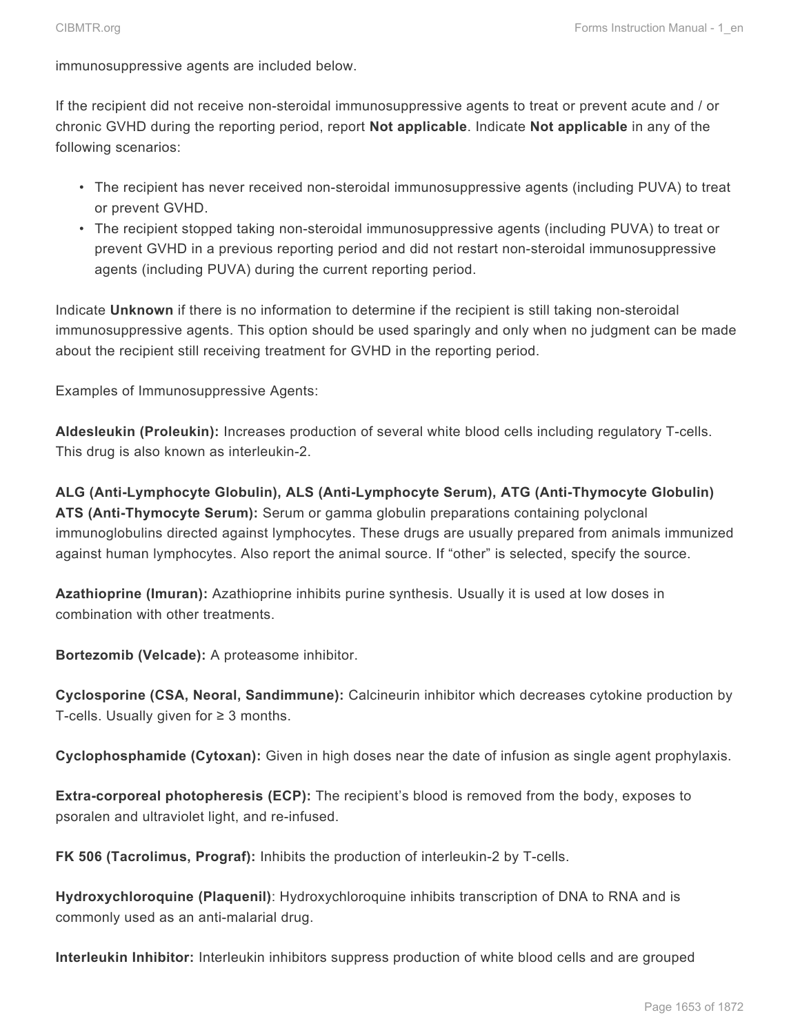immunosuppressive agents are included below.

If the recipient did not receive non-steroidal immunosuppressive agents to treat or prevent acute and / or chronic GVHD during the reporting period, report **Not applicable**. Indicate **Not applicable** in any of the following scenarios:

- The recipient has never received non-steroidal immunosuppressive agents (including PUVA) to treat or prevent GVHD.
- The recipient stopped taking non-steroidal immunosuppressive agents (including PUVA) to treat or prevent GVHD in a previous reporting period and did not restart non-steroidal immunosuppressive agents (including PUVA) during the current reporting period.

Indicate **Unknown** if there is no information to determine if the recipient is still taking non-steroidal immunosuppressive agents. This option should be used sparingly and only when no judgment can be made about the recipient still receiving treatment for GVHD in the reporting period.

Examples of Immunosuppressive Agents:

**Aldesleukin (Proleukin):** Increases production of several white blood cells including regulatory T-cells. This drug is also known as interleukin-2.

**ALG (Anti-Lymphocyte Globulin), ALS (Anti-Lymphocyte Serum), ATG (Anti-Thymocyte Globulin) ATS (Anti-Thymocyte Serum):** Serum or gamma globulin preparations containing polyclonal immunoglobulins directed against lymphocytes. These drugs are usually prepared from animals immunized against human lymphocytes. Also report the animal source. If "other" is selected, specify the source.

**Azathioprine (Imuran):** Azathioprine inhibits purine synthesis. Usually it is used at low doses in combination with other treatments.

**Bortezomib (Velcade):** A proteasome inhibitor.

**Cyclosporine (CSA, Neoral, Sandimmune):** Calcineurin inhibitor which decreases cytokine production by T-cells. Usually given for ≥ 3 months.

**Cyclophosphamide (Cytoxan):** Given in high doses near the date of infusion as single agent prophylaxis.

**Extra-corporeal photopheresis (ECP):** The recipient's blood is removed from the body, exposes to psoralen and ultraviolet light, and re-infused.

**FK 506 (Tacrolimus, Prograf):** Inhibits the production of interleukin-2 by T-cells.

**Hydroxychloroquine (Plaquenil)**: Hydroxychloroquine inhibits transcription of DNA to RNA and is commonly used as an anti-malarial drug.

**Interleukin Inhibitor:** Interleukin inhibitors suppress production of white blood cells and are grouped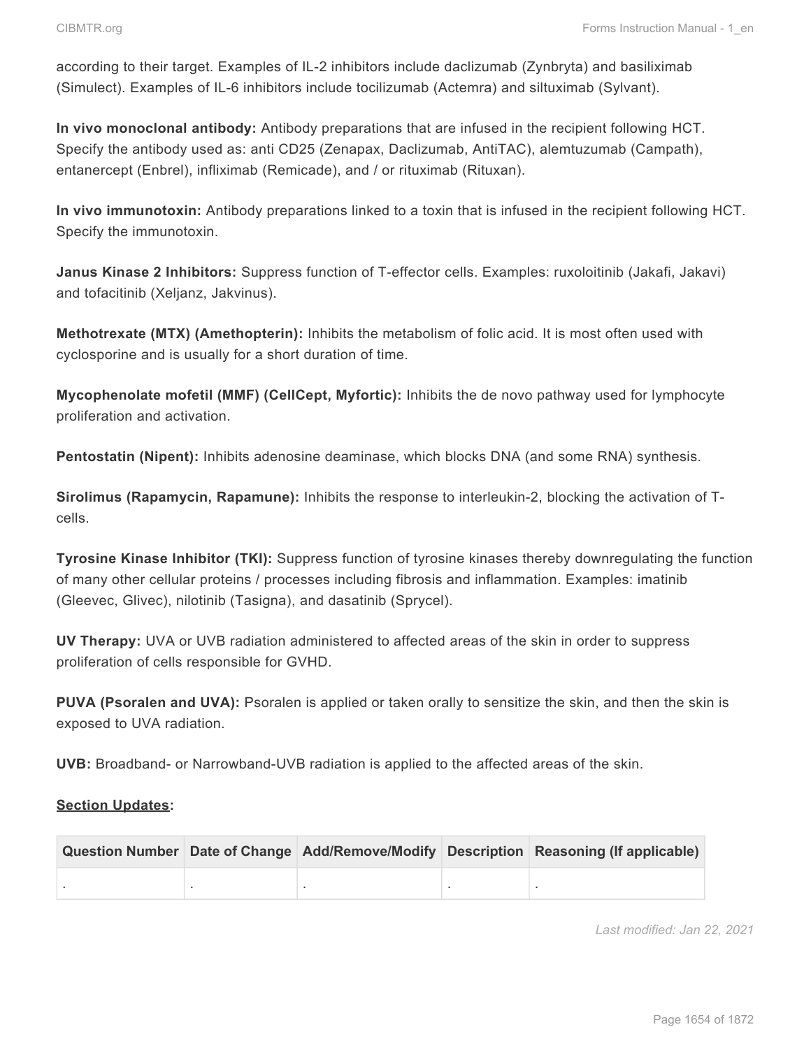according to their target. Examples of IL-2 inhibitors include daclizumab (Zynbryta) and basiliximab (Simulect). Examples of IL-6 inhibitors include tocilizumab (Actemra) and siltuximab (Sylvant).

**In vivo monoclonal antibody:** Antibody preparations that are infused in the recipient following HCT. Specify the antibody used as: anti CD25 (Zenapax, Daclizumab, AntiTAC), alemtuzumab (Campath), entanercept (Enbrel), infliximab (Remicade), and / or rituximab (Rituxan).

**In vivo immunotoxin:** Antibody preparations linked to a toxin that is infused in the recipient following HCT. Specify the immunotoxin.

**Janus Kinase 2 Inhibitors:** Suppress function of T-effector cells. Examples: ruxoloitinib (Jakafi, Jakavi) and tofacitinib (Xeljanz, Jakvinus).

**Methotrexate (MTX) (Amethopterin):** Inhibits the metabolism of folic acid. It is most often used with cyclosporine and is usually for a short duration of time.

**Mycophenolate mofetil (MMF) (CellCept, Myfortic):** Inhibits the de novo pathway used for lymphocyte proliferation and activation.

**Pentostatin (Nipent):** Inhibits adenosine deaminase, which blocks DNA (and some RNA) synthesis.

**Sirolimus (Rapamycin, Rapamune):** Inhibits the response to interleukin-2, blocking the activation of T-cells.

**Tyrosine Kinase Inhibitor (TKI):** Suppress function of tyrosine kinases thereby downregulating the function of many other cellular proteins / processes including fibrosis and inflammation. Examples: imatinib (Gleevec, Glivec), nilotinib (Tasigna), and dasatinib (Sprycel).

**UV Therapy:** UVA or UVB radiation administered to affected areas of the skin in order to suppress proliferation of cells responsible for GVHD.

**PUVA (Psoralen and UVA):** Psoralen is applied or taken orally to sensitize the skin, and then the skin is exposed to UVA radiation.

**UVB:** Broadband- or Narrowband-UVB radiation is applied to the affected areas of the skin.

**Section Updates:**

| Question Number | Date of Change | Add/Remove/Modify | Description | Reasoning (If applicable) |
|---|---|---|---|---|
| . | . | . | . | . |

*Last modified: Jan 22, 2021*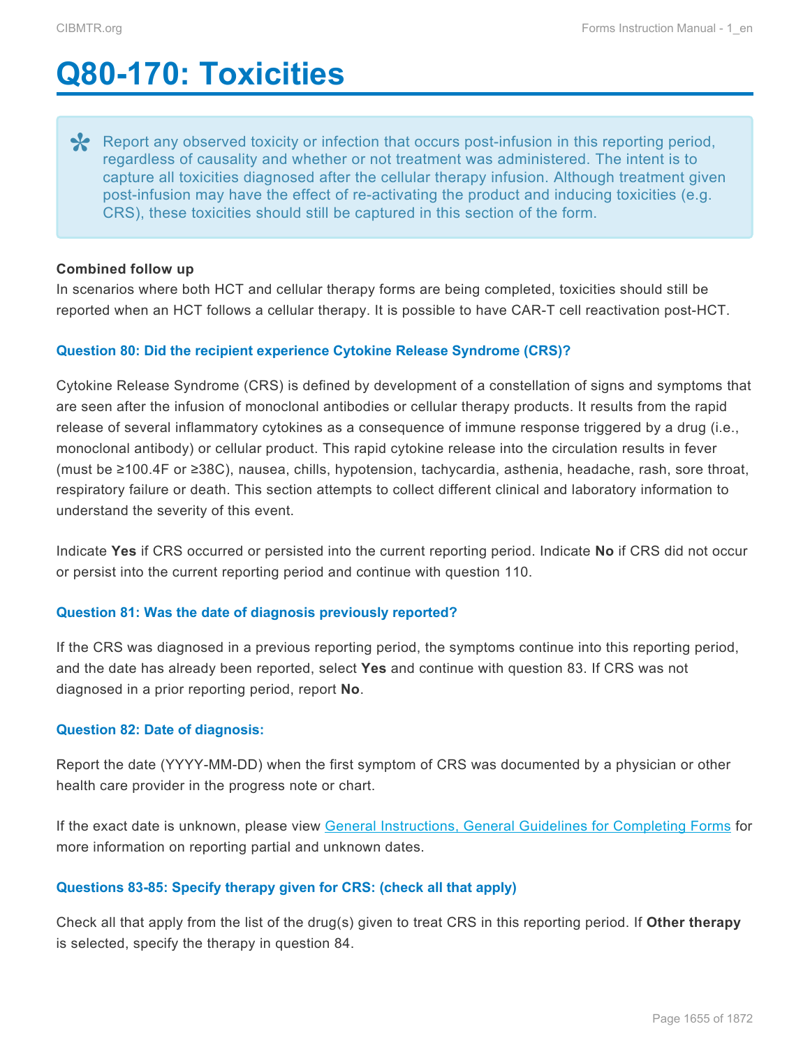# Q80-170: Toxicities

> Report any observed toxicity or infection that occurs post-infusion in this reporting period, regardless of causality and whether or not treatment was administered. The intent is to capture all toxicities diagnosed after the cellular therapy infusion. Although treatment given post-infusion may have the effect of re-activating the product and inducing toxicities (e.g. CRS), these toxicities should still be captured in this section of the form.

**Combined follow up**

In scenarios where both HCT and cellular therapy forms are being completed, toxicities should still be reported when an HCT follows a cellular therapy. It is possible to have CAR-T cell reactivation post-HCT.

### Question 80: Did the recipient experience Cytokine Release Syndrome (CRS)?

Cytokine Release Syndrome (CRS) is defined by development of a constellation of signs and symptoms that are seen after the infusion of monoclonal antibodies or cellular therapy products. It results from the rapid release of several inflammatory cytokines as a consequence of immune response triggered by a drug (i.e., monoclonal antibody) or cellular product. This rapid cytokine release into the circulation results in fever (must be ≥100.4F or ≥38C), nausea, chills, hypotension, tachycardia, asthenia, headache, rash, sore throat, respiratory failure or death. This section attempts to collect different clinical and laboratory information to understand the severity of this event.

Indicate **Yes** if CRS occurred or persisted into the current reporting period. Indicate **No** if CRS did not occur or persist into the current reporting period and continue with question 110.

### Question 81: Was the date of diagnosis previously reported?

If the CRS was diagnosed in a previous reporting period, the symptoms continue into this reporting period, and the date has already been reported, select **Yes** and continue with question 83. If CRS was not diagnosed in a prior reporting period, report **No**.

### Question 82: Date of diagnosis:

Report the date (YYYY-MM-DD) when the first symptom of CRS was documented by a physician or other health care provider in the progress note or chart.

If the exact date is unknown, please view General Instructions, General Guidelines for Completing Forms for more information on reporting partial and unknown dates.

### Questions 83-85: Specify therapy given for CRS: (check all that apply)

Check all that apply from the list of the drug(s) given to treat CRS in this reporting period. If **Other therapy** is selected, specify the therapy in question 84.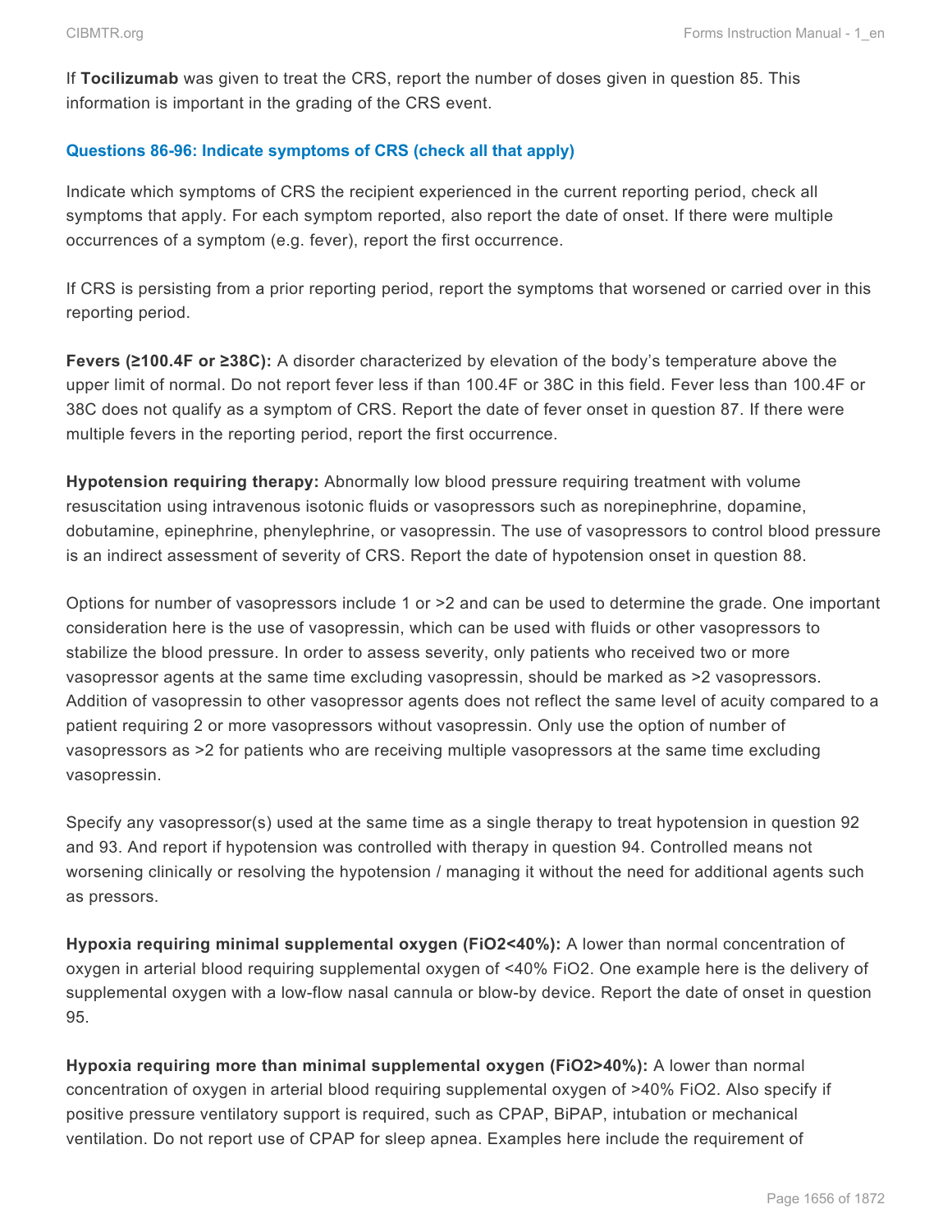If **Tocilizumab** was given to treat the CRS, report the number of doses given in question 85. This information is important in the grading of the CRS event.

### Questions 86-96: Indicate symptoms of CRS (check all that apply)

Indicate which symptoms of CRS the recipient experienced in the current reporting period, check all symptoms that apply. For each symptom reported, also report the date of onset. If there were multiple occurrences of a symptom (e.g. fever), report the first occurrence.

If CRS is persisting from a prior reporting period, report the symptoms that worsened or carried over in this reporting period.

**Fevers (≥100.4F or ≥38C):** A disorder characterized by elevation of the body's temperature above the upper limit of normal. Do not report fever less if than 100.4F or 38C in this field. Fever less than 100.4F or 38C does not qualify as a symptom of CRS. Report the date of fever onset in question 87. If there were multiple fevers in the reporting period, report the first occurrence.

**Hypotension requiring therapy:** Abnormally low blood pressure requiring treatment with volume resuscitation using intravenous isotonic fluids or vasopressors such as norepinephrine, dopamine, dobutamine, epinephrine, phenylephrine, or vasopressin. The use of vasopressors to control blood pressure is an indirect assessment of severity of CRS. Report the date of hypotension onset in question 88.

Options for number of vasopressors include 1 or >2 and can be used to determine the grade. One important consideration here is the use of vasopressin, which can be used with fluids or other vasopressors to stabilize the blood pressure. In order to assess severity, only patients who received two or more vasopressor agents at the same time excluding vasopressin, should be marked as >2 vasopressors. Addition of vasopressin to other vasopressor agents does not reflect the same level of acuity compared to a patient requiring 2 or more vasopressors without vasopressin. Only use the option of number of vasopressors as >2 for patients who are receiving multiple vasopressors at the same time excluding vasopressin.

Specify any vasopressor(s) used at the same time as a single therapy to treat hypotension in question 92 and 93. And report if hypotension was controlled with therapy in question 94. Controlled means not worsening clinically or resolving the hypotension / managing it without the need for additional agents such as pressors.

**Hypoxia requiring minimal supplemental oxygen (FiO2<40%):** A lower than normal concentration of oxygen in arterial blood requiring supplemental oxygen of <40% FiO2. One example here is the delivery of supplemental oxygen with a low-flow nasal cannula or blow-by device. Report the date of onset in question 95.

**Hypoxia requiring more than minimal supplemental oxygen (FiO2>40%):** A lower than normal concentration of oxygen in arterial blood requiring supplemental oxygen of >40% FiO2. Also specify if positive pressure ventilatory support is required, such as CPAP, BiPAP, intubation or mechanical ventilation. Do not report use of CPAP for sleep apnea. Examples here include the requirement of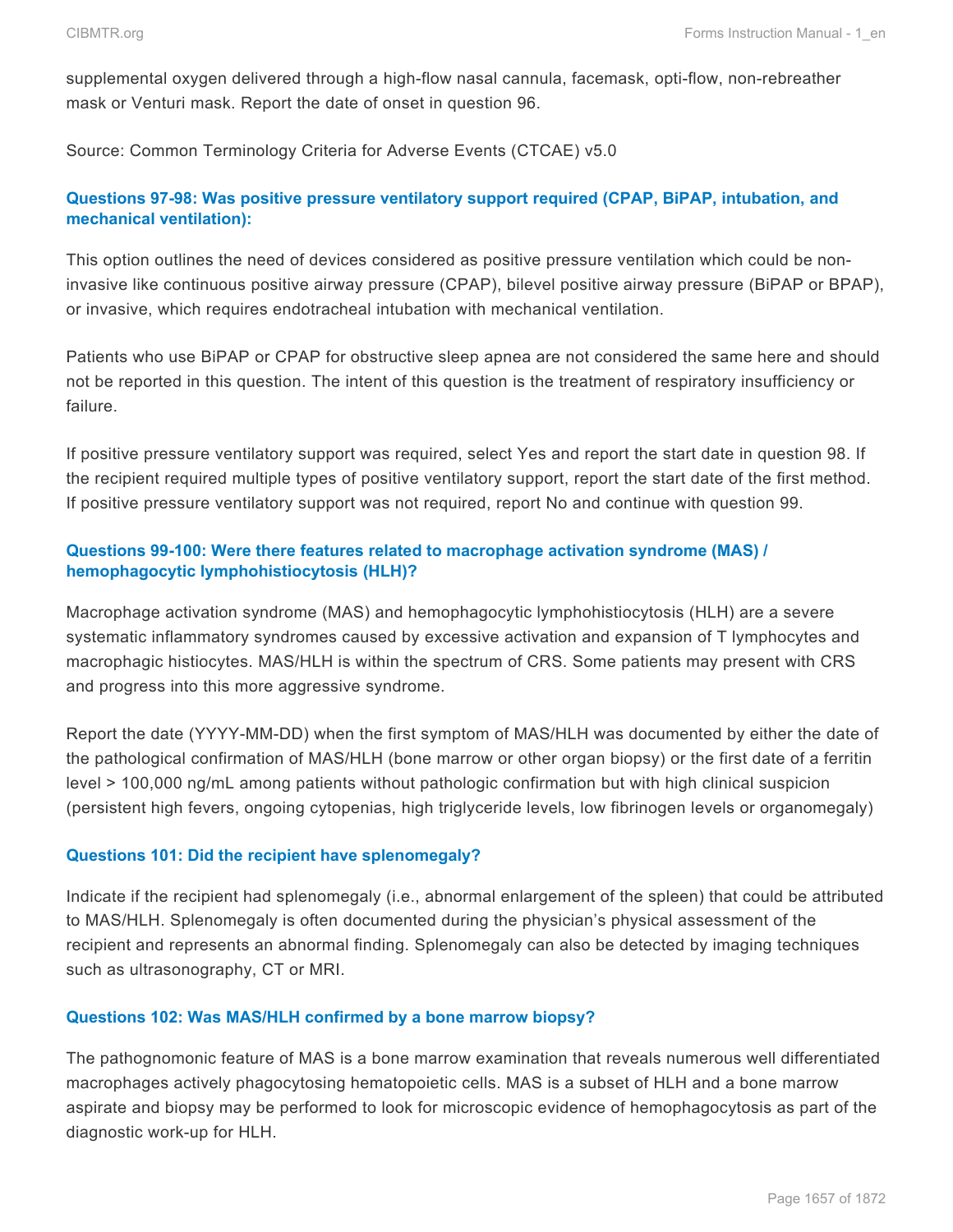supplemental oxygen delivered through a high-flow nasal cannula, facemask, opti-flow, non-rebreather mask or Venturi mask. Report the date of onset in question 96.

Source: Common Terminology Criteria for Adverse Events (CTCAE) v5.0

### Questions 97-98: Was positive pressure ventilatory support required (CPAP, BiPAP, intubation, and mechanical ventilation):

This option outlines the need of devices considered as positive pressure ventilation which could be non-invasive like continuous positive airway pressure (CPAP), bilevel positive airway pressure (BiPAP or BPAP), or invasive, which requires endotracheal intubation with mechanical ventilation.

Patients who use BiPAP or CPAP for obstructive sleep apnea are not considered the same here and should not be reported in this question. The intent of this question is the treatment of respiratory insufficiency or failure.

If positive pressure ventilatory support was required, select Yes and report the start date in question 98. If the recipient required multiple types of positive ventilatory support, report the start date of the first method. If positive pressure ventilatory support was not required, report No and continue with question 99.

### Questions 99-100: Were there features related to macrophage activation syndrome (MAS) / hemophagocytic lymphohistiocytosis (HLH)?

Macrophage activation syndrome (MAS) and hemophagocytic lymphohistiocytosis (HLH) are a severe systematic inflammatory syndromes caused by excessive activation and expansion of T lymphocytes and macrophagic histiocytes. MAS/HLH is within the spectrum of CRS. Some patients may present with CRS and progress into this more aggressive syndrome.

Report the date (YYYY-MM-DD) when the first symptom of MAS/HLH was documented by either the date of the pathological confirmation of MAS/HLH (bone marrow or other organ biopsy) or the first date of a ferritin level > 100,000 ng/mL among patients without pathologic confirmation but with high clinical suspicion (persistent high fevers, ongoing cytopenias, high triglyceride levels, low fibrinogen levels or organomegaly)

### Questions 101: Did the recipient have splenomegaly?

Indicate if the recipient had splenomegaly (i.e., abnormal enlargement of the spleen) that could be attributed to MAS/HLH. Splenomegaly is often documented during the physician's physical assessment of the recipient and represents an abnormal finding. Splenomegaly can also be detected by imaging techniques such as ultrasonography, CT or MRI.

### Questions 102: Was MAS/HLH confirmed by a bone marrow biopsy?

The pathognomonic feature of MAS is a bone marrow examination that reveals numerous well differentiated macrophages actively phagocytosing hematopoietic cells. MAS is a subset of HLH and a bone marrow aspirate and biopsy may be performed to look for microscopic evidence of hemophagocytosis as part of the diagnostic work-up for HLH.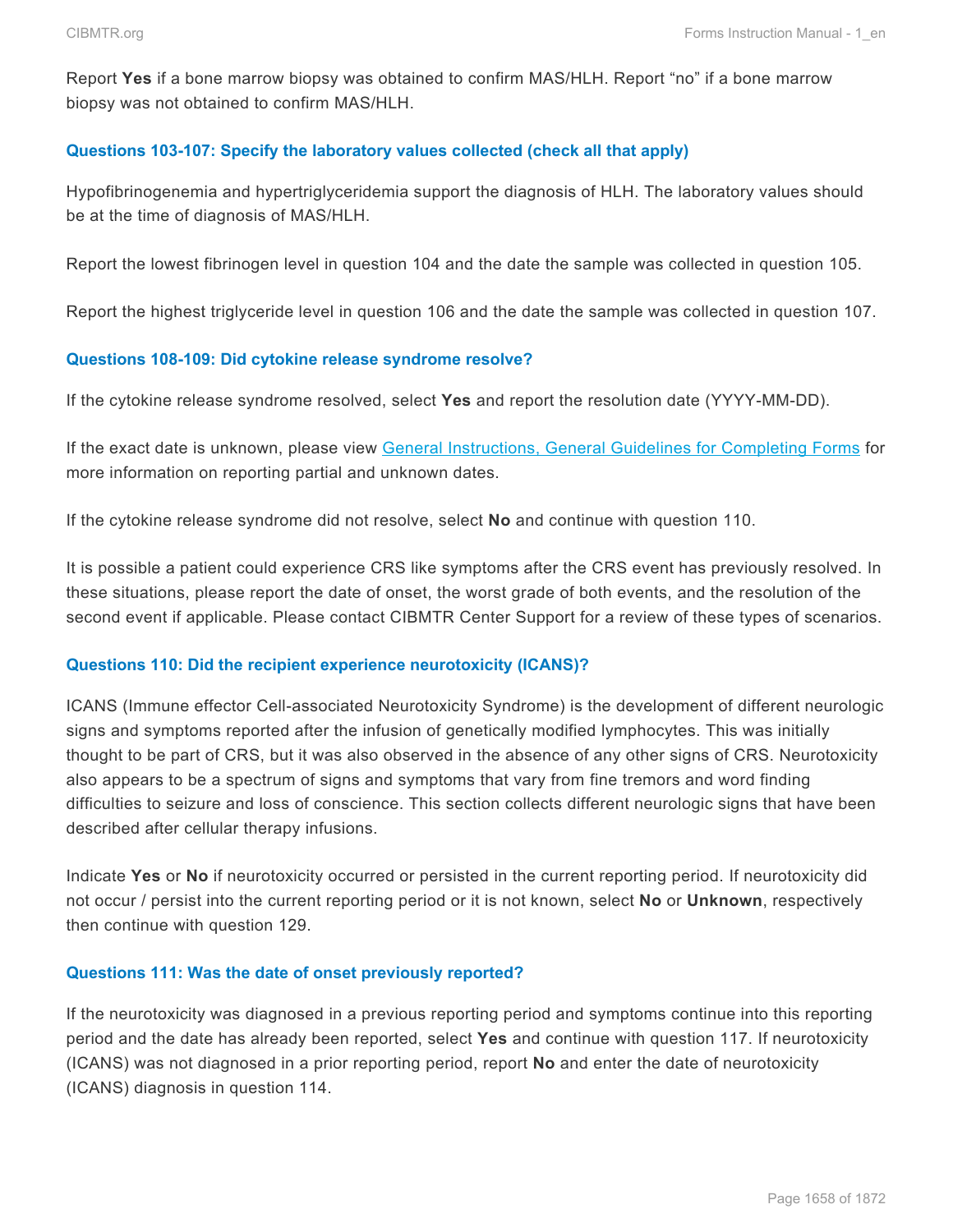Report **Yes** if a bone marrow biopsy was obtained to confirm MAS/HLH. Report "no" if a bone marrow biopsy was not obtained to confirm MAS/HLH.

#### Questions 103-107: Specify the laboratory values collected (check all that apply)

Hypofibrinogenemia and hypertriglyceridemia support the diagnosis of HLH. The laboratory values should be at the time of diagnosis of MAS/HLH.

Report the lowest fibrinogen level in question 104 and the date the sample was collected in question 105.

Report the highest triglyceride level in question 106 and the date the sample was collected in question 107.

#### Questions 108-109: Did cytokine release syndrome resolve?

If the cytokine release syndrome resolved, select **Yes** and report the resolution date (YYYY-MM-DD).

If the exact date is unknown, please view General Instructions, General Guidelines for Completing Forms for more information on reporting partial and unknown dates.

If the cytokine release syndrome did not resolve, select **No** and continue with question 110.

It is possible a patient could experience CRS like symptoms after the CRS event has previously resolved. In these situations, please report the date of onset, the worst grade of both events, and the resolution of the second event if applicable. Please contact CIBMTR Center Support for a review of these types of scenarios.

#### Questions 110: Did the recipient experience neurotoxicity (ICANS)?

ICANS (Immune effector Cell-associated Neurotoxicity Syndrome) is the development of different neurologic signs and symptoms reported after the infusion of genetically modified lymphocytes. This was initially thought to be part of CRS, but it was also observed in the absence of any other signs of CRS. Neurotoxicity also appears to be a spectrum of signs and symptoms that vary from fine tremors and word finding difficulties to seizure and loss of conscience. This section collects different neurologic signs that have been described after cellular therapy infusions.

Indicate **Yes** or **No** if neurotoxicity occurred or persisted in the current reporting period. If neurotoxicity did not occur / persist into the current reporting period or it is not known, select **No** or **Unknown**, respectively then continue with question 129.

#### Questions 111: Was the date of onset previously reported?

If the neurotoxicity was diagnosed in a previous reporting period and symptoms continue into this reporting period and the date has already been reported, select **Yes** and continue with question 117. If neurotoxicity (ICANS) was not diagnosed in a prior reporting period, report **No** and enter the date of neurotoxicity (ICANS) diagnosis in question 114.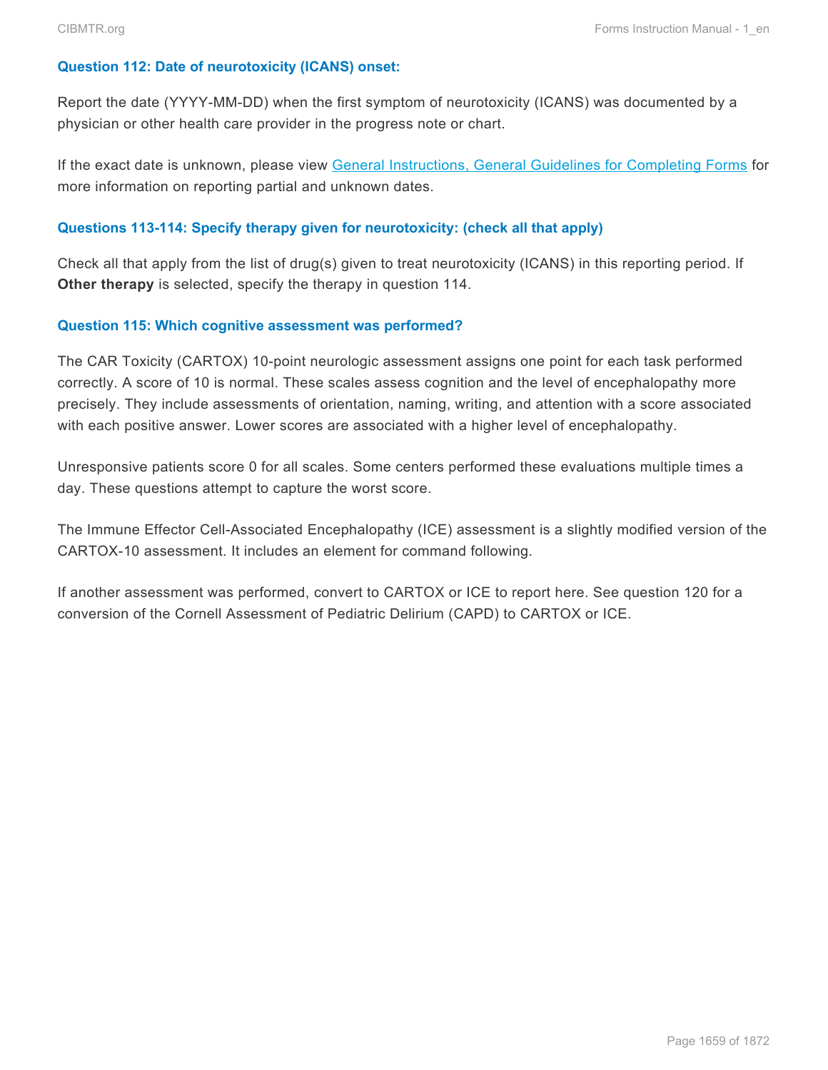### Question 112: Date of neurotoxicity (ICANS) onset:

Report the date (YYYY-MM-DD) when the first symptom of neurotoxicity (ICANS) was documented by a physician or other health care provider in the progress note or chart.

If the exact date is unknown, please view [General Instructions, General Guidelines for Completing Forms](#) for more information on reporting partial and unknown dates.

### Questions 113-114: Specify therapy given for neurotoxicity: (check all that apply)

Check all that apply from the list of drug(s) given to treat neurotoxicity (ICANS) in this reporting period. If **Other therapy** is selected, specify the therapy in question 114.

### Question 115: Which cognitive assessment was performed?

The CAR Toxicity (CARTOX) 10-point neurologic assessment assigns one point for each task performed correctly. A score of 10 is normal. These scales assess cognition and the level of encephalopathy more precisely. They include assessments of orientation, naming, writing, and attention with a score associated with each positive answer. Lower scores are associated with a higher level of encephalopathy.

Unresponsive patients score 0 for all scales. Some centers performed these evaluations multiple times a day. These questions attempt to capture the worst score.

The Immune Effector Cell-Associated Encephalopathy (ICE) assessment is a slightly modified version of the CARTOX-10 assessment. It includes an element for command following.

If another assessment was performed, convert to CARTOX or ICE to report here. See question 120 for a conversion of the Cornell Assessment of Pediatric Delirium (CAPD) to CARTOX or ICE.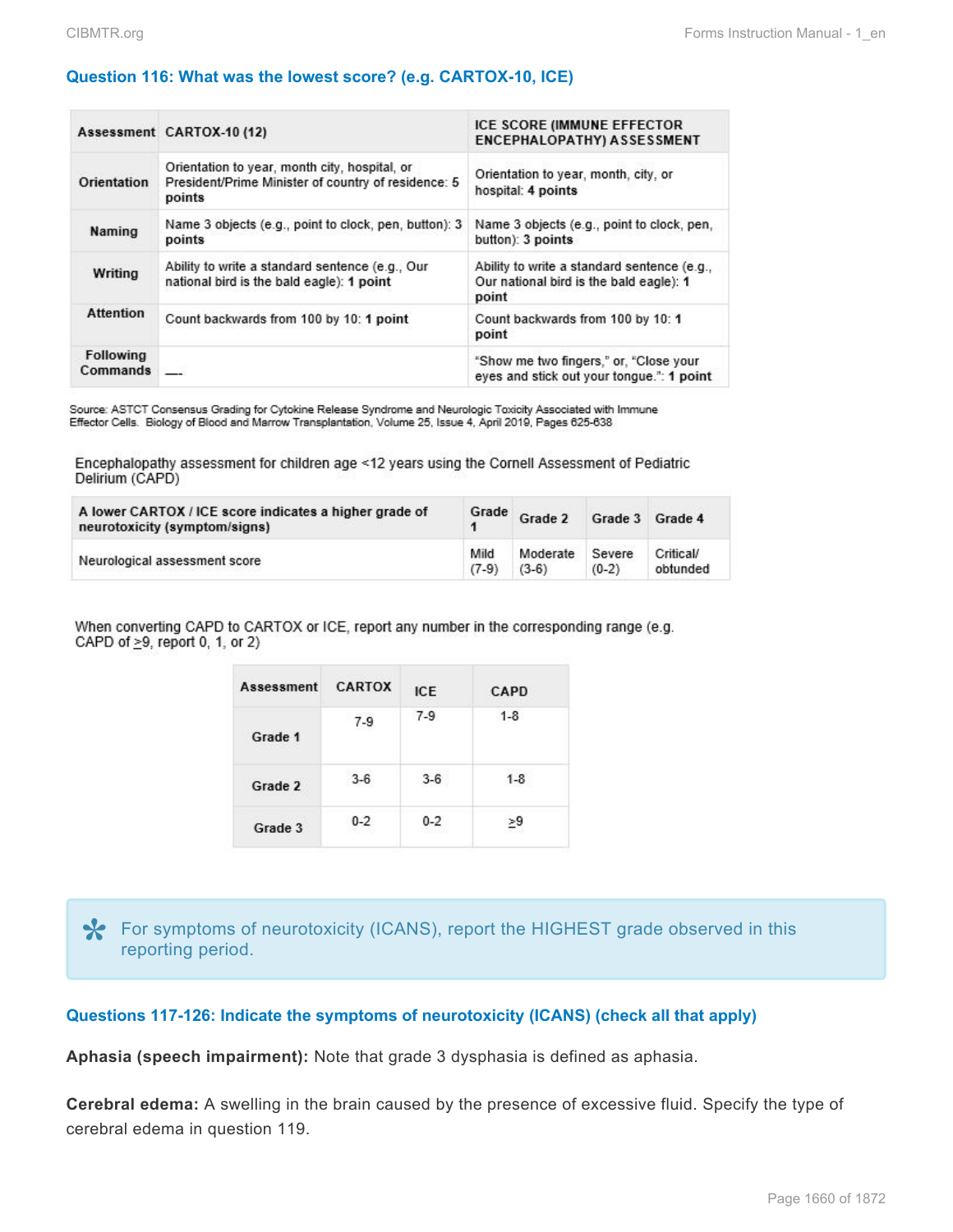### Question 116: What was the lowest score? (e.g. CARTOX-10, ICE)

| Assessment | CARTOX-10 (12) | ICE SCORE (IMMUNE EFFECTOR ENCEPHALOPATHY) ASSESSMENT |
|---|---|---|
| Orientation | Orientation to year, month city, hospital, or President/Prime Minister of country of residence: **5 points** | Orientation to year, month, city, or hospital: **4 points** |
| Naming | Name 3 objects (e.g., point to clock, pen, button): **3 points** | Name 3 objects (e.g., point to clock, pen, button): **3 points** |
| Writing | Ability to write a standard sentence (e.g., Our national bird is the bald eagle): **1 point** | Ability to write a standard sentence (e.g., Our national bird is the bald eagle): **1 point** |
| Attention | Count backwards from 100 by 10: **1 point** | Count backwards from 100 by 10: **1 point** |
| Following Commands | — | "Show me two fingers," or, "Close your eyes and stick out your tongue.": **1 point** |

Source: ASTCT Consensus Grading for Cytokine Release Syndrome and Neurologic Toxicity Associated with Immune Effector Cells. Biology of Blood and Marrow Transplantation, Volume 25, Issue 4, April 2019, Pages 625-638

Encephalopathy assessment for children age <12 years using the Cornell Assessment of Pediatric Delirium (CAPD)

| A lower CARTOX / ICE score indicates a higher grade of neurotoxicity (symptom/signs) | Grade 1 | Grade 2 | Grade 3 | Grade 4 |
|---|---|---|---|---|
| Neurological assessment score | Mild (7-9) | Moderate (3-6) | Severe (0-2) | Critical/ obtunded |

When converting CAPD to CARTOX or ICE, report any number in the corresponding range (e.g. CAPD of ≥9, report 0, 1, or 2)

| Assessment | CARTOX | ICE | CAPD |
|---|---|---|---|
| Grade 1 | 7-9 | 7-9 | 1-8 |
| Grade 2 | 3-6 | 3-6 | 1-8 |
| Grade 3 | 0-2 | 0-2 | ≥9 |

For symptoms of neurotoxicity (ICANS), report the HIGHEST grade observed in this reporting period.

### Questions 117-126: Indicate the symptoms of neurotoxicity (ICANS) (check all that apply)

**Aphasia (speech impairment):** Note that grade 3 dysphasia is defined as aphasia.

**Cerebral edema:** A swelling in the brain caused by the presence of excessive fluid. Specify the type of cerebral edema in question 119.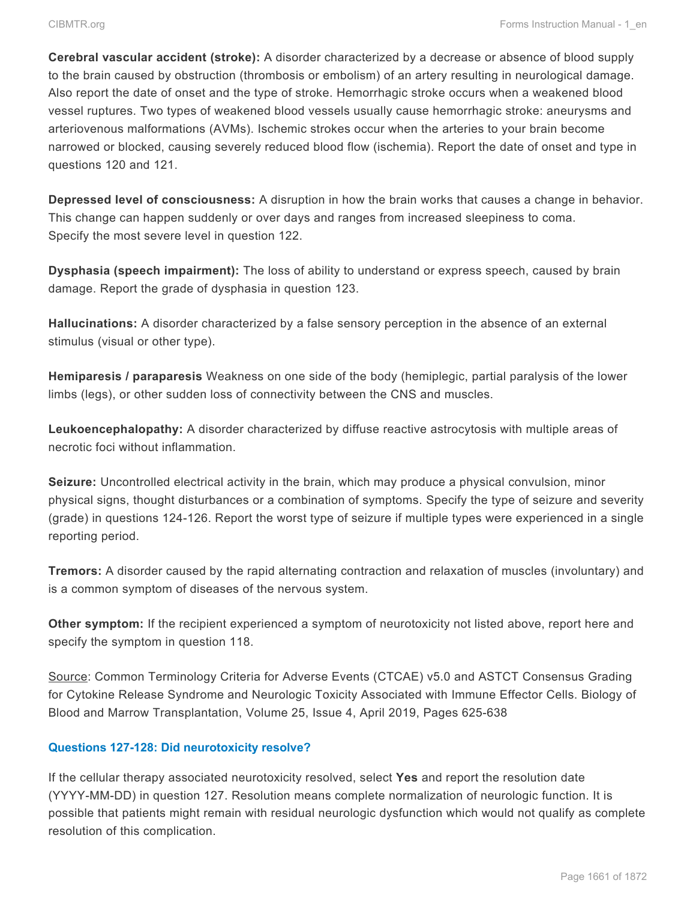**Cerebral vascular accident (stroke):** A disorder characterized by a decrease or absence of blood supply to the brain caused by obstruction (thrombosis or embolism) of an artery resulting in neurological damage. Also report the date of onset and the type of stroke. Hemorrhagic stroke occurs when a weakened blood vessel ruptures. Two types of weakened blood vessels usually cause hemorrhagic stroke: aneurysms and arteriovenous malformations (AVMs). Ischemic strokes occur when the arteries to your brain become narrowed or blocked, causing severely reduced blood flow (ischemia). Report the date of onset and type in questions 120 and 121.

**Depressed level of consciousness:** A disruption in how the brain works that causes a change in behavior. This change can happen suddenly or over days and ranges from increased sleepiness to coma. Specify the most severe level in question 122.

**Dysphasia (speech impairment):** The loss of ability to understand or express speech, caused by brain damage. Report the grade of dysphasia in question 123.

**Hallucinations:** A disorder characterized by a false sensory perception in the absence of an external stimulus (visual or other type).

**Hemiparesis / paraparesis** Weakness on one side of the body (hemiplegic, partial paralysis of the lower limbs (legs), or other sudden loss of connectivity between the CNS and muscles.

**Leukoencephalopathy:** A disorder characterized by diffuse reactive astrocytosis with multiple areas of necrotic foci without inflammation.

**Seizure:** Uncontrolled electrical activity in the brain, which may produce a physical convulsion, minor physical signs, thought disturbances or a combination of symptoms. Specify the type of seizure and severity (grade) in questions 124-126. Report the worst type of seizure if multiple types were experienced in a single reporting period.

**Tremors:** A disorder caused by the rapid alternating contraction and relaxation of muscles (involuntary) and is a common symptom of diseases of the nervous system.

**Other symptom:** If the recipient experienced a symptom of neurotoxicity not listed above, report here and specify the symptom in question 118.

Source: Common Terminology Criteria for Adverse Events (CTCAE) v5.0 and ASTCT Consensus Grading for Cytokine Release Syndrome and Neurologic Toxicity Associated with Immune Effector Cells. Biology of Blood and Marrow Transplantation, Volume 25, Issue 4, April 2019, Pages 625-638

#### Questions 127-128: Did neurotoxicity resolve?

If the cellular therapy associated neurotoxicity resolved, select **Yes** and report the resolution date (YYYY-MM-DD) in question 127. Resolution means complete normalization of neurologic function. It is possible that patients might remain with residual neurologic dysfunction which would not qualify as complete resolution of this complication.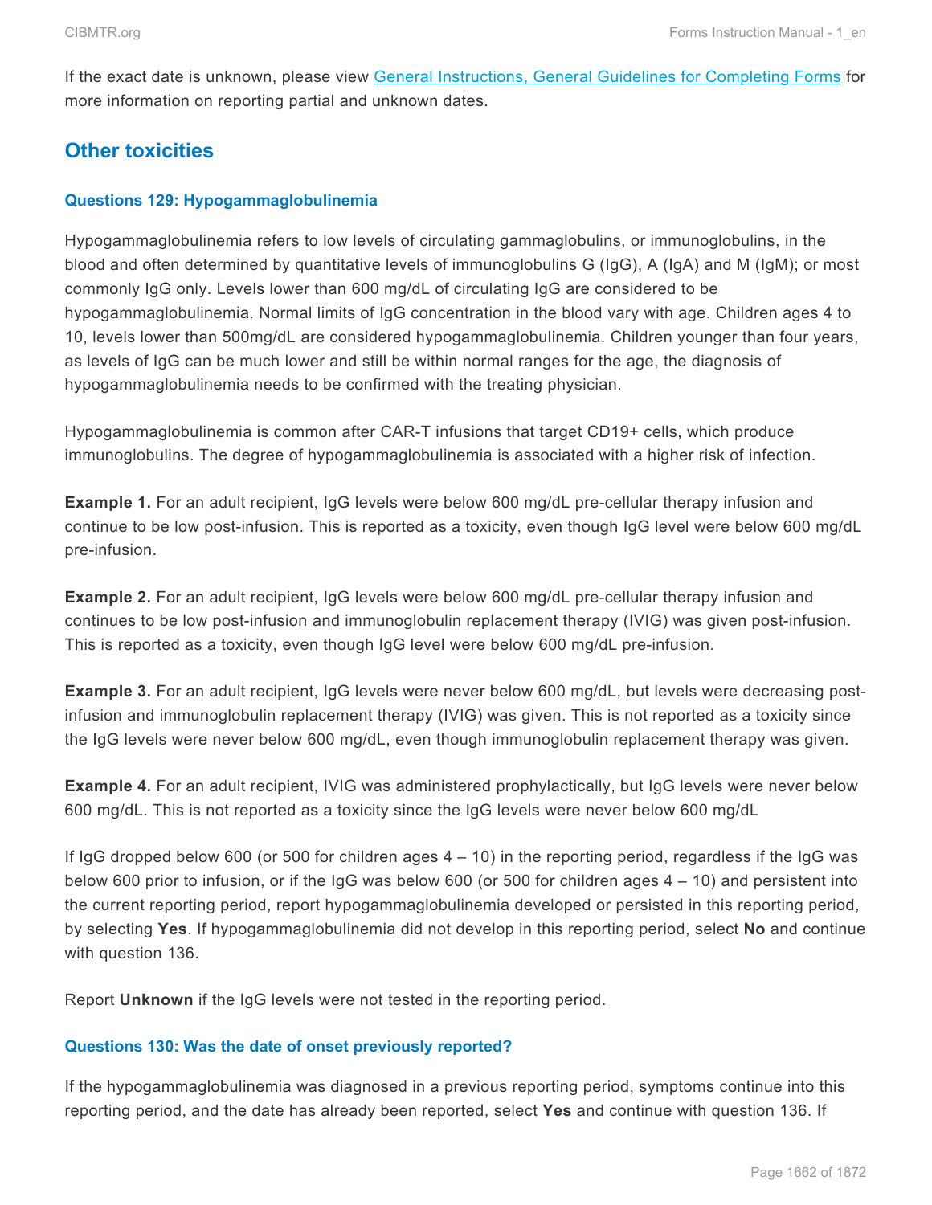If the exact date is unknown, please view [General Instructions, General Guidelines for Completing Forms](General Instructions, General Guidelines for Completing Forms) for more information on reporting partial and unknown dates.

## Other toxicities

### Questions 129: Hypogammaglobulinemia

Hypogammaglobulinemia refers to low levels of circulating gammaglobulins, or immunoglobulins, in the blood and often determined by quantitative levels of immunoglobulins G (IgG), A (IgA) and M (IgM); or most commonly IgG only. Levels lower than 600 mg/dL of circulating IgG are considered to be hypogammaglobulinemia. Normal limits of IgG concentration in the blood vary with age. Children ages 4 to 10, levels lower than 500mg/dL are considered hypogammaglobulinemia. Children younger than four years, as levels of IgG can be much lower and still be within normal ranges for the age, the diagnosis of hypogammaglobulinemia needs to be confirmed with the treating physician.

Hypogammaglobulinemia is common after CAR-T infusions that target CD19+ cells, which produce immunoglobulins. The degree of hypogammaglobulinemia is associated with a higher risk of infection.

**Example 1.** For an adult recipient, IgG levels were below 600 mg/dL pre-cellular therapy infusion and continue to be low post-infusion. This is reported as a toxicity, even though IgG level were below 600 mg/dL pre-infusion.

**Example 2.** For an adult recipient, IgG levels were below 600 mg/dL pre-cellular therapy infusion and continues to be low post-infusion and immunoglobulin replacement therapy (IVIG) was given post-infusion. This is reported as a toxicity, even though IgG level were below 600 mg/dL pre-infusion.

**Example 3.** For an adult recipient, IgG levels were never below 600 mg/dL, but levels were decreasing post-infusion and immunoglobulin replacement therapy (IVIG) was given. This is not reported as a toxicity since the IgG levels were never below 600 mg/dL, even though immunoglobulin replacement therapy was given.

**Example 4.** For an adult recipient, IVIG was administered prophylactically, but IgG levels were never below 600 mg/dL. This is not reported as a toxicity since the IgG levels were never below 600 mg/dL

If IgG dropped below 600 (or 500 for children ages 4 – 10) in the reporting period, regardless if the IgG was below 600 prior to infusion, or if the IgG was below 600 (or 500 for children ages 4 – 10) and persistent into the current reporting period, report hypogammaglobulinemia developed or persisted in this reporting period, by selecting **Yes**. If hypogammaglobulinemia did not develop in this reporting period, select **No** and continue with question 136.

Report **Unknown** if the IgG levels were not tested in the reporting period.

### Questions 130: Was the date of onset previously reported?

If the hypogammaglobulinemia was diagnosed in a previous reporting period, symptoms continue into this reporting period, and the date has already been reported, select **Yes** and continue with question 136. If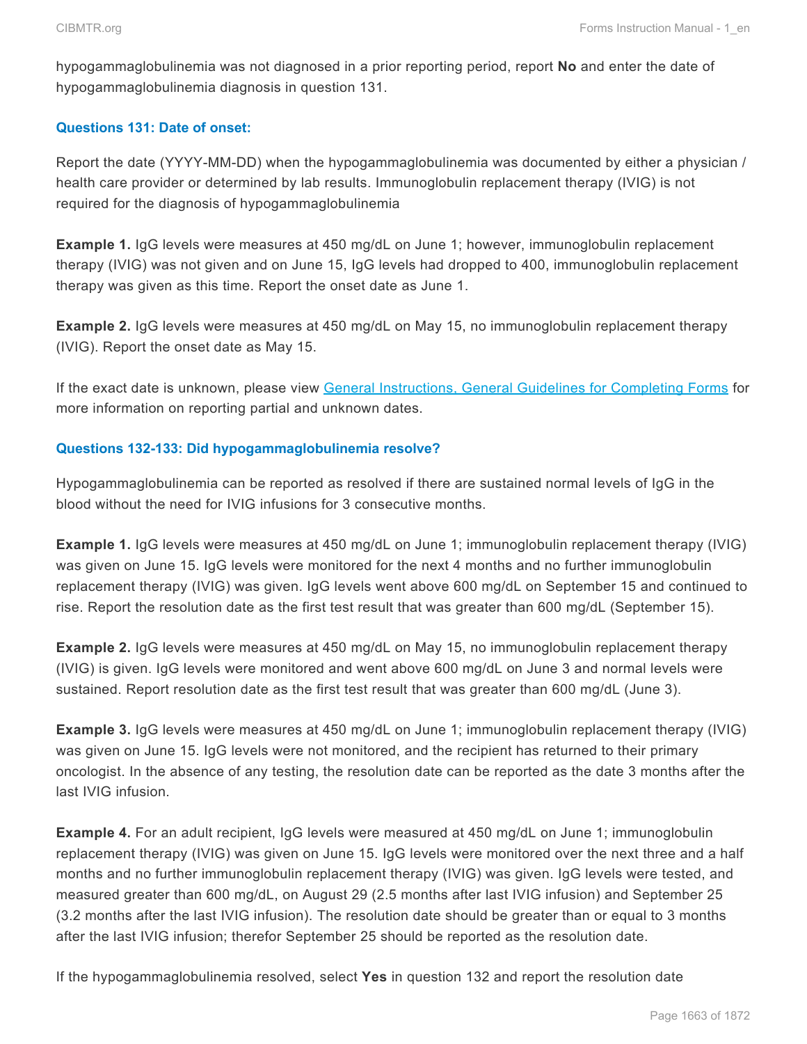hypogammaglobulinemia was not diagnosed in a prior reporting period, report **No** and enter the date of hypogammaglobulinemia diagnosis in question 131.

### Questions 131: Date of onset:

Report the date (YYYY-MM-DD) when the hypogammaglobulinemia was documented by either a physician / health care provider or determined by lab results. Immunoglobulin replacement therapy (IVIG) is not required for the diagnosis of hypogammaglobulinemia

**Example 1.** IgG levels were measures at 450 mg/dL on June 1; however, immunoglobulin replacement therapy (IVIG) was not given and on June 15, IgG levels had dropped to 400, immunoglobulin replacement therapy was given as this time. Report the onset date as June 1.

**Example 2.** IgG levels were measures at 450 mg/dL on May 15, no immunoglobulin replacement therapy (IVIG). Report the onset date as May 15.

If the exact date is unknown, please view General Instructions, General Guidelines for Completing Forms for more information on reporting partial and unknown dates.

### Questions 132-133: Did hypogammaglobulinemia resolve?

Hypogammaglobulinemia can be reported as resolved if there are sustained normal levels of IgG in the blood without the need for IVIG infusions for 3 consecutive months.

**Example 1.** IgG levels were measures at 450 mg/dL on June 1; immunoglobulin replacement therapy (IVIG) was given on June 15. IgG levels were monitored for the next 4 months and no further immunoglobulin replacement therapy (IVIG) was given. IgG levels went above 600 mg/dL on September 15 and continued to rise. Report the resolution date as the first test result that was greater than 600 mg/dL (September 15).

**Example 2.** IgG levels were measures at 450 mg/dL on May 15, no immunoglobulin replacement therapy (IVIG) is given. IgG levels were monitored and went above 600 mg/dL on June 3 and normal levels were sustained. Report resolution date as the first test result that was greater than 600 mg/dL (June 3).

**Example 3.** IgG levels were measures at 450 mg/dL on June 1; immunoglobulin replacement therapy (IVIG) was given on June 15. IgG levels were not monitored, and the recipient has returned to their primary oncologist. In the absence of any testing, the resolution date can be reported as the date 3 months after the last IVIG infusion.

**Example 4.** For an adult recipient, IgG levels were measured at 450 mg/dL on June 1; immunoglobulin replacement therapy (IVIG) was given on June 15. IgG levels were monitored over the next three and a half months and no further immunoglobulin replacement therapy (IVIG) was given. IgG levels were tested, and measured greater than 600 mg/dL, on August 29 (2.5 months after last IVIG infusion) and September 25 (3.2 months after the last IVIG infusion). The resolution date should be greater than or equal to 3 months after the last IVIG infusion; therefor September 25 should be reported as the resolution date.

If the hypogammaglobulinemia resolved, select **Yes** in question 132 and report the resolution date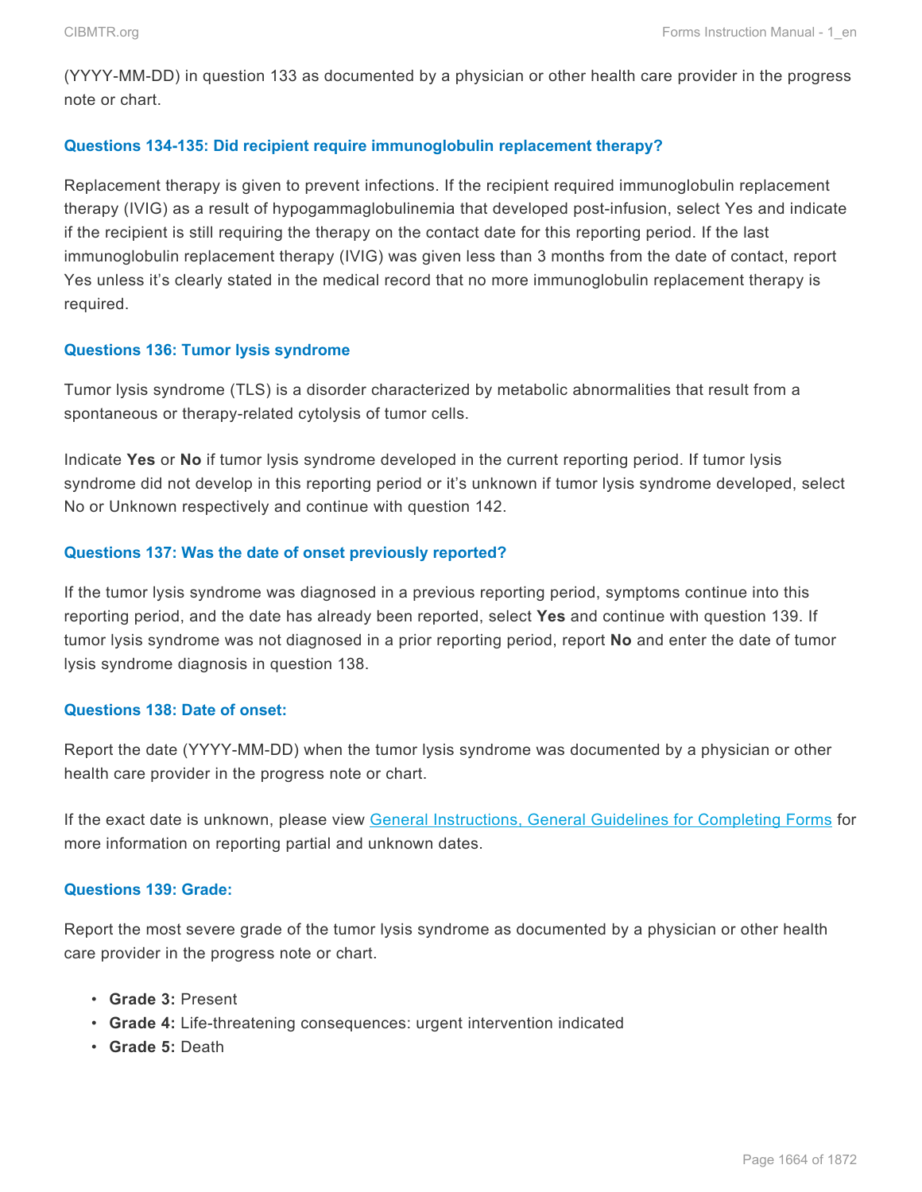(YYYY-MM-DD) in question 133 as documented by a physician or other health care provider in the progress note or chart.

### Questions 134-135: Did recipient require immunoglobulin replacement therapy?

Replacement therapy is given to prevent infections. If the recipient required immunoglobulin replacement therapy (IVIG) as a result of hypogammaglobulinemia that developed post-infusion, select Yes and indicate if the recipient is still requiring the therapy on the contact date for this reporting period. If the last immunoglobulin replacement therapy (IVIG) was given less than 3 months from the date of contact, report Yes unless it's clearly stated in the medical record that no more immunoglobulin replacement therapy is required.

### Questions 136: Tumor lysis syndrome

Tumor lysis syndrome (TLS) is a disorder characterized by metabolic abnormalities that result from a spontaneous or therapy-related cytolysis of tumor cells.

Indicate **Yes** or **No** if tumor lysis syndrome developed in the current reporting period. If tumor lysis syndrome did not develop in this reporting period or it's unknown if tumor lysis syndrome developed, select No or Unknown respectively and continue with question 142.

### Questions 137: Was the date of onset previously reported?

If the tumor lysis syndrome was diagnosed in a previous reporting period, symptoms continue into this reporting period, and the date has already been reported, select **Yes** and continue with question 139. If tumor lysis syndrome was not diagnosed in a prior reporting period, report **No** and enter the date of tumor lysis syndrome diagnosis in question 138.

### Questions 138: Date of onset:

Report the date (YYYY-MM-DD) when the tumor lysis syndrome was documented by a physician or other health care provider in the progress note or chart.

If the exact date is unknown, please view General Instructions, General Guidelines for Completing Forms for more information on reporting partial and unknown dates.

### Questions 139: Grade:

Report the most severe grade of the tumor lysis syndrome as documented by a physician or other health care provider in the progress note or chart.

- **Grade 3:** Present
- **Grade 4:** Life-threatening consequences: urgent intervention indicated
- **Grade 5:** Death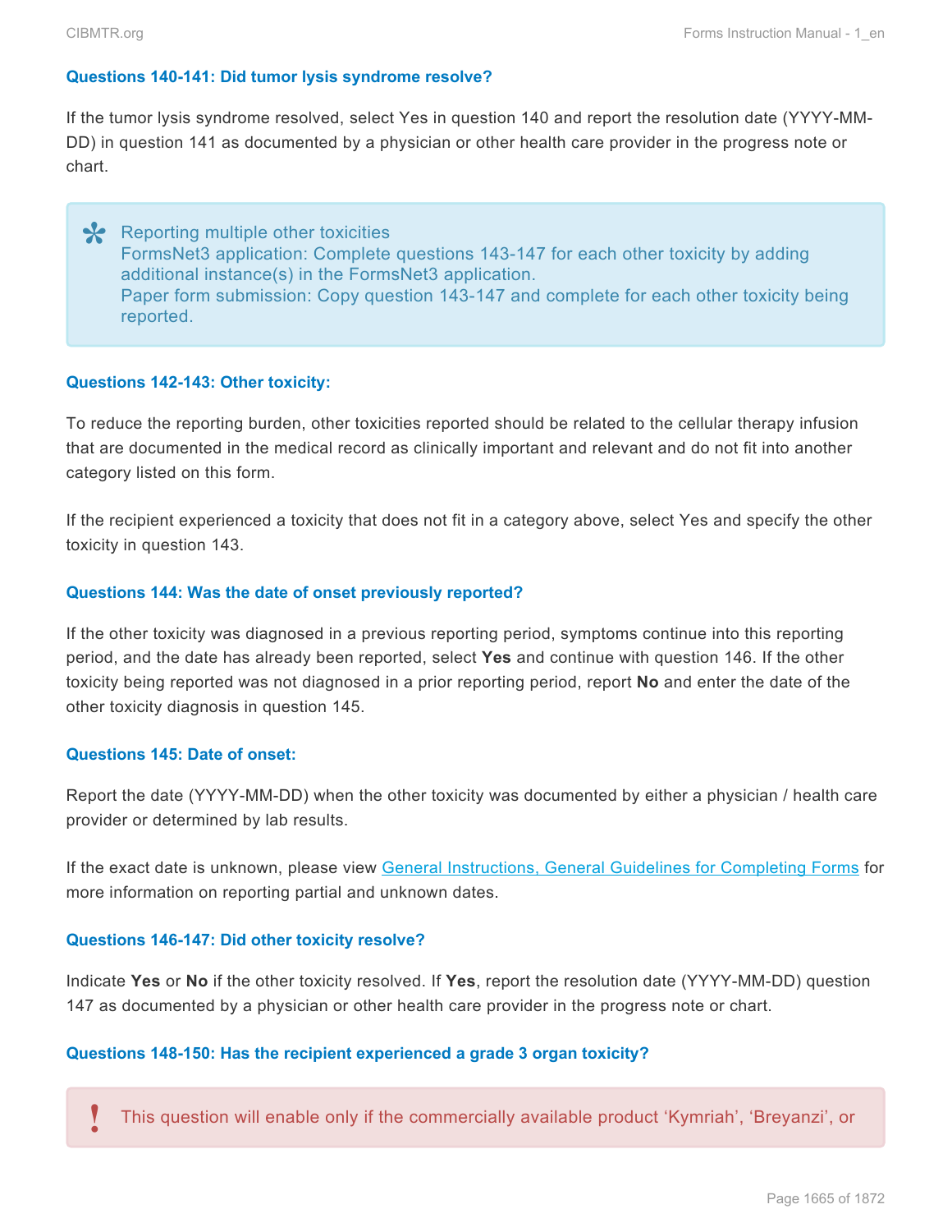#### Questions 140-141: Did tumor lysis syndrome resolve?

If the tumor lysis syndrome resolved, select Yes in question 140 and report the resolution date (YYYY-MM-DD) in question 141 as documented by a physician or other health care provider in the progress note or chart.

> Reporting multiple other toxicities
> FormsNet3 application: Complete questions 143-147 for each other toxicity by adding additional instance(s) in the FormsNet3 application.
> Paper form submission: Copy question 143-147 and complete for each other toxicity being reported.

#### Questions 142-143: Other toxicity:

To reduce the reporting burden, other toxicities reported should be related to the cellular therapy infusion that are documented in the medical record as clinically important and relevant and do not fit into another category listed on this form.

If the recipient experienced a toxicity that does not fit in a category above, select Yes and specify the other toxicity in question 143.

#### Questions 144: Was the date of onset previously reported?

If the other toxicity was diagnosed in a previous reporting period, symptoms continue into this reporting period, and the date has already been reported, select **Yes** and continue with question 146. If the other toxicity being reported was not diagnosed in a prior reporting period, report **No** and enter the date of the other toxicity diagnosis in question 145.

#### Questions 145: Date of onset:

Report the date (YYYY-MM-DD) when the other toxicity was documented by either a physician / health care provider or determined by lab results.

If the exact date is unknown, please view General Instructions, General Guidelines for Completing Forms for more information on reporting partial and unknown dates.

#### Questions 146-147: Did other toxicity resolve?

Indicate **Yes** or **No** if the other toxicity resolved. If **Yes**, report the resolution date (YYYY-MM-DD) question 147 as documented by a physician or other health care provider in the progress note or chart.

#### Questions 148-150: Has the recipient experienced a grade 3 organ toxicity?

> ! This question will enable only if the commercially available product 'Kymriah', 'Breyanzi', or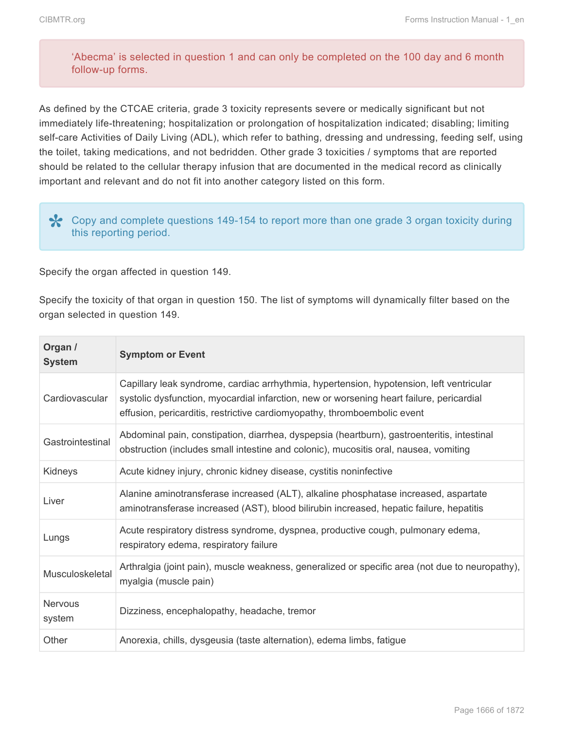'Abecma' is selected in question 1 and can only be completed on the 100 day and 6 month follow-up forms.

As defined by the CTCAE criteria, grade 3 toxicity represents severe or medically significant but not immediately life-threatening; hospitalization or prolongation of hospitalization indicated; disabling; limiting self-care Activities of Daily Living (ADL), which refer to bathing, dressing and undressing, feeding self, using the toilet, taking medications, and not bedridden. Other grade 3 toxicities / symptoms that are reported should be related to the cellular therapy infusion that are documented in the medical record as clinically important and relevant and do not fit into another category listed on this form.

Copy and complete questions 149-154 to report more than one grade 3 organ toxicity during this reporting period.

Specify the organ affected in question 149.

Specify the toxicity of that organ in question 150. The list of symptoms will dynamically filter based on the organ selected in question 149.

| Organ / System | Symptom or Event |
|---|---|
| Cardiovascular | Capillary leak syndrome, cardiac arrhythmia, hypertension, hypotension, left ventricular systolic dysfunction, myocardial infarction, new or worsening heart failure, pericardial effusion, pericarditis, restrictive cardiomyopathy, thromboembolic event |
| Gastrointestinal | Abdominal pain, constipation, diarrhea, dyspepsia (heartburn), gastroenteritis, intestinal obstruction (includes small intestine and colonic), mucositis oral, nausea, vomiting |
| Kidneys | Acute kidney injury, chronic kidney disease, cystitis noninfective |
| Liver | Alanine aminotransferase increased (ALT), alkaline phosphatase increased, aspartate aminotransferase increased (AST), blood bilirubin increased, hepatic failure, hepatitis |
| Lungs | Acute respiratory distress syndrome, dyspnea, productive cough, pulmonary edema, respiratory edema, respiratory failure |
| Musculoskeletal | Arthralgia (joint pain), muscle weakness, generalized or specific area (not due to neuropathy), myalgia (muscle pain) |
| Nervous system | Dizziness, encephalopathy, headache, tremor |
| Other | Anorexia, chills, dysgeusia (taste alternation), edema limbs, fatigue |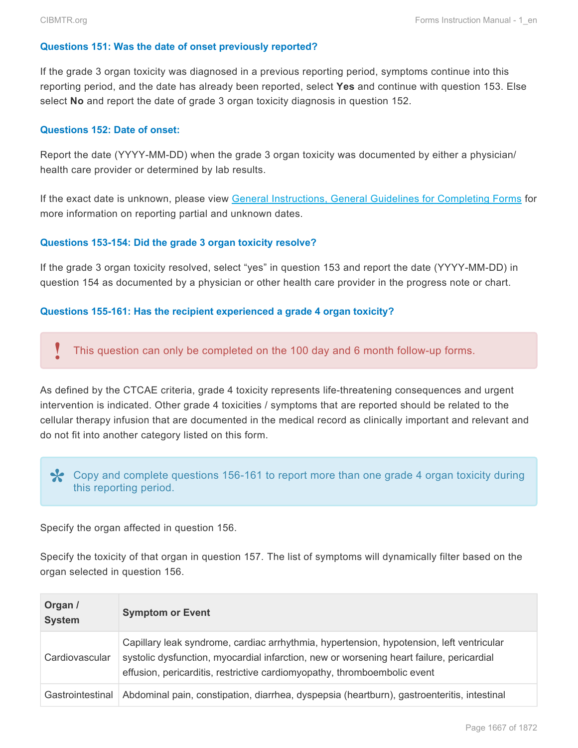#### Questions 151: Was the date of onset previously reported?

If the grade 3 organ toxicity was diagnosed in a previous reporting period, symptoms continue into this reporting period, and the date has already been reported, select **Yes** and continue with question 153. Else select **No** and report the date of grade 3 organ toxicity diagnosis in question 152.

#### Questions 152: Date of onset:

Report the date (YYYY-MM-DD) when the grade 3 organ toxicity was documented by either a physician/ health care provider or determined by lab results.

If the exact date is unknown, please view [General Instructions, General Guidelines for Completing Forms](#) for more information on reporting partial and unknown dates.

#### Questions 153-154: Did the grade 3 organ toxicity resolve?

If the grade 3 organ toxicity resolved, select "yes" in question 153 and report the date (YYYY-MM-DD) in question 154 as documented by a physician or other health care provider in the progress note or chart.

#### Questions 155-161: Has the recipient experienced a grade 4 organ toxicity?

> ! This question can only be completed on the 100 day and 6 month follow-up forms.

As defined by the CTCAE criteria, grade 4 toxicity represents life-threatening consequences and urgent intervention is indicated. Other grade 4 toxicities / symptoms that are reported should be related to the cellular therapy infusion that are documented in the medical record as clinically important and relevant and do not fit into another category listed on this form.

> Copy and complete questions 156-161 to report more than one grade 4 organ toxicity during this reporting period.

Specify the organ affected in question 156.

Specify the toxicity of that organ in question 157. The list of symptoms will dynamically filter based on the organ selected in question 156.

| Organ / System | Symptom or Event |
|---|---|
| Cardiovascular | Capillary leak syndrome, cardiac arrhythmia, hypertension, hypotension, left ventricular systolic dysfunction, myocardial infarction, new or worsening heart failure, pericardial effusion, pericarditis, restrictive cardiomyopathy, thromboembolic event |
| Gastrointestinal | Abdominal pain, constipation, diarrhea, dyspepsia (heartburn), gastroenteritis, intestinal |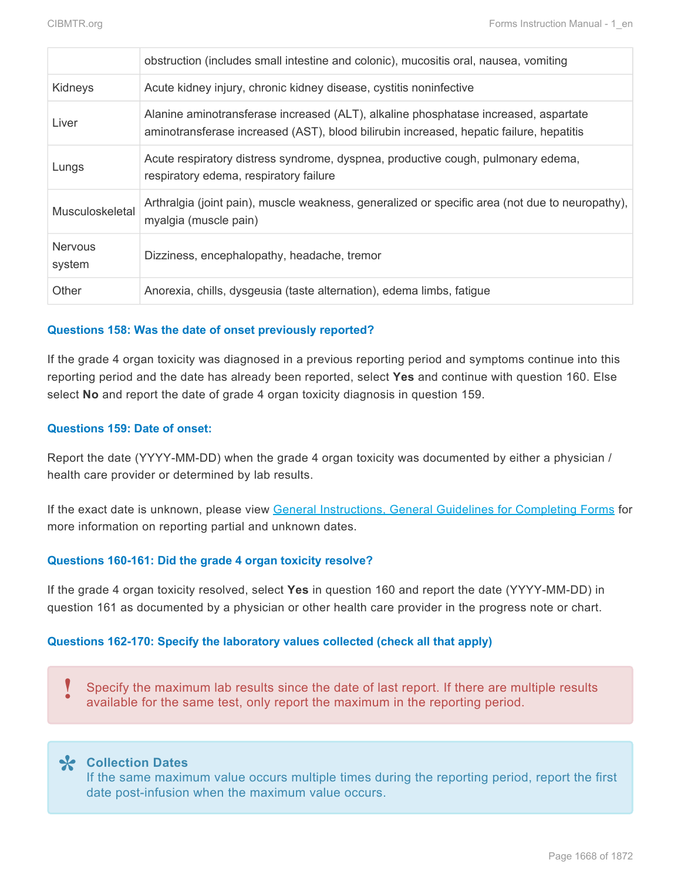| | |
|---|---|
| | obstruction (includes small intestine and colonic), mucositis oral, nausea, vomiting |
| Kidneys | Acute kidney injury, chronic kidney disease, cystitis noninfective |
| Liver | Alanine aminotransferase increased (ALT), alkaline phosphatase increased, aspartate aminotransferase increased (AST), blood bilirubin increased, hepatic failure, hepatitis |
| Lungs | Acute respiratory distress syndrome, dyspnea, productive cough, pulmonary edema, respiratory edema, respiratory failure |
| Musculoskeletal | Arthralgia (joint pain), muscle weakness, generalized or specific area (not due to neuropathy), myalgia (muscle pain) |
| Nervous system | Dizziness, encephalopathy, headache, tremor |
| Other | Anorexia, chills, dysgeusia (taste alternation), edema limbs, fatigue |

#### Questions 158: Was the date of onset previously reported?

If the grade 4 organ toxicity was diagnosed in a previous reporting period and symptoms continue into this reporting period and the date has already been reported, select **Yes** and continue with question 160. Else select **No** and report the date of grade 4 organ toxicity diagnosis in question 159.

#### Questions 159: Date of onset:

Report the date (YYYY-MM-DD) when the grade 4 organ toxicity was documented by either a physician / health care provider or determined by lab results.

If the exact date is unknown, please view General Instructions, General Guidelines for Completing Forms for more information on reporting partial and unknown dates.

#### Questions 160-161: Did the grade 4 organ toxicity resolve?

If the grade 4 organ toxicity resolved, select **Yes** in question 160 and report the date (YYYY-MM-DD) in question 161 as documented by a physician or other health care provider in the progress note or chart.

#### Questions 162-170: Specify the laboratory values collected (check all that apply)

> Specify the maximum lab results since the date of last report. If there are multiple results available for the same test, only report the maximum in the reporting period.

> **Collection Dates**
> If the same maximum value occurs multiple times during the reporting period, report the first date post-infusion when the maximum value occurs.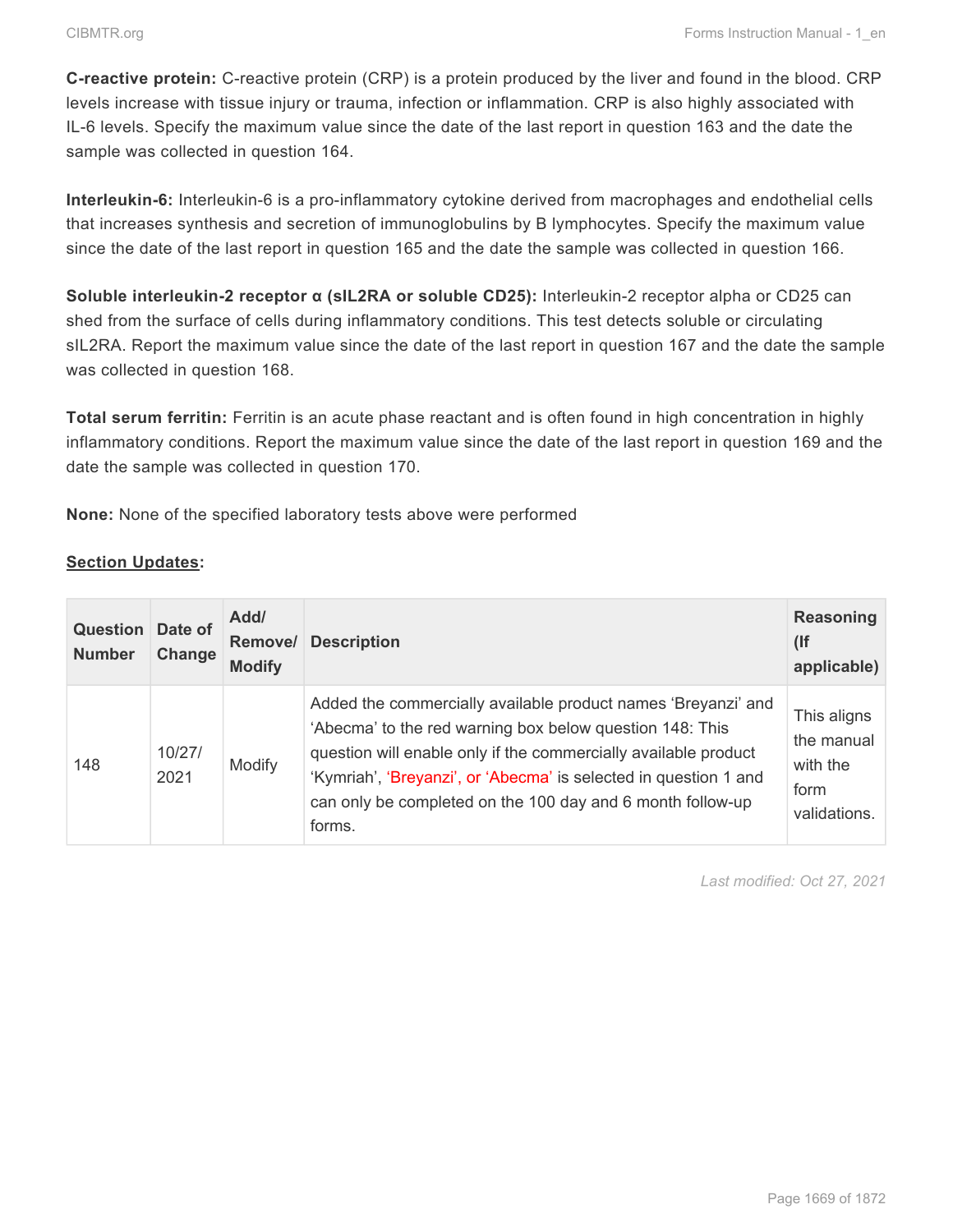**C-reactive protein:** C-reactive protein (CRP) is a protein produced by the liver and found in the blood. CRP levels increase with tissue injury or trauma, infection or inflammation. CRP is also highly associated with IL-6 levels. Specify the maximum value since the date of the last report in question 163 and the date the sample was collected in question 164.

**Interleukin-6:** Interleukin-6 is a pro-inflammatory cytokine derived from macrophages and endothelial cells that increases synthesis and secretion of immunoglobulins by B lymphocytes. Specify the maximum value since the date of the last report in question 165 and the date the sample was collected in question 166.

**Soluble interleukin-2 receptor α (sIL2RA or soluble CD25):** Interleukin-2 receptor alpha or CD25 can shed from the surface of cells during inflammatory conditions. This test detects soluble or circulating sIL2RA. Report the maximum value since the date of the last report in question 167 and the date the sample was collected in question 168.

**Total serum ferritin:** Ferritin is an acute phase reactant and is often found in high concentration in highly inflammatory conditions. Report the maximum value since the date of the last report in question 169 and the date the sample was collected in question 170.

**None:** None of the specified laboratory tests above were performed

**Section Updates:**

| Question Number | Date of Change | Add/ Remove/ Modify | Description | Reasoning (If applicable) |
|---|---|---|---|---|
| 148 | 10/27/2021 | Modify | Added the commercially available product names 'Breyanzi' and 'Abecma' to the red warning box below question 148: This question will enable only if the commercially available product 'Kymriah', 'Breyanzi', or 'Abecma' is selected in question 1 and can only be completed on the 100 day and 6 month follow-up forms. | This aligns the manual with the form validations. |

*Last modified: Oct 27, 2021*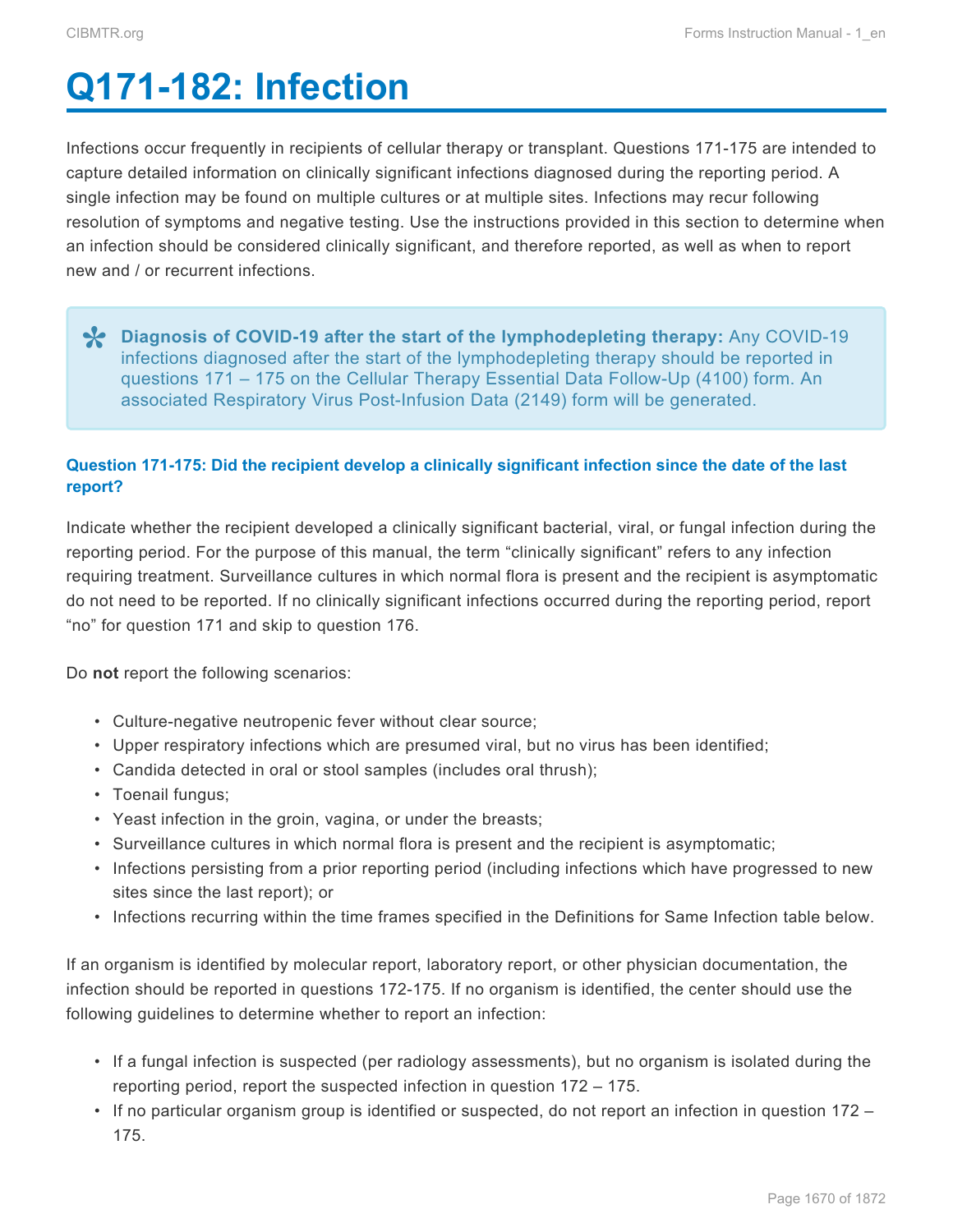# Q171-182: Infection

Infections occur frequently in recipients of cellular therapy or transplant. Questions 171-175 are intended to capture detailed information on clinically significant infections diagnosed during the reporting period. A single infection may be found on multiple cultures or at multiple sites. Infections may recur following resolution of symptoms and negative testing. Use the instructions provided in this section to determine when an infection should be considered clinically significant, and therefore reported, as well as when to report new and / or recurrent infections.

> **Diagnosis of COVID-19 after the start of the lymphodepleting therapy:** Any COVID-19 infections diagnosed after the start of the lymphodepleting therapy should be reported in questions 171 – 175 on the Cellular Therapy Essential Data Follow-Up (4100) form. An associated Respiratory Virus Post-Infusion Data (2149) form will be generated.

### Question 171-175: Did the recipient develop a clinically significant infection since the date of the last report?

Indicate whether the recipient developed a clinically significant bacterial, viral, or fungal infection during the reporting period. For the purpose of this manual, the term "clinically significant" refers to any infection requiring treatment. Surveillance cultures in which normal flora is present and the recipient is asymptomatic do not need to be reported. If no clinically significant infections occurred during the reporting period, report "no" for question 171 and skip to question 176.

Do **not** report the following scenarios:

- Culture-negative neutropenic fever without clear source;
- Upper respiratory infections which are presumed viral, but no virus has been identified;
- Candida detected in oral or stool samples (includes oral thrush);
- Toenail fungus;
- Yeast infection in the groin, vagina, or under the breasts;
- Surveillance cultures in which normal flora is present and the recipient is asymptomatic;
- Infections persisting from a prior reporting period (including infections which have progressed to new sites since the last report); or
- Infections recurring within the time frames specified in the Definitions for Same Infection table below.

If an organism is identified by molecular report, laboratory report, or other physician documentation, the infection should be reported in questions 172-175. If no organism is identified, the center should use the following guidelines to determine whether to report an infection:

- If a fungal infection is suspected (per radiology assessments), but no organism is isolated during the reporting period, report the suspected infection in question 172 – 175.
- If no particular organism group is identified or suspected, do not report an infection in question 172 – 175.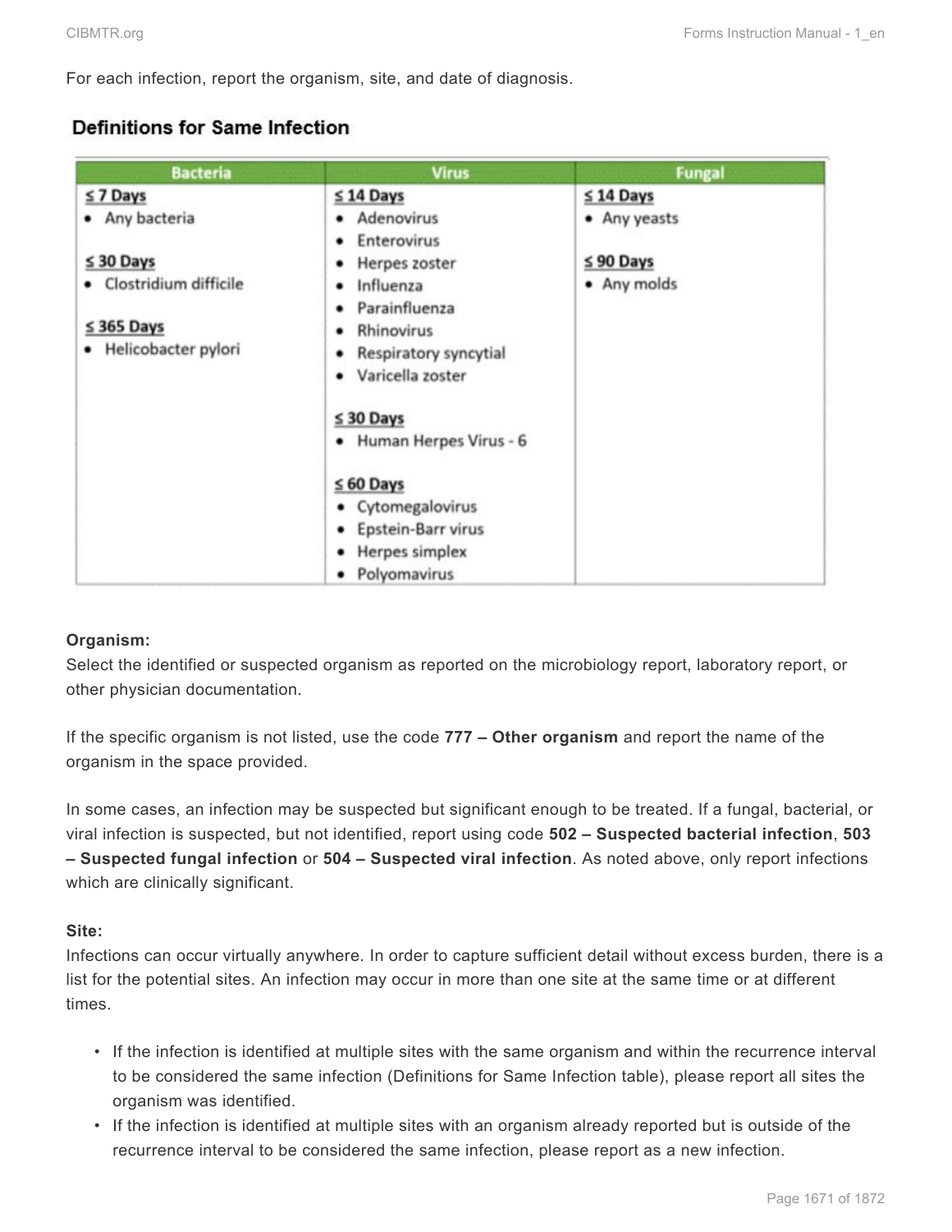For each infection, report the organism, site, and date of diagnosis.

**Definitions for Same Infection**

| Bacteria | Virus | Fungal |
|---|---|---|
| **≤ 7 Days**<br>• Any bacteria<br><br>**≤ 30 Days**<br>• Clostridium difficile<br><br>**≤ 365 Days**<br>• Helicobacter pylori | **≤ 14 Days**<br>• Adenovirus<br>• Enterovirus<br>• Herpes zoster<br>• Influenza<br>• Parainfluenza<br>• Rhinovirus<br>• Respiratory syncytial<br>• Varicella zoster<br><br>**≤ 30 Days**<br>• Human Herpes Virus - 6<br><br>**≤ 60 Days**<br>• Cytomegalovirus<br>• Epstein-Barr virus<br>• Herpes simplex<br>• Polyomavirus | **≤ 14 Days**<br>• Any yeasts<br><br>**≤ 90 Days**<br>• Any molds |

**Organism:**
Select the identified or suspected organism as reported on the microbiology report, laboratory report, or other physician documentation.

If the specific organism is not listed, use the code **777 – Other organism** and report the name of the organism in the space provided.

In some cases, an infection may be suspected but significant enough to be treated. If a fungal, bacterial, or viral infection is suspected, but not identified, report using code **502 – Suspected bacterial infection**, **503 – Suspected fungal infection** or **504 – Suspected viral infection**. As noted above, only report infections which are clinically significant.

**Site:**
Infections can occur virtually anywhere. In order to capture sufficient detail without excess burden, there is a list for the potential sites. An infection may occur in more than one site at the same time or at different times.

- If the infection is identified at multiple sites with the same organism and within the recurrence interval to be considered the same infection (Definitions for Same Infection table), please report all sites the organism was identified.
- If the infection is identified at multiple sites with an organism already reported but is outside of the recurrence interval to be considered the same infection, please report as a new infection.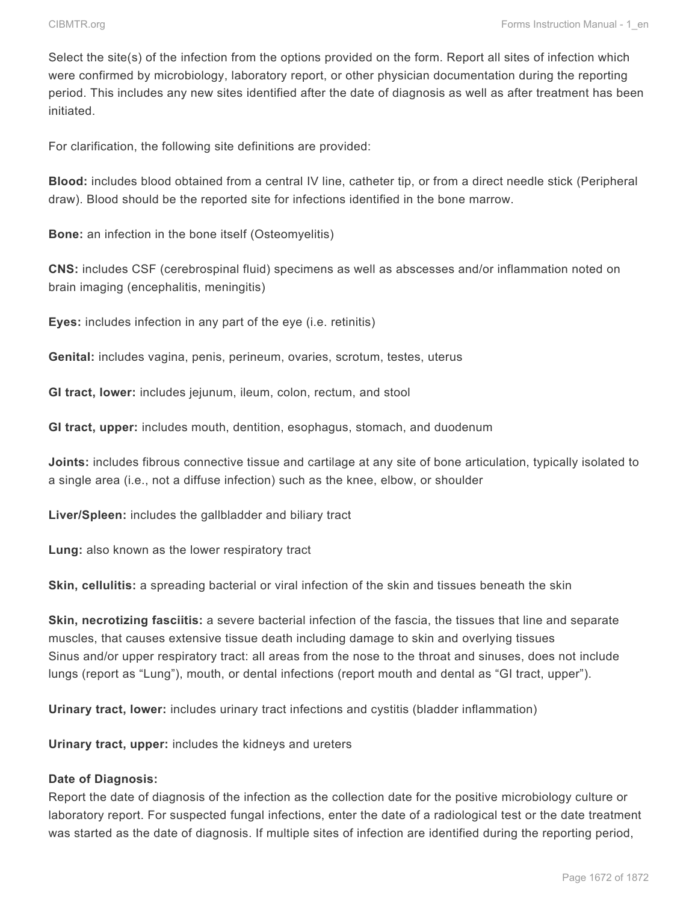Select the site(s) of the infection from the options provided on the form. Report all sites of infection which were confirmed by microbiology, laboratory report, or other physician documentation during the reporting period. This includes any new sites identified after the date of diagnosis as well as after treatment has been initiated.

For clarification, the following site definitions are provided:

**Blood:** includes blood obtained from a central IV line, catheter tip, or from a direct needle stick (Peripheral draw). Blood should be the reported site for infections identified in the bone marrow.

**Bone:** an infection in the bone itself (Osteomyelitis)

**CNS:** includes CSF (cerebrospinal fluid) specimens as well as abscesses and/or inflammation noted on brain imaging (encephalitis, meningitis)

**Eyes:** includes infection in any part of the eye (i.e. retinitis)

**Genital:** includes vagina, penis, perineum, ovaries, scrotum, testes, uterus

**GI tract, lower:** includes jejunum, ileum, colon, rectum, and stool

**GI tract, upper:** includes mouth, dentition, esophagus, stomach, and duodenum

**Joints:** includes fibrous connective tissue and cartilage at any site of bone articulation, typically isolated to a single area (i.e., not a diffuse infection) such as the knee, elbow, or shoulder

**Liver/Spleen:** includes the gallbladder and biliary tract

**Lung:** also known as the lower respiratory tract

**Skin, cellulitis:** a spreading bacterial or viral infection of the skin and tissues beneath the skin

**Skin, necrotizing fasciitis:** a severe bacterial infection of the fascia, the tissues that line and separate muscles, that causes extensive tissue death including damage to skin and overlying tissues
Sinus and/or upper respiratory tract: all areas from the nose to the throat and sinuses, does not include lungs (report as "Lung"), mouth, or dental infections (report mouth and dental as "GI tract, upper").

**Urinary tract, lower:** includes urinary tract infections and cystitis (bladder inflammation)

**Urinary tract, upper:** includes the kidneys and ureters

**Date of Diagnosis:**
Report the date of diagnosis of the infection as the collection date for the positive microbiology culture or laboratory report. For suspected fungal infections, enter the date of a radiological test or the date treatment was started as the date of diagnosis. If multiple sites of infection are identified during the reporting period,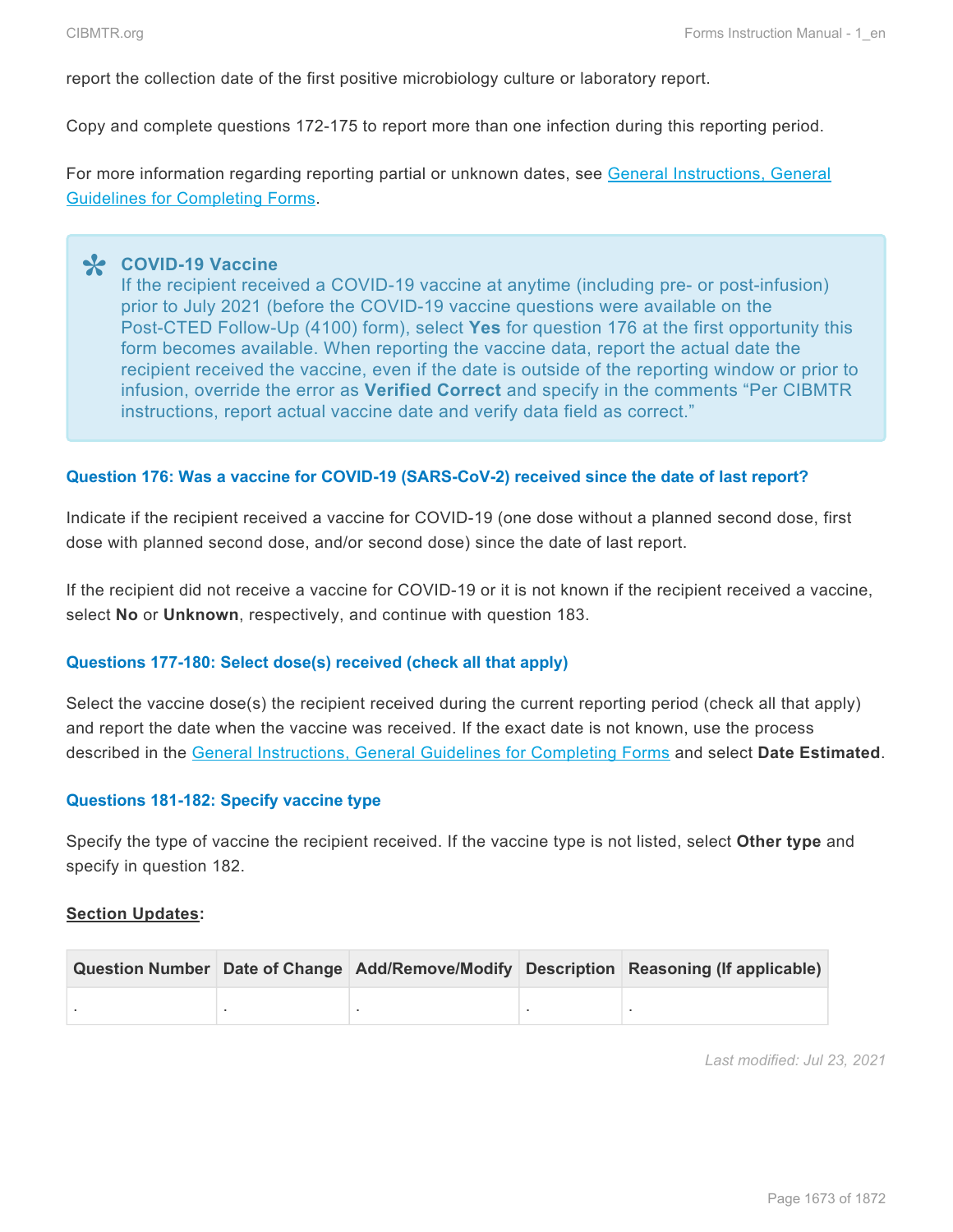report the collection date of the first positive microbiology culture or laboratory report.

Copy and complete questions 172-175 to report more than one infection during this reporting period.

For more information regarding reporting partial or unknown dates, see General Instructions, General Guidelines for Completing Forms.

> **COVID-19 Vaccine**
> If the recipient received a COVID-19 vaccine at anytime (including pre- or post-infusion) prior to July 2021 (before the COVID-19 vaccine questions were available on the Post-CTED Follow-Up (4100) form), select **Yes** for question 176 at the first opportunity this form becomes available. When reporting the vaccine data, report the actual date the recipient received the vaccine, even if the date is outside of the reporting window or prior to infusion, override the error as **Verified Correct** and specify in the comments "Per CIBMTR instructions, report actual vaccine date and verify data field as correct."

#### Question 176: Was a vaccine for COVID-19 (SARS-CoV-2) received since the date of last report?

Indicate if the recipient received a vaccine for COVID-19 (one dose without a planned second dose, first dose with planned second dose, and/or second dose) since the date of last report.

If the recipient did not receive a vaccine for COVID-19 or it is not known if the recipient received a vaccine, select **No** or **Unknown**, respectively, and continue with question 183.

#### Questions 177-180: Select dose(s) received (check all that apply)

Select the vaccine dose(s) the recipient received during the current reporting period (check all that apply) and report the date when the vaccine was received. If the exact date is not known, use the process described in the General Instructions, General Guidelines for Completing Forms and select **Date Estimated**.

#### Questions 181-182: Specify vaccine type

Specify the type of vaccine the recipient received. If the vaccine type is not listed, select **Other type** and specify in question 182.

**Section Updates:**

| Question Number | Date of Change | Add/Remove/Modify | Description | Reasoning (If applicable) |
|---|---|---|---|---|
| . | . | . | . | . |

*Last modified: Jul 23, 2021*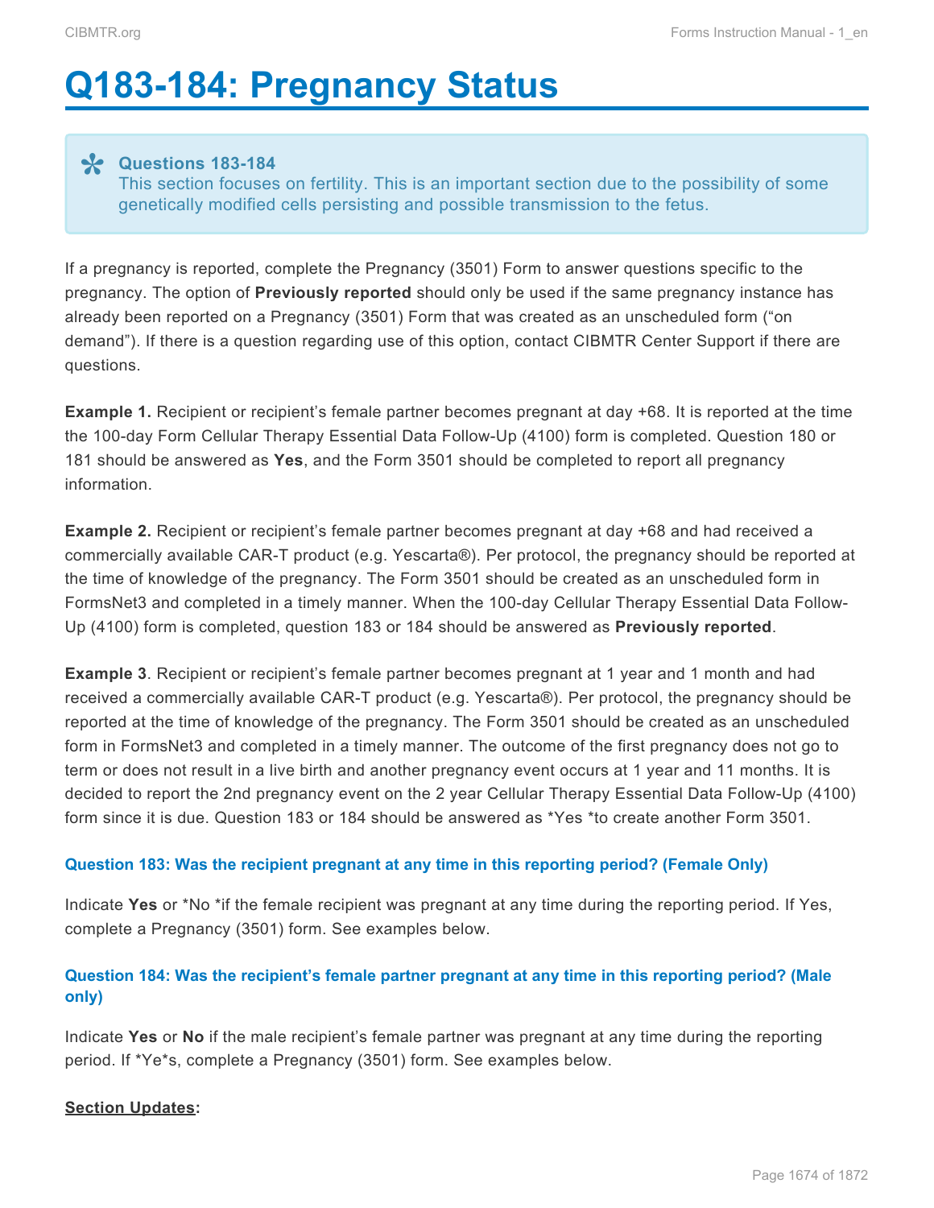# Q183-184: Pregnancy Status

> **Questions 183-184**
> This section focuses on fertility. This is an important section due to the possibility of some genetically modified cells persisting and possible transmission to the fetus.

If a pregnancy is reported, complete the Pregnancy (3501) Form to answer questions specific to the pregnancy. The option of **Previously reported** should only be used if the same pregnancy instance has already been reported on a Pregnancy (3501) Form that was created as an unscheduled form ("on demand"). If there is a question regarding use of this option, contact CIBMTR Center Support if there are questions.

**Example 1.** Recipient or recipient's female partner becomes pregnant at day +68. It is reported at the time the 100-day Form Cellular Therapy Essential Data Follow-Up (4100) form is completed. Question 180 or 181 should be answered as **Yes**, and the Form 3501 should be completed to report all pregnancy information.

**Example 2.** Recipient or recipient's female partner becomes pregnant at day +68 and had received a commercially available CAR-T product (e.g. Yescarta®). Per protocol, the pregnancy should be reported at the time of knowledge of the pregnancy. The Form 3501 should be created as an unscheduled form in FormsNet3 and completed in a timely manner. When the 100-day Cellular Therapy Essential Data Follow-Up (4100) form is completed, question 183 or 184 should be answered as **Previously reported**.

**Example 3**. Recipient or recipient's female partner becomes pregnant at 1 year and 1 month and had received a commercially available CAR-T product (e.g. Yescarta®). Per protocol, the pregnancy should be reported at the time of knowledge of the pregnancy. The Form 3501 should be created as an unscheduled form in FormsNet3 and completed in a timely manner. The outcome of the first pregnancy does not go to term or does not result in a live birth and another pregnancy event occurs at 1 year and 11 months. It is decided to report the 2nd pregnancy event on the 2 year Cellular Therapy Essential Data Follow-Up (4100) form since it is due. Question 183 or 184 should be answered as *Yes *to create another Form 3501.

### Question 183: Was the recipient pregnant at any time in this reporting period? (Female Only)

Indicate **Yes** or *No *if the female recipient was pregnant at any time during the reporting period. If Yes, complete a Pregnancy (3501) form. See examples below.

### Question 184: Was the recipient's female partner pregnant at any time in this reporting period? (Male only)

Indicate **Yes** or **No** if the male recipient's female partner was pregnant at any time during the reporting period. If *Ye*s, complete a Pregnancy (3501) form. See examples below.

**Section Updates**: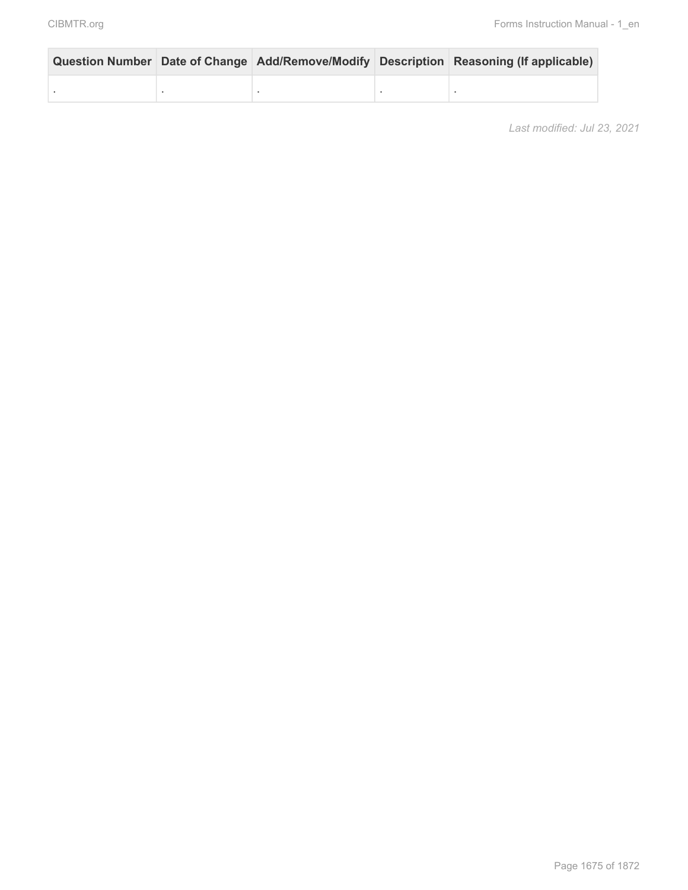| Question Number | Date of Change | Add/Remove/Modify | Description | Reasoning (If applicable) |
|---|---|---|---|---|
| . | . | . | . | . |

*Last modified: Jul 23, 2021*